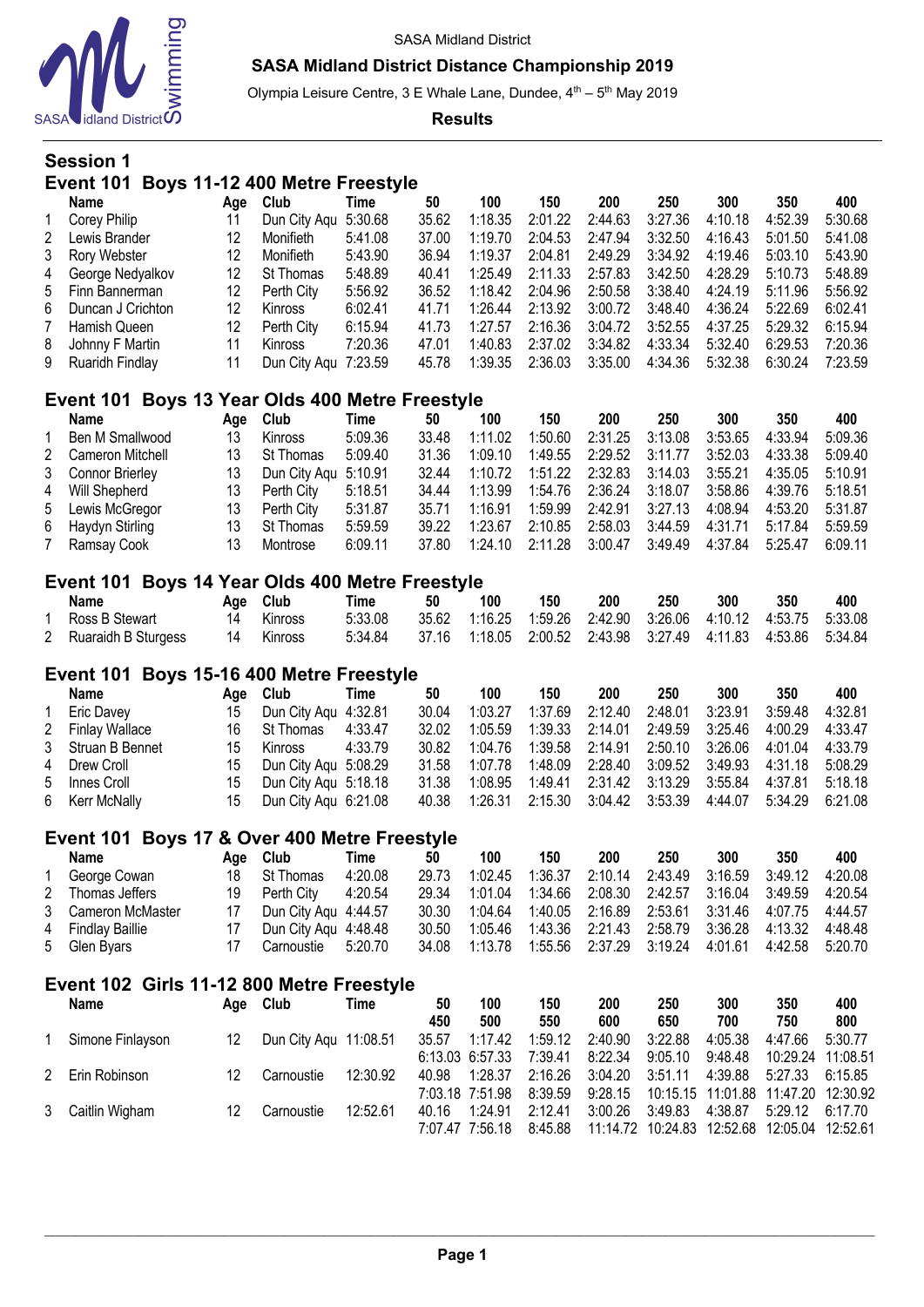SASA Midland District

## SASA Midland District Distance Championship 2019

Olympia Leisure Centre, 3 E Whale Lane, Dundee, 4th – 5th May 2019

**Results**

### Session 1

### Event 101 Boys 11-12 400 Metre Freestyle

| | Name | Age | Club | Time | 50 | 100 | 150 | 200 | 250 | 300 | 350 | 400 |
|---|---|---|---|---|---|---|---|---|---|---|---|---|
| 1 | Corey Philip | 11 | Dun City Aqu | 5:30.68 | 35.62 | 1:18.35 | 2:01.22 | 2:44.63 | 3:27.36 | 4:10.18 | 4:52.39 | 5:30.68 |
| 2 | Lewis Brander | 12 | Monifieth | 5:41.08 | 37.00 | 1:19.70 | 2:04.53 | 2:47.94 | 3:32.50 | 4:16.43 | 5:01.50 | 5:41.08 |
| 3 | Rory Webster | 12 | Monifieth | 5:43.90 | 36.94 | 1:19.37 | 2:04.81 | 2:49.29 | 3:34.92 | 4:19.46 | 5:03.10 | 5:43.90 |
| 4 | George Nedyalkov | 12 | St Thomas | 5:48.89 | 40.41 | 1:25.49 | 2:11.33 | 2:57.83 | 3:42.50 | 4:28.29 | 5:10.73 | 5:48.89 |
| 5 | Finn Bannerman | 12 | Perth City | 5:56.92 | 36.52 | 1:18.42 | 2:04.96 | 2:50.58 | 3:38.40 | 4:24.19 | 5:11.96 | 5:56.92 |
| 6 | Duncan J Crichton | 12 | Kinross | 6:02.41 | 41.71 | 1:26.44 | 2:13.92 | 3:00.72 | 3:48.40 | 4:36.24 | 5:22.69 | 6:02.41 |
| 7 | Hamish Queen | 12 | Perth City | 6:15.94 | 41.73 | 1:27.57 | 2:16.36 | 3:04.72 | 3:52.55 | 4:37.25 | 5:29.32 | 6:15.94 |
| 8 | Johnny F Martin | 11 | Kinross | 7:20.36 | 47.01 | 1:40.83 | 2:37.02 | 3:34.82 | 4:33.34 | 5:32.40 | 6:29.53 | 7:20.36 |
| 9 | Ruaridh Findlay | 11 | Dun City Aqu | 7:23.59 | 45.78 | 1:39.35 | 2:36.03 | 3:35.00 | 4:34.36 | 5:32.38 | 6:30.24 | 7:23.59 |

### Event 101 Boys 13 Year Olds 400 Metre Freestyle

| | Name | Age | Club | Time | 50 | 100 | 150 | 200 | 250 | 300 | 350 | 400 |
|---|---|---|---|---|---|---|---|---|---|---|---|---|
| 1 | Ben M Smallwood | 13 | Kinross | 5:09.36 | 33.48 | 1:11.02 | 1:50.60 | 2:31.25 | 3:13.08 | 3:53.65 | 4:33.94 | 5:09.36 |
| 2 | Cameron Mitchell | 13 | St Thomas | 5:09.40 | 31.36 | 1:09.10 | 1:49.55 | 2:29.52 | 3:11.77 | 3:52.03 | 4:33.38 | 5:09.40 |
| 3 | Connor Brierley | 13 | Dun City Aqu | 5:10.91 | 32.44 | 1:10.72 | 1:51.22 | 2:32.83 | 3:14.03 | 3:55.21 | 4:35.05 | 5:10.91 |
| 4 | Will Shepherd | 13 | Perth City | 5:18.51 | 34.44 | 1:13.99 | 1:54.76 | 2:36.24 | 3:18.07 | 3:58.86 | 4:39.76 | 5:18.51 |
| 5 | Lewis McGregor | 13 | Perth City | 5:31.87 | 35.71 | 1:16.91 | 1:59.99 | 2:42.91 | 3:27.13 | 4:08.94 | 4:53.20 | 5:31.87 |
| 6 | Haydyn Stirling | 13 | St Thomas | 5:59.59 | 39.22 | 1:23.67 | 2:10.85 | 2:58.03 | 3:44.59 | 4:31.71 | 5:17.84 | 5:59.59 |
| 7 | Ramsay Cook | 13 | Montrose | 6:09.11 | 37.80 | 1:24.10 | 2:11.28 | 3:00.47 | 3:49.49 | 4:37.84 | 5:25.47 | 6:09.11 |

### Event 101 Boys 14 Year Olds 400 Metre Freestyle

| | Name | Age | Club | Time | 50 | 100 | 150 | 200 | 250 | 300 | 350 | 400 |
|---|---|---|---|---|---|---|---|---|---|---|---|---|
| 1 | Ross B Stewart | 14 | Kinross | 5:33.08 | 35.62 | 1:16.25 | 1:59.26 | 2:42.90 | 3:26.06 | 4:10.12 | 4:53.75 | 5:33.08 |
| 2 | Ruaraidh B Sturgess | 14 | Kinross | 5:34.84 | 37.16 | 1:18.05 | 2:00.52 | 2:43.98 | 3:27.49 | 4:11.83 | 4:53.86 | 5:34.84 |

### Event 101 Boys 15-16 400 Metre Freestyle

| | Name | Age | Club | Time | 50 | 100 | 150 | 200 | 250 | 300 | 350 | 400 |
|---|---|---|---|---|---|---|---|---|---|---|---|---|
| 1 | Eric Davey | 15 | Dun City Aqu | 4:32.81 | 30.04 | 1:03.27 | 1:37.69 | 2:12.40 | 2:48.01 | 3:23.91 | 3:59.48 | 4:32.81 |
| 2 | Finlay Wallace | 16 | St Thomas | 4:33.47 | 32.02 | 1:05.59 | 1:39.33 | 2:14.01 | 2:49.59 | 3:25.46 | 4:00.29 | 4:33.47 |
| 3 | Struan B Bennet | 15 | Kinross | 4:33.79 | 30.82 | 1:04.76 | 1:39.58 | 2:14.91 | 2:50.10 | 3:26.06 | 4:01.04 | 4:33.79 |
| 4 | Drew Croll | 15 | Dun City Aqu | 5:08.29 | 31.58 | 1:07.78 | 1:48.09 | 2:28.40 | 3:09.52 | 3:49.93 | 4:31.18 | 5:08.29 |
| 5 | Innes Croll | 15 | Dun City Aqu | 5:18.18 | 31.38 | 1:08.95 | 1:49.41 | 2:31.42 | 3:13.29 | 3:55.84 | 4:37.81 | 5:18.18 |
| 6 | Kerr McNally | 15 | Dun City Aqu | 6:21.08 | 40.38 | 1:26.31 | 2:15.30 | 3:04.42 | 3:53.39 | 4:44.07 | 5:34.29 | 6:21.08 |

### Event 101 Boys 17 & Over 400 Metre Freestyle

| | Name | Age | Club | Time | 50 | 100 | 150 | 200 | 250 | 300 | 350 | 400 |
|---|---|---|---|---|---|---|---|---|---|---|---|---|
| 1 | George Cowan | 18 | St Thomas | 4:20.08 | 29.73 | 1:02.45 | 1:36.37 | 2:10.14 | 2:43.49 | 3:16.59 | 3:49.12 | 4:20.08 |
| 2 | Thomas Jeffers | 19 | Perth City | 4:20.54 | 29.34 | 1:01.04 | 1:34.66 | 2:08.30 | 2:42.57 | 3:16.04 | 3:49.59 | 4:20.54 |
| 3 | Cameron McMaster | 17 | Dun City Aqu | 4:44.57 | 30.30 | 1:04.64 | 1:40.05 | 2:16.89 | 2:53.61 | 3:31.46 | 4:07.75 | 4:44.57 |
| 4 | Findlay Baillie | 17 | Dun City Aqu | 4:48.48 | 30.50 | 1:05.46 | 1:43.36 | 2:21.43 | 2:58.79 | 3:36.28 | 4:13.32 | 4:48.48 |
| 5 | Glen Byars | 17 | Carnoustie | 5:20.70 | 34.08 | 1:13.78 | 1:55.56 | 2:37.29 | 3:19.24 | 4:01.61 | 4:42.58 | 5:20.70 |

### Event 102 Girls 11-12 800 Metre Freestyle

| | Name | Age | Club | Time | 50 / 450 | 100 / 500 | 150 / 550 | 200 / 600 | 250 / 650 | 300 / 700 | 350 / 750 | 400 / 800 |
|---|---|---|---|---|---|---|---|---|---|---|---|---|
| 1 | Simone Finlayson | 12 | Dun City Aqu | 11:08.51 | 35.57 | 1:17.42 | 1:59.12 | 2:40.90 | 3:22.88 | 4:05.38 | 4:47.66 | 5:30.77 |
| | | | | | 6:13.03 | 6:57.33 | 7:39.41 | 8:22.34 | 9:05.10 | 9:48.48 | 10:29.24 | 11:08.51 |
| 2 | Erin Robinson | 12 | Carnoustie | 12:30.92 | 40.98 | 1:28.37 | 2:16.26 | 3:04.20 | 3:51.11 | 4:39.88 | 5:27.33 | 6:15.85 |
| | | | | | 7:03.18 | 7:51.98 | 8:39.59 | 9:28.15 | 10:15.15 | 11:01.88 | 11:47.20 | 12:30.92 |
| 3 | Caitlin Wigham | 12 | Carnoustie | 12:52.61 | 40.16 | 1:24.91 | 2:12.41 | 3:00.26 | 3:49.83 | 4:38.87 | 5:29.12 | 6:17.70 |
| | | | | | 7:07.47 | 7:56.18 | 8:45.88 | 11:14.72 | 10:24.83 | 12:52.68 | 12:05.04 | 12:52.61 |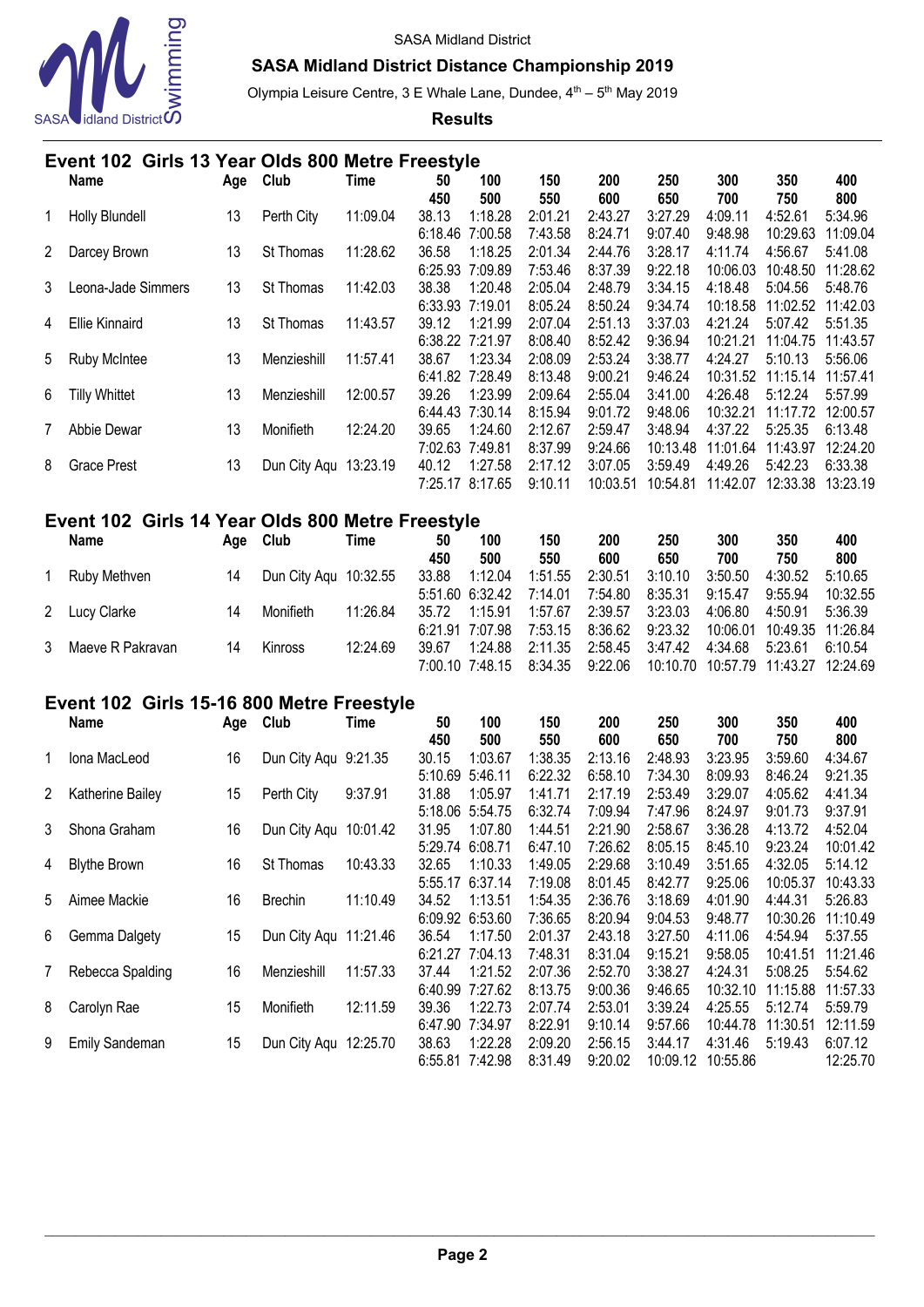SASA Midland District

**SASA Midland District Distance Championship 2019**

Olympia Leisure Centre, 3 E Whale Lane, Dundee, 4th – 5th May 2019

**Results**

## Event 102 Girls 13 Year Olds 800 Metre Freestyle

| | Name | Age | Club | Time | 50 / 450 | 100 / 500 | 150 / 550 | 200 / 600 | 250 / 650 | 300 / 700 | 350 / 750 | 400 / 800 |
|---|---|---|---|---|---|---|---|---|---|---|---|---|
| 1 | Holly Blundell | 13 | Perth City | 11:09.04 | 38.13 | 1:18.28 | 2:01.21 | 2:43.27 | 3:27.29 | 4:09.11 | 4:52.61 | 5:34.96 |
| | | | | | 6:18.46 | 7:00.58 | 7:43.58 | 8:24.71 | 9:07.40 | 9:48.98 | 10:29.63 | 11:09.04 |
| 2 | Darcey Brown | 13 | St Thomas | 11:28.62 | 36.58 | 1:18.25 | 2:01.34 | 2:44.76 | 3:28.17 | 4:11.74 | 4:56.67 | 5:41.08 |
| | | | | | 6:25.93 | 7:09.89 | 7:53.46 | 8:37.39 | 9:22.18 | 10:06.03 | 10:48.50 | 11:28.62 |
| 3 | Leona-Jade Simmers | 13 | St Thomas | 11:42.03 | 38.38 | 1:20.48 | 2:05.04 | 2:48.79 | 3:34.15 | 4:18.48 | 5:04.56 | 5:48.76 |
| | | | | | 6:33.93 | 7:19.01 | 8:05.24 | 8:50.24 | 9:34.74 | 10:18.58 | 11:02.52 | 11:42.03 |
| 4 | Ellie Kinnaird | 13 | St Thomas | 11:43.57 | 39.12 | 1:21.99 | 2:07.04 | 2:51.13 | 3:37.03 | 4:21.24 | 5:07.42 | 5:51.35 |
| | | | | | 6:38.22 | 7:21.97 | 8:08.40 | 8:52.42 | 9:36.94 | 10:21.21 | 11:04.75 | 11:43.57 |
| 5 | Ruby McIntee | 13 | Menzieshill | 11:57.41 | 38.67 | 1:23.34 | 2:08.09 | 2:53.24 | 3:38.77 | 4:24.27 | 5:10.13 | 5:56.06 |
| | | | | | 6:41.82 | 7:28.49 | 8:13.48 | 9:00.21 | 9:46.24 | 10:31.52 | 11:15.14 | 11:57.41 |
| 6 | Tilly Whittet | 13 | Menzieshill | 12:00.57 | 39.26 | 1:23.99 | 2:09.64 | 2:55.04 | 3:41.00 | 4:26.48 | 5:12.24 | 5:57.99 |
| | | | | | 6:44.43 | 7:30.14 | 8:15.94 | 9:01.72 | 9:48.06 | 10:32.21 | 11:17.72 | 12:00.57 |
| 7 | Abbie Dewar | 13 | Monifieth | 12:24.20 | 39.65 | 1:24.60 | 2:12.67 | 2:59.47 | 3:48.94 | 4:37.22 | 5:25.35 | 6:13.48 |
| | | | | | 7:02.63 | 7:49.81 | 8:37.99 | 9:24.66 | 10:13.48 | 11:01.64 | 11:43.97 | 12:24.20 |
| 8 | Grace Prest | 13 | Dun City Aqu | 13:23.19 | 40.12 | 1:27.58 | 2:17.12 | 3:07.05 | 3:59.49 | 4:49.26 | 5:42.23 | 6:33.38 |
| | | | | | 7:25.17 | 8:17.65 | 9:10.11 | 10:03.51 | 10:54.81 | 11:42.07 | 12:33.38 | 13:23.19 |

## Event 102 Girls 14 Year Olds 800 Metre Freestyle

| | Name | Age | Club | Time | 50 / 450 | 100 / 500 | 150 / 550 | 200 / 600 | 250 / 650 | 300 / 700 | 350 / 750 | 400 / 800 |
|---|---|---|---|---|---|---|---|---|---|---|---|---|
| 1 | Ruby Methven | 14 | Dun City Aqu | 10:32.55 | 33.88 | 1:12.04 | 1:51.55 | 2:30.51 | 3:10.10 | 3:50.50 | 4:30.52 | 5:10.65 |
| | | | | | 5:51.60 | 6:32.42 | 7:14.01 | 7:54.80 | 8:35.31 | 9:15.47 | 9:55.94 | 10:32.55 |
| 2 | Lucy Clarke | 14 | Monifieth | 11:26.84 | 35.72 | 1:15.91 | 1:57.67 | 2:39.57 | 3:23.03 | 4:06.80 | 4:50.91 | 5:36.39 |
| | | | | | 6:21.91 | 7:07.98 | 7:53.15 | 8:36.62 | 9:23.32 | 10:06.01 | 10:49.35 | 11:26.84 |
| 3 | Maeve R Pakravan | 14 | Kinross | 12:24.69 | 39.67 | 1:24.88 | 2:11.35 | 2:58.45 | 3:47.42 | 4:34.68 | 5:23.61 | 6:10.54 |
| | | | | | 7:00.10 | 7:48.15 | 8:34.35 | 9:22.06 | 10:10.70 | 10:57.79 | 11:43.27 | 12:24.69 |

## Event 102 Girls 15-16 800 Metre Freestyle

| | Name | Age | Club | Time | 50 / 450 | 100 / 500 | 150 / 550 | 200 / 600 | 250 / 650 | 300 / 700 | 350 / 750 | 400 / 800 |
|---|---|---|---|---|---|---|---|---|---|---|---|---|
| 1 | Iona MacLeod | 16 | Dun City Aqu | 9:21.35 | 30.15 | 1:03.67 | 1:38.35 | 2:13.16 | 2:48.93 | 3:23.95 | 3:59.60 | 4:34.67 |
| | | | | | 5:10.69 | 5:46.11 | 6:22.32 | 6:58.10 | 7:34.30 | 8:09.93 | 8:46.24 | 9:21.35 |
| 2 | Katherine Bailey | 15 | Perth City | 9:37.91 | 31.88 | 1:05.97 | 1:41.71 | 2:17.19 | 2:53.49 | 3:29.07 | 4:05.62 | 4:41.34 |
| | | | | | 5:18.06 | 5:54.75 | 6:32.74 | 7:09.94 | 7:47.96 | 8:24.97 | 9:01.73 | 9:37.91 |
| 3 | Shona Graham | 16 | Dun City Aqu | 10:01.42 | 31.95 | 1:07.80 | 1:44.51 | 2:21.90 | 2:58.67 | 3:36.28 | 4:13.72 | 4:52.04 |
| | | | | | 5:29.74 | 6:08.71 | 6:47.10 | 7:26.62 | 8:05.15 | 8:45.10 | 9:23.24 | 10:01.42 |
| 4 | Blythe Brown | 16 | St Thomas | 10:43.33 | 32.65 | 1:10.33 | 1:49.05 | 2:29.68 | 3:10.49 | 3:51.65 | 4:32.05 | 5:14.12 |
| | | | | | 5:55.17 | 6:37.14 | 7:19.08 | 8:01.45 | 8:42.77 | 9:25.06 | 10:05.37 | 10:43.33 |
| 5 | Aimee Mackie | 16 | Brechin | 11:10.49 | 34.52 | 1:13.51 | 1:54.35 | 2:36.76 | 3:18.69 | 4:01.90 | 4:44.31 | 5:26.83 |
| | | | | | 6:09.92 | 6:53.60 | 7:36.65 | 8:20.94 | 9:04.53 | 9:48.77 | 10:30.26 | 11:10.49 |
| 6 | Gemma Dalgety | 15 | Dun City Aqu | 11:21.46 | 36.54 | 1:17.50 | 2:01.37 | 2:43.18 | 3:27.50 | 4:11.06 | 4:54.94 | 5:37.55 |
| | | | | | 6:21.27 | 7:04.13 | 7:48.31 | 8:31.04 | 9:15.21 | 9:58.05 | 10:41.51 | 11:21.46 |
| 7 | Rebecca Spalding | 16 | Menzieshill | 11:57.33 | 37.44 | 1:21.52 | 2:07.36 | 2:52.70 | 3:38.27 | 4:24.31 | 5:08.25 | 5:54.62 |
| | | | | | 6:40.99 | 7:27.62 | 8:13.75 | 9:00.36 | 9:46.65 | 10:32.10 | 11:15.88 | 11:57.33 |
| 8 | Carolyn Rae | 15 | Monifieth | 12:11.59 | 39.36 | 1:22.73 | 2:07.74 | 2:53.01 | 3:39.24 | 4:25.55 | 5:12.74 | 5:59.79 |
| | | | | | 6:47.90 | 7:34.97 | 8:22.91 | 9:10.14 | 9:57.66 | 10:44.78 | 11:30.51 | 12:11.59 |
| 9 | Emily Sandeman | 15 | Dun City Aqu | 12:25.70 | 38.63 | 1:22.28 | 2:09.20 | 2:56.15 | 3:44.17 | 4:31.46 | 5:19.43 | 6:07.12 |
| | | | | | 6:55.81 | 7:42.98 | 8:31.49 | 9:20.02 | 10:09.12 | 10:55.86 | | 12:25.70 |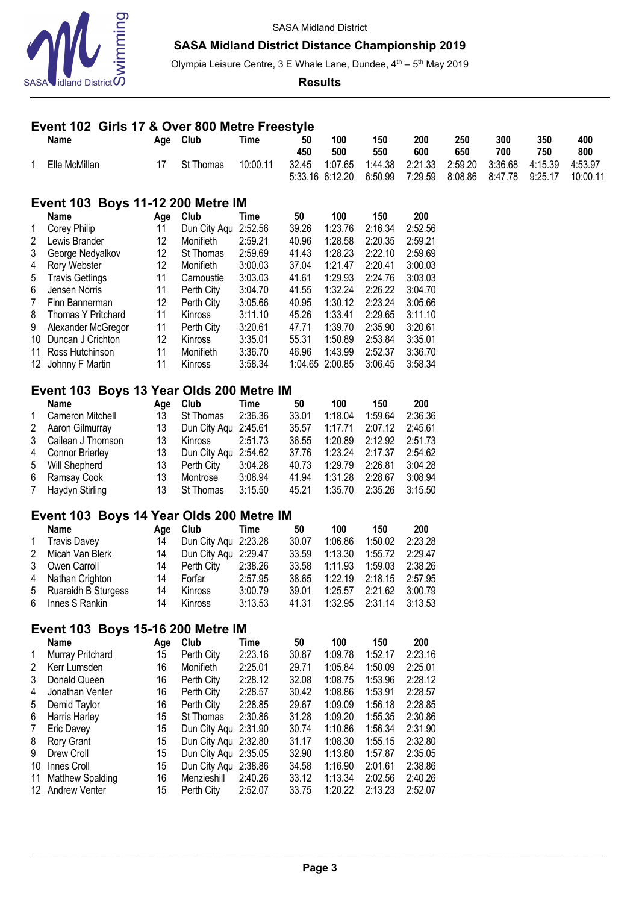SASA Midland District

**SASA Midland District Distance Championship 2019**

Olympia Leisure Centre, 3 E Whale Lane, Dundee, 4th – 5th May 2019

**Results**

## Event 102 Girls 17 & Over 800 Metre Freestyle

| | Name | Age | Club | Time | 50 / 450 | 100 / 500 | 150 / 550 | 200 / 600 | 250 / 650 | 300 / 700 | 350 / 750 | 400 / 800 |
|---|---|---|---|---|---|---|---|---|---|---|---|---|
| 1 | Elle McMillan | 17 | St Thomas | 10:00.11 | 32.45 | 1:07.65 | 1:44.38 | 2:21.33 | 2:59.20 | 3:36.68 | 4:15.39 | 4:53.97 |
| | | | | | 5:33.16 | 6:12.20 | 6:50.99 | 7:29.59 | 8:08.86 | 8:47.78 | 9:25.17 | 10:00.11 |

## Event 103 Boys 11-12 200 Metre IM

| | Name | Age | Club | Time | 50 | 100 | 150 | 200 |
|---|---|---|---|---|---|---|---|---|
| 1 | Corey Philip | 11 | Dun City Aqu | 2:52.56 | 39.26 | 1:23.76 | 2:16.34 | 2:52.56 |
| 2 | Lewis Brander | 12 | Monifieth | 2:59.21 | 40.96 | 1:28.58 | 2:20.35 | 2:59.21 |
| 3 | George Nedyalkov | 12 | St Thomas | 2:59.69 | 41.43 | 1:28.23 | 2:22.10 | 2:59.69 |
| 4 | Rory Webster | 12 | Monifieth | 3:00.03 | 37.04 | 1:21.47 | 2:20.41 | 3:00.03 |
| 5 | Travis Gettings | 11 | Carnoustie | 3:03.03 | 41.61 | 1:29.93 | 2:24.76 | 3:03.03 |
| 6 | Jensen Norris | 11 | Perth City | 3:04.70 | 41.55 | 1:32.24 | 2:26.22 | 3:04.70 |
| 7 | Finn Bannerman | 12 | Perth City | 3:05.66 | 40.95 | 1:30.12 | 2:23.24 | 3:05.66 |
| 8 | Thomas Y Pritchard | 11 | Kinross | 3:11.10 | 45.26 | 1:33.41 | 2:29.65 | 3:11.10 |
| 9 | Alexander McGregor | 11 | Perth City | 3:20.61 | 47.71 | 1:39.70 | 2:35.90 | 3:20.61 |
| 10 | Duncan J Crichton | 12 | Kinross | 3:35.01 | 55.31 | 1:50.89 | 2:53.84 | 3:35.01 |
| 11 | Ross Hutchinson | 11 | Monifieth | 3:36.70 | 46.96 | 1:43.99 | 2:52.37 | 3:36.70 |
| 12 | Johnny F Martin | 11 | Kinross | 3:58.34 | 1:04.65 | 2:00.85 | 3:06.45 | 3:58.34 |

## Event 103 Boys 13 Year Olds 200 Metre IM

| | Name | Age | Club | Time | 50 | 100 | 150 | 200 |
|---|---|---|---|---|---|---|---|---|
| 1 | Cameron Mitchell | 13 | St Thomas | 2:36.36 | 33.01 | 1:18.04 | 1:59.64 | 2:36.36 |
| 2 | Aaron Gilmurray | 13 | Dun City Aqu | 2:45.61 | 35.57 | 1:17.71 | 2:07.12 | 2:45.61 |
| 3 | Caileán J Thomson | 13 | Kinross | 2:51.73 | 36.55 | 1:20.89 | 2:12.92 | 2:51.73 |
| 4 | Connor Brierley | 13 | Dun City Aqu | 2:54.62 | 37.76 | 1:23.24 | 2:17.37 | 2:54.62 |
| 5 | Will Shepherd | 13 | Perth City | 3:04.28 | 40.73 | 1:29.79 | 2:26.81 | 3:04.28 |
| 6 | Ramsay Cook | 13 | Montrose | 3:08.94 | 41.94 | 1:31.28 | 2:28.67 | 3:08.94 |
| 7 | Haydyn Stirling | 13 | St Thomas | 3:15.50 | 45.21 | 1:35.70 | 2:35.26 | 3:15.50 |

## Event 103 Boys 14 Year Olds 200 Metre IM

| | Name | Age | Club | Time | 50 | 100 | 150 | 200 |
|---|---|---|---|---|---|---|---|---|
| 1 | Travis Davey | 14 | Dun City Aqu | 2:23.28 | 30.07 | 1:06.86 | 1:50.02 | 2:23.28 |
| 2 | Micah Van Blerk | 14 | Dun City Aqu | 2:29.47 | 33.59 | 1:13.30 | 1:55.72 | 2:29.47 |
| 3 | Owen Carroll | 14 | Perth City | 2:38.26 | 33.58 | 1:11.93 | 1:59.03 | 2:38.26 |
| 4 | Nathan Crighton | 14 | Forfar | 2:57.95 | 38.65 | 1:22.19 | 2:18.15 | 2:57.95 |
| 5 | Ruaraidh B Sturgess | 14 | Kinross | 3:00.79 | 39.01 | 1:25.57 | 2:21.62 | 3:00.79 |
| 6 | Innes S Rankin | 14 | Kinross | 3:13.53 | 41.31 | 1:32.95 | 2:31.14 | 3:13.53 |

## Event 103 Boys 15-16 200 Metre IM

| | Name | Age | Club | Time | 50 | 100 | 150 | 200 |
|---|---|---|---|---|---|---|---|---|
| 1 | Murray Pritchard | 15 | Perth City | 2:23.16 | 30.87 | 1:09.78 | 1:52.17 | 2:23.16 |
| 2 | Kerr Lumsden | 16 | Monifieth | 2:25.01 | 29.71 | 1:05.84 | 1:50.09 | 2:25.01 |
| 3 | Donald Queen | 16 | Perth City | 2:28.12 | 32.08 | 1:08.75 | 1:53.96 | 2:28.12 |
| 4 | Jonathan Venter | 16 | Perth City | 2:28.57 | 30.42 | 1:08.86 | 1:53.91 | 2:28.57 |
| 5 | Demid Taylor | 16 | Perth City | 2:28.85 | 29.67 | 1:09.09 | 1:56.18 | 2:28.85 |
| 6 | Harris Harley | 15 | St Thomas | 2:30.86 | 31.28 | 1:09.20 | 1:55.35 | 2:30.86 |
| 7 | Eric Davey | 15 | Dun City Aqu | 2:31.90 | 30.74 | 1:10.86 | 1:56.34 | 2:31.90 |
| 8 | Rory Grant | 15 | Dun City Aqu | 2:32.80 | 31.17 | 1:08.30 | 1:55.15 | 2:32.80 |
| 9 | Drew Croll | 15 | Dun City Aqu | 2:35.05 | 32.90 | 1:13.80 | 1:57.87 | 2:35.05 |
| 10 | Innes Croll | 15 | Dun City Aqu | 2:38.86 | 34.58 | 1:16.90 | 2:01.61 | 2:38.86 |
| 11 | Matthew Spalding | 16 | Menzieshill | 2:40.26 | 33.12 | 1:13.34 | 2:02.56 | 2:40.26 |
| 12 | Andrew Venter | 15 | Perth City | 2:52.07 | 33.75 | 1:20.22 | 2:13.23 | 2:52.07 |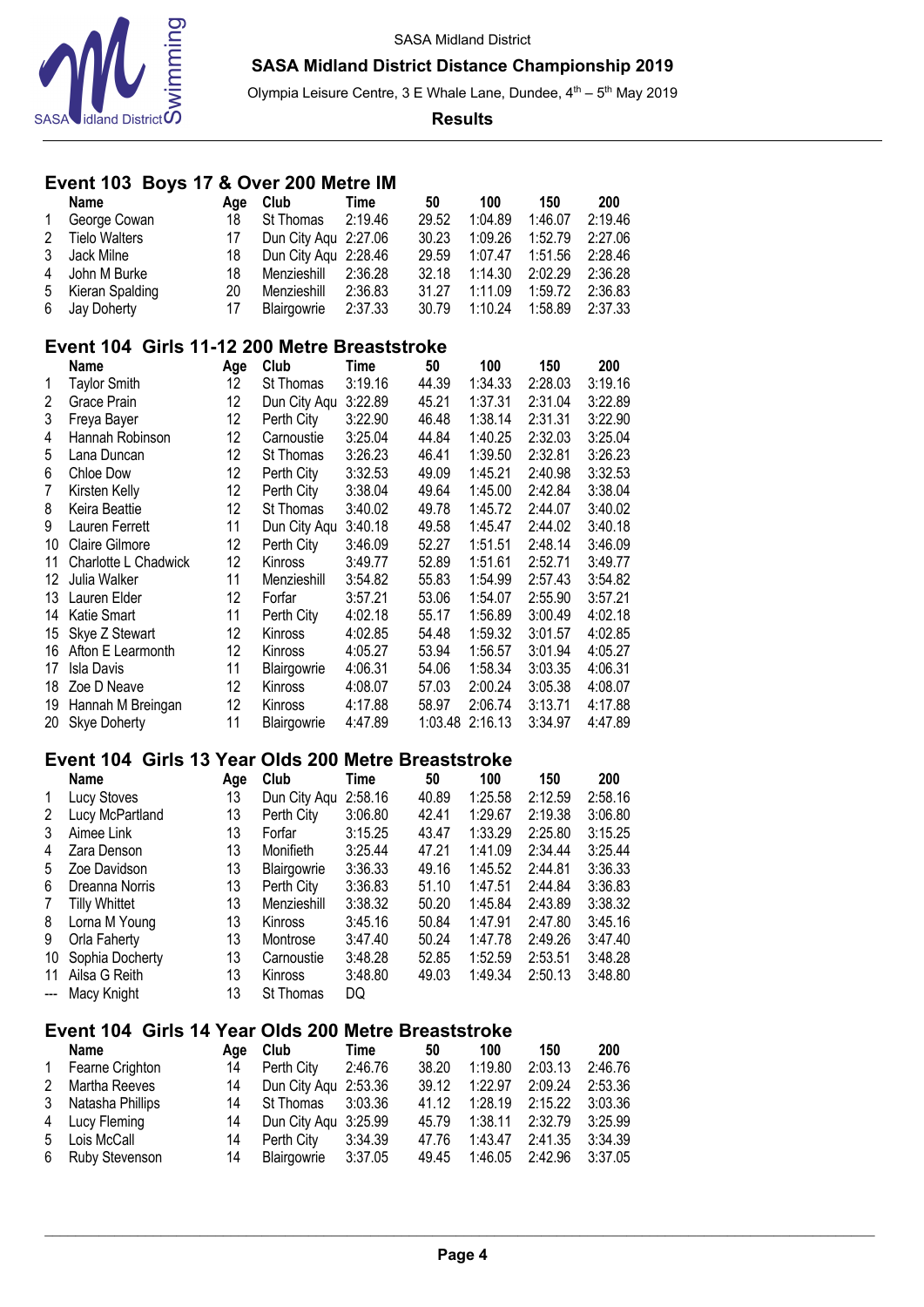## Event 103 Boys 17 & Over 200 Metre IM

| | Name | Age | Club | Time | 50 | 100 | 150 | 200 |
|---|---|---|---|---|---|---|---|---|
| 1 | George Cowan | 18 | St Thomas | 2:19.46 | 29.52 | 1:04.89 | 1:46.07 | 2:19.46 |
| 2 | Tielo Walters | 17 | Dun City Aqu | 2:27.06 | 30.23 | 1:09.26 | 1:52.79 | 2:27.06 |
| 3 | Jack Milne | 18 | Dun City Aqu | 2:28.46 | 29.59 | 1:07.47 | 1:51.56 | 2:28.46 |
| 4 | John M Burke | 18 | Menzieshill | 2:36.28 | 32.18 | 1:14.30 | 2:02.29 | 2:36.28 |
| 5 | Kieran Spalding | 20 | Menzieshill | 2:36.83 | 31.27 | 1:11.09 | 1:59.72 | 2:36.83 |
| 6 | Jay Doherty | 17 | Blairgowrie | 2:37.33 | 30.79 | 1:10.24 | 1:58.89 | 2:37.33 |

## Event 104 Girls 11-12 200 Metre Breaststroke

| | Name | Age | Club | Time | 50 | 100 | 150 | 200 |
|---|---|---|---|---|---|---|---|---|
| 1 | Taylor Smith | 12 | St Thomas | 3:19.16 | 44.39 | 1:34.33 | 2:28.03 | 3:19.16 |
| 2 | Grace Prain | 12 | Dun City Aqu | 3:22.89 | 45.21 | 1:37.31 | 2:31.04 | 3:22.89 |
| 3 | Freya Bayer | 12 | Perth City | 3:22.90 | 46.48 | 1:38.14 | 2:31.31 | 3:22.90 |
| 4 | Hannah Robinson | 12 | Carnoustie | 3:25.04 | 44.84 | 1:40.25 | 2:32.03 | 3:25.04 |
| 5 | Lana Duncan | 12 | St Thomas | 3:26.23 | 46.41 | 1:39.50 | 2:32.81 | 3:26.23 |
| 6 | Chloe Dow | 12 | Perth City | 3:32.53 | 49.09 | 1:45.21 | 2:40.98 | 3:32.53 |
| 7 | Kirsten Kelly | 12 | Perth City | 3:38.04 | 49.64 | 1:45.00 | 2:42.84 | 3:38.04 |
| 8 | Keira Beattie | 12 | St Thomas | 3:40.02 | 49.78 | 1:45.72 | 2:44.07 | 3:40.02 |
| 9 | Lauren Ferrett | 11 | Dun City Aqu | 3:40.18 | 49.58 | 1:45.47 | 2:44.02 | 3:40.18 |
| 10 | Claire Gilmore | 12 | Perth City | 3:46.09 | 52.27 | 1:51.51 | 2:48.14 | 3:46.09 |
| 11 | Charlotte L Chadwick | 12 | Kinross | 3:49.77 | 52.89 | 1:51.61 | 2:52.71 | 3:49.77 |
| 12 | Julia Walker | 11 | Menzieshill | 3:54.82 | 55.83 | 1:54.99 | 2:57.43 | 3:54.82 |
| 13 | Lauren Elder | 12 | Forfar | 3:57.21 | 53.06 | 1:54.07 | 2:55.90 | 3:57.21 |
| 14 | Katie Smart | 11 | Perth City | 4:02.18 | 55.17 | 1:56.89 | 3:00.49 | 4:02.18 |
| 15 | Skye Z Stewart | 12 | Kinross | 4:02.85 | 54.48 | 1:59.32 | 3:01.57 | 4:02.85 |
| 16 | Afton E Learmonth | 12 | Kinross | 4:05.27 | 53.94 | 1:56.57 | 3:01.94 | 4:05.27 |
| 17 | Isla Davis | 11 | Blairgowrie | 4:06.31 | 54.06 | 1:58.34 | 3:03.35 | 4:06.31 |
| 18 | Zoe D Neave | 12 | Kinross | 4:08.07 | 57.03 | 2:00.24 | 3:05.38 | 4:08.07 |
| 19 | Hannah M Breingan | 12 | Kinross | 4:17.88 | 58.97 | 2:06.74 | 3:13.71 | 4:17.88 |
| 20 | Skye Doherty | 11 | Blairgowrie | 4:47.89 | 1:03.48 | 2:16.13 | 3:34.97 | 4:47.89 |

## Event 104 Girls 13 Year Olds 200 Metre Breaststroke

| | Name | Age | Club | Time | 50 | 100 | 150 | 200 |
|---|---|---|---|---|---|---|---|---|
| 1 | Lucy Stoves | 13 | Dun City Aqu | 2:58.16 | 40.89 | 1:25.58 | 2:12.59 | 2:58.16 |
| 2 | Lucy McPartland | 13 | Perth City | 3:06.80 | 42.41 | 1:29.67 | 2:19.38 | 3:06.80 |
| 3 | Aimee Link | 13 | Forfar | 3:15.25 | 43.47 | 1:33.29 | 2:25.80 | 3:15.25 |
| 4 | Zara Denson | 13 | Monifieth | 3:25.44 | 47.21 | 1:41.09 | 2:34.44 | 3:25.44 |
| 5 | Zoe Davidson | 13 | Blairgowrie | 3:36.33 | 49.16 | 1:45.52 | 2:44.81 | 3:36.33 |
| 6 | Dreanna Norris | 13 | Perth City | 3:36.83 | 51.10 | 1:47.51 | 2:44.84 | 3:36.83 |
| 7 | Tilly Whittet | 13 | Menzieshill | 3:38.32 | 50.20 | 1:45.84 | 2:43.89 | 3:38.32 |
| 8 | Lorna M Young | 13 | Kinross | 3:45.16 | 50.84 | 1:47.91 | 2:47.80 | 3:45.16 |
| 9 | Orla Faherty | 13 | Montrose | 3:47.40 | 50.24 | 1:47.78 | 2:49.26 | 3:47.40 |
| 10 | Sophia Docherty | 13 | Carnoustie | 3:48.28 | 52.85 | 1:52.59 | 2:53.51 | 3:48.28 |
| 11 | Ailsa G Reith | 13 | Kinross | 3:48.80 | 49.03 | 1:49.34 | 2:50.13 | 3:48.80 |
| --- | Macy Knight | 13 | St Thomas | DQ | | | | |

## Event 104 Girls 14 Year Olds 200 Metre Breaststroke

| | Name | Age | Club | Time | 50 | 100 | 150 | 200 |
|---|---|---|---|---|---|---|---|---|
| 1 | Fearne Crighton | 14 | Perth City | 2:46.76 | 38.20 | 1:19.80 | 2:03.13 | 2:46.76 |
| 2 | Martha Reeves | 14 | Dun City Aqu | 2:53.36 | 39.12 | 1:22.97 | 2:09.24 | 2:53.36 |
| 3 | Natasha Phillips | 14 | St Thomas | 3:03.36 | 41.12 | 1:28.19 | 2:15.22 | 3:03.36 |
| 4 | Lucy Fleming | 14 | Dun City Aqu | 3:25.99 | 45.79 | 1:38.11 | 2:32.79 | 3:25.99 |
| 5 | Lois McCall | 14 | Perth City | 3:34.39 | 47.76 | 1:43.47 | 2:41.35 | 3:34.39 |
| 6 | Ruby Stevenson | 14 | Blairgowrie | 3:37.05 | 49.45 | 1:46.05 | 2:42.96 | 3:37.05 |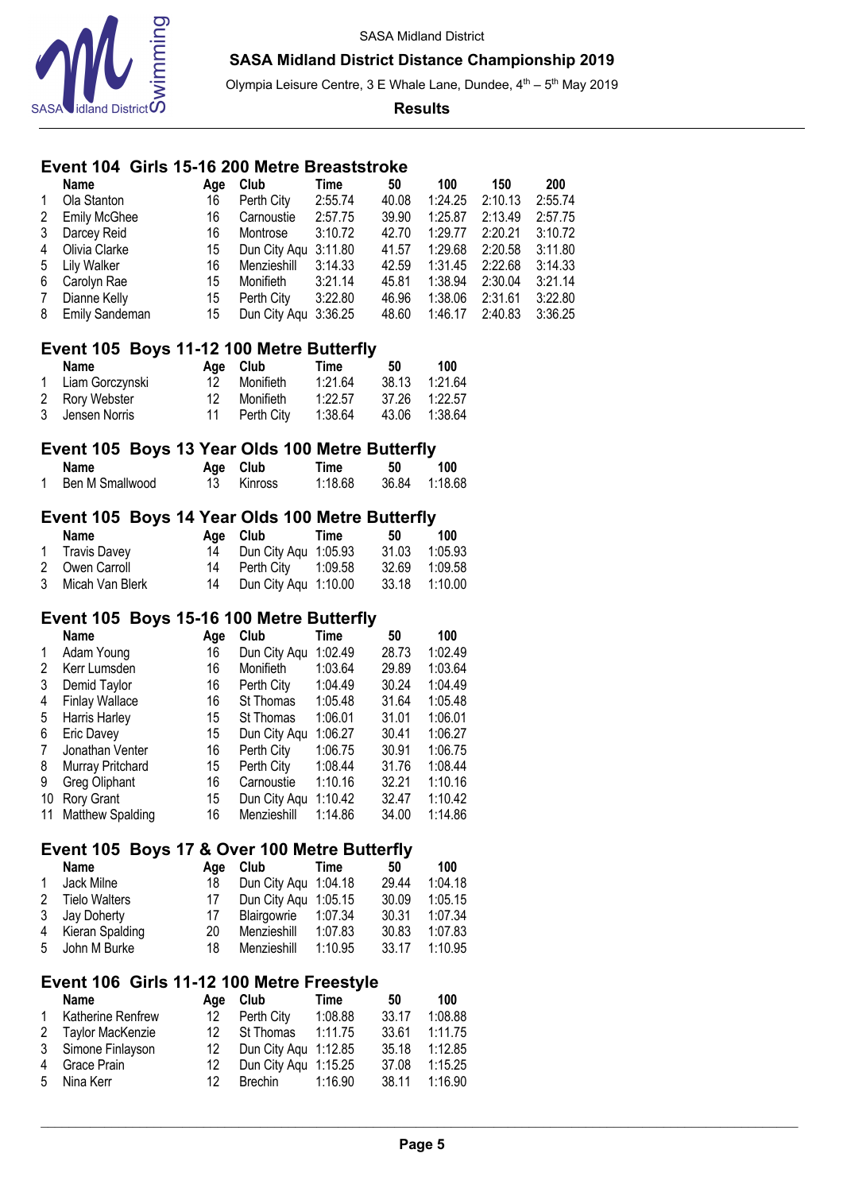## Event 104 Girls 15-16 200 Metre Breaststroke

| | Name | Age | Club | Time | 50 | 100 | 150 | 200 |
|---|---|---|---|---|---|---|---|---|
| 1 | Ola Stanton | 16 | Perth City | 2:55.74 | 40.08 | 1:24.25 | 2:10.13 | 2:55.74 |
| 2 | Emily McGhee | 16 | Carnoustie | 2:57.75 | 39.90 | 1:25.87 | 2:13.49 | 2:57.75 |
| 3 | Darcey Reid | 16 | Montrose | 3:10.72 | 42.70 | 1:29.77 | 2:20.21 | 3:10.72 |
| 4 | Olivia Clarke | 15 | Dun City Aqu | 3:11.80 | 41.57 | 1:29.68 | 2:20.58 | 3:11.80 |
| 5 | Lily Walker | 16 | Menzieshill | 3:14.33 | 42.59 | 1:31.45 | 2:22.68 | 3:14.33 |
| 6 | Carolyn Rae | 15 | Monifieth | 3:21.14 | 45.81 | 1:38.94 | 2:30.04 | 3:21.14 |
| 7 | Dianne Kelly | 15 | Perth City | 3:22.80 | 46.96 | 1:38.06 | 2:31.61 | 3:22.80 |
| 8 | Emily Sandeman | 15 | Dun City Aqu | 3:36.25 | 48.60 | 1:46.17 | 2:40.83 | 3:36.25 |

## Event 105 Boys 11-12 100 Metre Butterfly

| | Name | Age | Club | Time | 50 | 100 |
|---|---|---|---|---|---|---|
| 1 | Liam Gorczynski | 12 | Monifieth | 1:21.64 | 38.13 | 1:21.64 |
| 2 | Rory Webster | 12 | Monifieth | 1:22.57 | 37.26 | 1:22.57 |
| 3 | Jensen Norris | 11 | Perth City | 1:38.64 | 43.06 | 1:38.64 |

## Event 105 Boys 13 Year Olds 100 Metre Butterfly

| | Name | Age | Club | Time | 50 | 100 |
|---|---|---|---|---|---|---|
| 1 | Ben M Smallwood | 13 | Kinross | 1:18.68 | 36.84 | 1:18.68 |

## Event 105 Boys 14 Year Olds 100 Metre Butterfly

| | Name | Age | Club | Time | 50 | 100 |
|---|---|---|---|---|---|---|
| 1 | Travis Davey | 14 | Dun City Aqu | 1:05.93 | 31.03 | 1:05.93 |
| 2 | Owen Carroll | 14 | Perth City | 1:09.58 | 32.69 | 1:09.58 |
| 3 | Micah Van Blerk | 14 | Dun City Aqu | 1:10.00 | 33.18 | 1:10.00 |

## Event 105 Boys 15-16 100 Metre Butterfly

| | Name | Age | Club | Time | 50 | 100 |
|---|---|---|---|---|---|---|
| 1 | Adam Young | 16 | Dun City Aqu | 1:02.49 | 28.73 | 1:02.49 |
| 2 | Kerr Lumsden | 16 | Monifieth | 1:03.64 | 29.89 | 1:03.64 |
| 3 | Demid Taylor | 16 | Perth City | 1:04.49 | 30.24 | 1:04.49 |
| 4 | Finlay Wallace | 16 | St Thomas | 1:05.48 | 31.64 | 1:05.48 |
| 5 | Harris Harley | 15 | St Thomas | 1:06.01 | 31.01 | 1:06.01 |
| 6 | Eric Davey | 15 | Dun City Aqu | 1:06.27 | 30.41 | 1:06.27 |
| 7 | Jonathan Venter | 16 | Perth City | 1:06.75 | 30.91 | 1:06.75 |
| 8 | Murray Pritchard | 15 | Perth City | 1:08.44 | 31.76 | 1:08.44 |
| 9 | Greg Oliphant | 16 | Carnoustie | 1:10.16 | 32.21 | 1:10.16 |
| 10 | Rory Grant | 15 | Dun City Aqu | 1:10.42 | 32.47 | 1:10.42 |
| 11 | Matthew Spalding | 16 | Menzieshill | 1:14.86 | 34.00 | 1:14.86 |

## Event 105 Boys 17 & Over 100 Metre Butterfly

| | Name | Age | Club | Time | 50 | 100 |
|---|---|---|---|---|---|---|
| 1 | Jack Milne | 18 | Dun City Aqu | 1:04.18 | 29.44 | 1:04.18 |
| 2 | Tielo Walters | 17 | Dun City Aqu | 1:05.15 | 30.09 | 1:05.15 |
| 3 | Jay Doherty | 17 | Blairgowrie | 1:07.34 | 30.31 | 1:07.34 |
| 4 | Kieran Spalding | 20 | Menzieshill | 1:07.83 | 30.83 | 1:07.83 |
| 5 | John M Burke | 18 | Menzieshill | 1:10.95 | 33.17 | 1:10.95 |

## Event 106 Girls 11-12 100 Metre Freestyle

| | Name | Age | Club | Time | 50 | 100 |
|---|---|---|---|---|---|---|
| 1 | Katherine Renfrew | 12 | Perth City | 1:08.88 | 33.17 | 1:08.88 |
| 2 | Taylor MacKenzie | 12 | St Thomas | 1:11.75 | 33.61 | 1:11.75 |
| 3 | Simone Finlayson | 12 | Dun City Aqu | 1:12.85 | 35.18 | 1:12.85 |
| 4 | Grace Prain | 12 | Dun City Aqu | 1:15.25 | 37.08 | 1:15.25 |
| 5 | Nina Kerr | 12 | Brechin | 1:16.90 | 38.11 | 1:16.90 |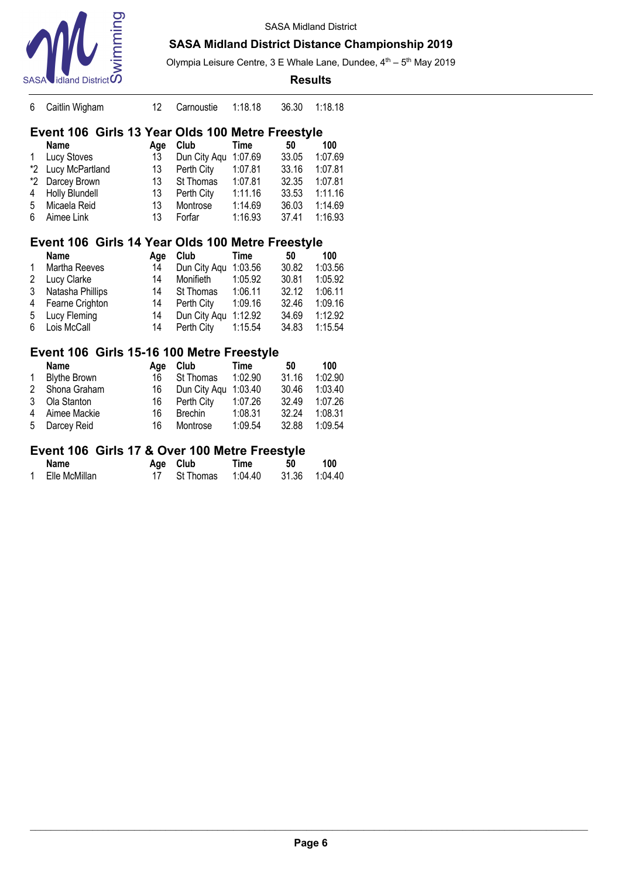| | | | | | | |
|---|---|---|---|---|---|---|
| 6 | Caitlin Wigham | 12 | Carnoustie | 1:18.18 | 36.30 | 1:18.18 |

## Event 106 Girls 13 Year Olds 100 Metre Freestyle

| | Name | Age | Club | Time | 50 | 100 |
|---|---|---|---|---|---|---|
| 1 | Lucy Stoves | 13 | Dun City Aqu | 1:07.69 | 33.05 | 1:07.69 |
| *2 | Lucy McPartland | 13 | Perth City | 1:07.81 | 33.16 | 1:07.81 |
| *2 | Darcey Brown | 13 | St Thomas | 1:07.81 | 32.35 | 1:07.81 |
| 4 | Holly Blundell | 13 | Perth City | 1:11.16 | 33.53 | 1:11.16 |
| 5 | Micaela Reid | 13 | Montrose | 1:14.69 | 36.03 | 1:14.69 |
| 6 | Aimee Link | 13 | Forfar | 1:16.93 | 37.41 | 1:16.93 |

## Event 106 Girls 14 Year Olds 100 Metre Freestyle

| | Name | Age | Club | Time | 50 | 100 |
|---|---|---|---|---|---|---|
| 1 | Martha Reeves | 14 | Dun City Aqu | 1:03.56 | 30.82 | 1:03.56 |
| 2 | Lucy Clarke | 14 | Monifieth | 1:05.92 | 30.81 | 1:05.92 |
| 3 | Natasha Phillips | 14 | St Thomas | 1:06.11 | 32.12 | 1:06.11 |
| 4 | Fearne Crighton | 14 | Perth City | 1:09.16 | 32.46 | 1:09.16 |
| 5 | Lucy Fleming | 14 | Dun City Aqu | 1:12.92 | 34.69 | 1:12.92 |
| 6 | Lois McCall | 14 | Perth City | 1:15.54 | 34.83 | 1:15.54 |

## Event 106 Girls 15-16 100 Metre Freestyle

| | Name | Age | Club | Time | 50 | 100 |
|---|---|---|---|---|---|---|
| 1 | Blythe Brown | 16 | St Thomas | 1:02.90 | 31.16 | 1:02.90 |
| 2 | Shona Graham | 16 | Dun City Aqu | 1:03.40 | 30.46 | 1:03.40 |
| 3 | Ola Stanton | 16 | Perth City | 1:07.26 | 32.49 | 1:07.26 |
| 4 | Aimee Mackie | 16 | Brechin | 1:08.31 | 32.24 | 1:08.31 |
| 5 | Darcey Reid | 16 | Montrose | 1:09.54 | 32.88 | 1:09.54 |

## Event 106 Girls 17 & Over 100 Metre Freestyle

| | Name | Age | Club | Time | 50 | 100 |
|---|---|---|---|---|---|---|
| 1 | Elle McMillan | 17 | St Thomas | 1:04.40 | 31.36 | 1:04.40 |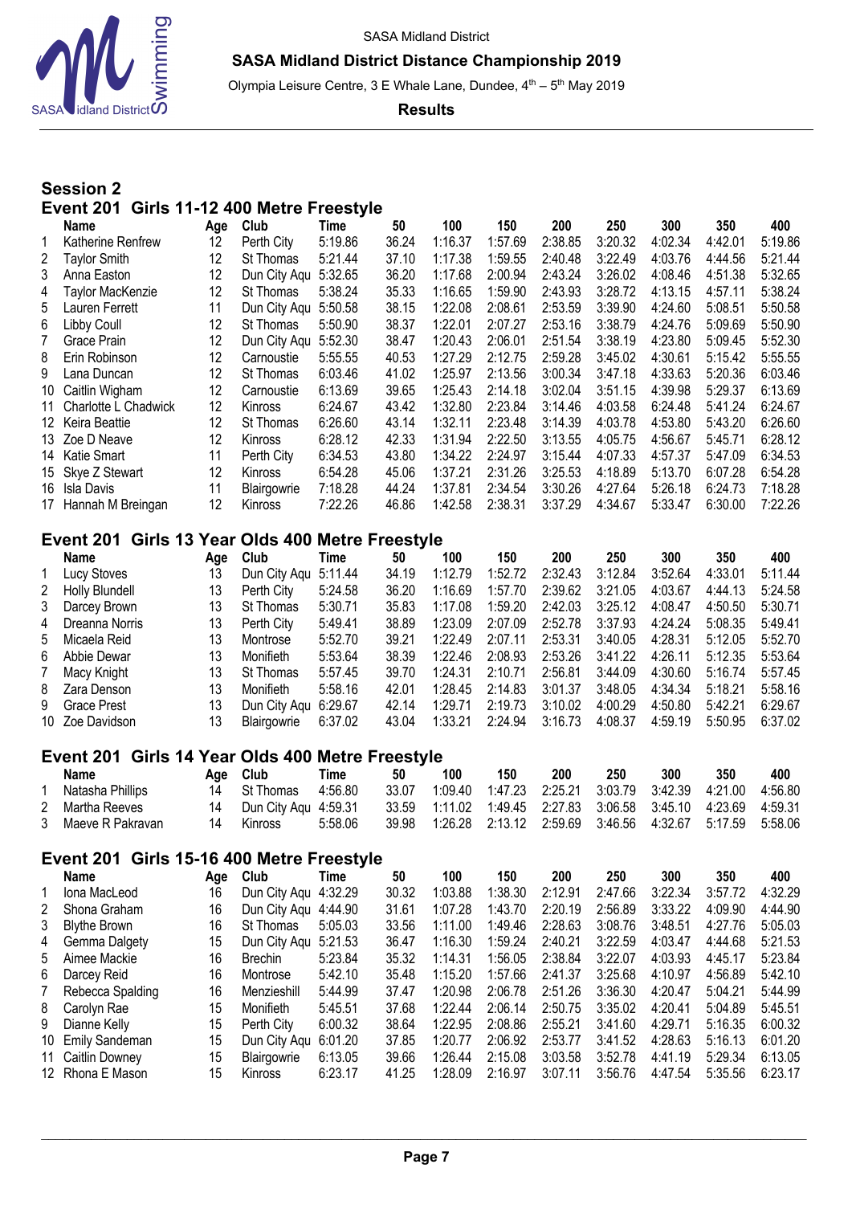SASA Midland District

**SASA Midland District Distance Championship 2019**

Olympia Leisure Centre, 3 E Whale Lane, Dundee, 4th – 5th May 2019

**Results**

## Session 2

### Event 201 Girls 11-12 400 Metre Freestyle

| | Name | Age | Club | Time | 50 | 100 | 150 | 200 | 250 | 300 | 350 | 400 |
|---|---|---|---|---|---|---|---|---|---|---|---|---|
| 1 | Katherine Renfrew | 12 | Perth City | 5:19.86 | 36.24 | 1:16.37 | 1:57.69 | 2:38.85 | 3:20.32 | 4:02.34 | 4:42.01 | 5:19.86 |
| 2 | Taylor Smith | 12 | St Thomas | 5:21.44 | 37.10 | 1:17.38 | 1:59.55 | 2:40.48 | 3:22.49 | 4:03.76 | 4:44.56 | 5:21.44 |
| 3 | Anna Easton | 12 | Dun City Aqu | 5:32.65 | 36.20 | 1:17.68 | 2:00.94 | 2:43.24 | 3:26.02 | 4:08.46 | 4:51.38 | 5:32.65 |
| 4 | Taylor MacKenzie | 12 | St Thomas | 5:38.24 | 35.33 | 1:16.65 | 1:59.90 | 2:43.93 | 3:28.72 | 4:13.15 | 4:57.11 | 5:38.24 |
| 5 | Lauren Ferrett | 11 | Dun City Aqu | 5:50.58 | 38.15 | 1:22.08 | 2:08.61 | 2:53.59 | 3:39.90 | 4:24.60 | 5:08.51 | 5:50.58 |
| 6 | Libby Coull | 12 | St Thomas | 5:50.90 | 38.37 | 1:22.01 | 2:07.27 | 2:53.16 | 3:38.79 | 4:24.76 | 5:09.69 | 5:50.90 |
| 7 | Grace Prain | 12 | Dun City Aqu | 5:52.30 | 38.47 | 1:20.43 | 2:06.01 | 2:51.54 | 3:38.19 | 4:23.80 | 5:09.45 | 5:52.30 |
| 8 | Erin Robinson | 12 | Carnoustie | 5:55.55 | 40.53 | 1:27.29 | 2:12.75 | 2:59.28 | 3:45.02 | 4:30.61 | 5:15.42 | 5:55.55 |
| 9 | Lana Duncan | 12 | St Thomas | 6:03.46 | 41.02 | 1:25.97 | 2:13.56 | 3:00.34 | 3:47.18 | 4:33.63 | 5:20.36 | 6:03.46 |
| 10 | Caitlin Wigham | 12 | Carnoustie | 6:13.69 | 39.65 | 1:25.43 | 2:14.18 | 3:02.04 | 3:51.15 | 4:39.98 | 5:29.37 | 6:13.69 |
| 11 | Charlotte L Chadwick | 12 | Kinross | 6:24.67 | 43.42 | 1:32.80 | 2:23.84 | 3:14.46 | 4:03.58 | 6:24.48 | 5:41.24 | 6:24.67 |
| 12 | Keira Beattie | 12 | St Thomas | 6:26.60 | 43.14 | 1:32.11 | 2:23.48 | 3:14.39 | 4:03.78 | 4:53.80 | 5:43.20 | 6:26.60 |
| 13 | Zoe D Neave | 12 | Kinross | 6:28.12 | 42.33 | 1:31.94 | 2:22.50 | 3:13.55 | 4:05.75 | 4:56.67 | 5:45.71 | 6:28.12 |
| 14 | Katie Smart | 11 | Perth City | 6:34.53 | 43.80 | 1:34.22 | 2:24.97 | 3:15.44 | 4:07.33 | 4:57.37 | 5:47.09 | 6:34.53 |
| 15 | Skye Z Stewart | 12 | Kinross | 6:54.28 | 45.06 | 1:37.21 | 2:31.26 | 3:25.53 | 4:18.89 | 5:13.70 | 6:07.28 | 6:54.28 |
| 16 | Isla Davis | 11 | Blairgowrie | 7:18.28 | 44.24 | 1:37.81 | 2:34.54 | 3:30.26 | 4:27.64 | 5:26.18 | 6:24.73 | 7:18.28 |
| 17 | Hannah M Breingan | 12 | Kinross | 7:22.26 | 46.86 | 1:42.58 | 2:38.31 | 3:37.29 | 4:34.67 | 5:33.47 | 6:30.00 | 7:22.26 |

### Event 201 Girls 13 Year Olds 400 Metre Freestyle

| | Name | Age | Club | Time | 50 | 100 | 150 | 200 | 250 | 300 | 350 | 400 |
|---|---|---|---|---|---|---|---|---|---|---|---|---|
| 1 | Lucy Stoves | 13 | Dun City Aqu | 5:11.44 | 34.19 | 1:12.79 | 1:52.72 | 2:32.43 | 3:12.84 | 3:52.64 | 4:33.01 | 5:11.44 |
| 2 | Holly Blundell | 13 | Perth City | 5:24.58 | 36.20 | 1:16.69 | 1:57.70 | 2:39.62 | 3:21.05 | 4:03.67 | 4:44.13 | 5:24.58 |
| 3 | Darcey Brown | 13 | St Thomas | 5:30.71 | 35.83 | 1:17.08 | 1:59.20 | 2:42.03 | 3:25.12 | 4:08.47 | 4:50.50 | 5:30.71 |
| 4 | Dreanna Norris | 13 | Perth City | 5:49.41 | 38.89 | 1:23.09 | 2:07.09 | 2:52.78 | 3:37.93 | 4:24.24 | 5:08.35 | 5:49.41 |
| 5 | Micaela Reid | 13 | Montrose | 5:52.70 | 39.21 | 1:22.49 | 2:07.11 | 2:53.31 | 3:40.05 | 4:28.31 | 5:12.05 | 5:52.70 |
| 6 | Abbie Dewar | 13 | Monifieth | 5:53.64 | 38.39 | 1:22.46 | 2:08.93 | 2:53.26 | 3:41.22 | 4:26.11 | 5:12.35 | 5:53.64 |
| 7 | Macy Knight | 13 | St Thomas | 5:57.45 | 39.70 | 1:24.31 | 2:10.71 | 2:56.81 | 3:44.09 | 4:30.60 | 5:16.74 | 5:57.45 |
| 8 | Zara Denson | 13 | Monifieth | 5:58.16 | 42.01 | 1:28.45 | 2:14.83 | 3:01.37 | 3:48.05 | 4:34.34 | 5:18.21 | 5:58.16 |
| 9 | Grace Prest | 13 | Dun City Aqu | 6:29.67 | 42.14 | 1:29.71 | 2:19.73 | 3:10.02 | 4:00.29 | 4:50.80 | 5:42.21 | 6:29.67 |
| 10 | Zoe Davidson | 13 | Blairgowrie | 6:37.02 | 43.04 | 1:33.21 | 2:24.94 | 3:16.73 | 4:08.37 | 4:59.19 | 5:50.95 | 6:37.02 |

### Event 201 Girls 14 Year Olds 400 Metre Freestyle

| | Name | Age | Club | Time | 50 | 100 | 150 | 200 | 250 | 300 | 350 | 400 |
|---|---|---|---|---|---|---|---|---|---|---|---|---|
| 1 | Natasha Phillips | 14 | St Thomas | 4:56.80 | 33.07 | 1:09.40 | 1:47.23 | 2:25.21 | 3:03.79 | 3:42.39 | 4:21.00 | 4:56.80 |
| 2 | Martha Reeves | 14 | Dun City Aqu | 4:59.31 | 33.59 | 1:11.02 | 1:49.45 | 2:27.83 | 3:06.58 | 3:45.10 | 4:23.69 | 4:59.31 |
| 3 | Maeve R Pakravan | 14 | Kinross | 5:58.06 | 39.98 | 1:26.28 | 2:13.12 | 2:59.69 | 3:46.56 | 4:32.67 | 5:17.59 | 5:58.06 |

### Event 201 Girls 15-16 400 Metre Freestyle

| | Name | Age | Club | Time | 50 | 100 | 150 | 200 | 250 | 300 | 350 | 400 |
|---|---|---|---|---|---|---|---|---|---|---|---|---|
| 1 | Iona MacLeod | 16 | Dun City Aqu | 4:32.29 | 30.32 | 1:03.88 | 1:38.30 | 2:12.91 | 2:47.66 | 3:22.34 | 3:57.72 | 4:32.29 |
| 2 | Shona Graham | 16 | Dun City Aqu | 4:44.90 | 31.61 | 1:07.28 | 1:43.70 | 2:20.19 | 2:56.89 | 3:33.22 | 4:09.90 | 4:44.90 |
| 3 | Blythe Brown | 16 | St Thomas | 5:05.03 | 33.56 | 1:11.00 | 1:49.46 | 2:28.63 | 3:08.76 | 3:48.51 | 4:27.76 | 5:05.03 |
| 4 | Gemma Dalgety | 15 | Dun City Aqu | 5:21.53 | 36.47 | 1:16.30 | 1:59.24 | 2:40.21 | 3:22.59 | 4:03.47 | 4:44.68 | 5:21.53 |
| 5 | Aimee Mackie | 16 | Brechin | 5:23.84 | 35.32 | 1:14.31 | 1:56.05 | 2:38.84 | 3:22.07 | 4:03.93 | 4:45.17 | 5:23.84 |
| 6 | Darcey Reid | 16 | Montrose | 5:42.10 | 35.48 | 1:15.20 | 1:57.66 | 2:41.37 | 3:25.68 | 4:10.97 | 4:56.89 | 5:42.10 |
| 7 | Rebecca Spalding | 16 | Menzieshill | 5:44.99 | 37.47 | 1:20.98 | 2:06.78 | 2:51.26 | 3:36.30 | 4:20.47 | 5:04.21 | 5:44.99 |
| 8 | Carolyn Rae | 15 | Monifieth | 5:45.51 | 37.68 | 1:22.44 | 2:06.14 | 2:50.75 | 3:35.02 | 4:20.41 | 5:04.89 | 5:45.51 |
| 9 | Dianne Kelly | 15 | Perth City | 6:00.32 | 38.64 | 1:22.95 | 2:08.86 | 2:55.21 | 3:41.60 | 4:29.71 | 5:16.35 | 6:00.32 |
| 10 | Emily Sandeman | 15 | Dun City Aqu | 6:01.20 | 37.85 | 1:20.77 | 2:06.92 | 2:53.77 | 3:41.52 | 4:28.63 | 5:16.13 | 6:01.20 |
| 11 | Caitlin Downey | 15 | Blairgowrie | 6:13.05 | 39.66 | 1:26.44 | 2:15.08 | 3:03.58 | 3:52.78 | 4:41.19 | 5:29.34 | 6:13.05 |
| 12 | Rhona E Mason | 15 | Kinross | 6:23.17 | 41.25 | 1:28.09 | 2:16.97 | 3:07.11 | 3:56.76 | 4:47.54 | 5:35.56 | 6:23.17 |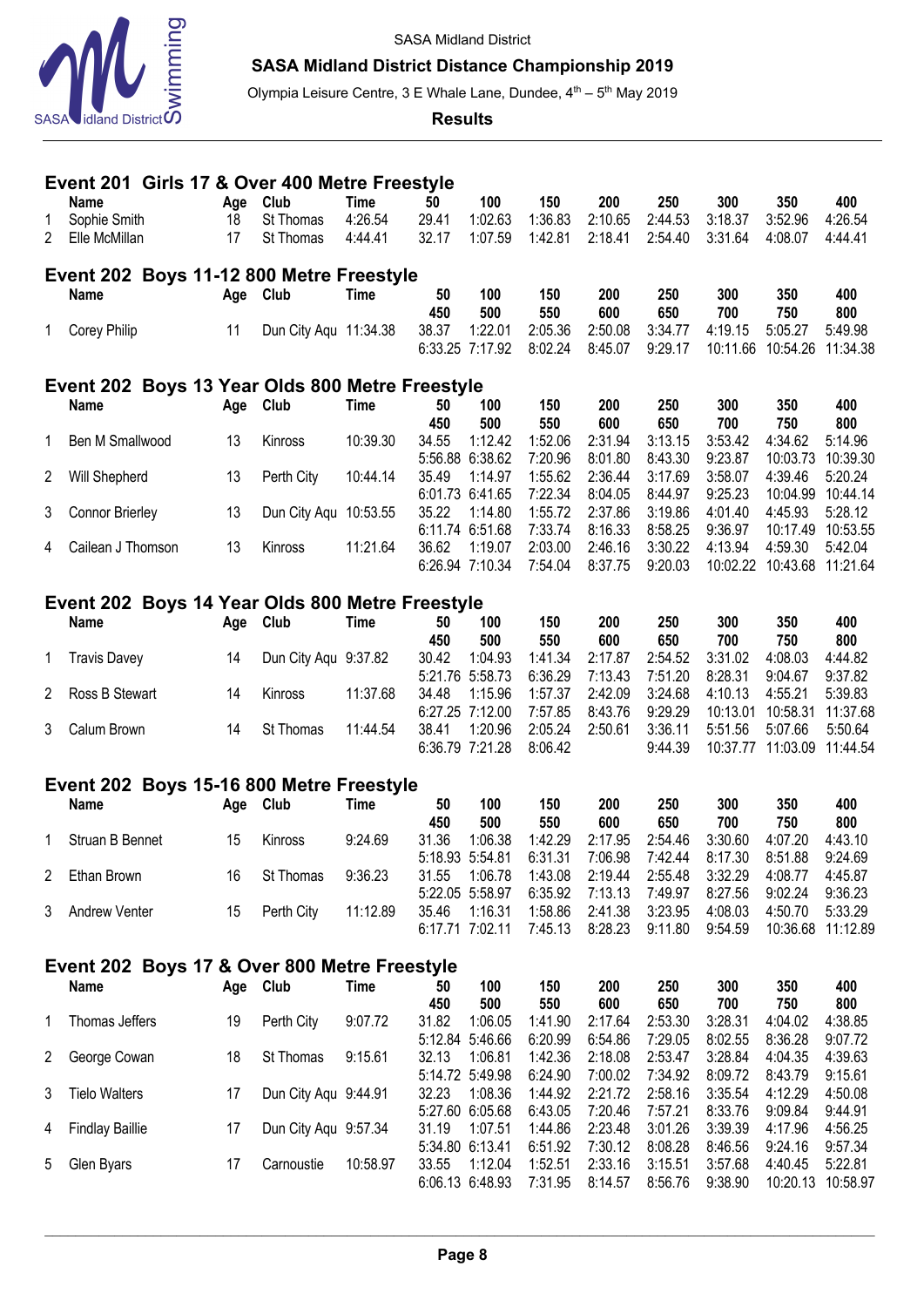## Event 201 Girls 17 & Over 400 Metre Freestyle

| | Name | Age | Club | Time | 50 | 100 | 150 | 200 | 250 | 300 | 350 | 400 |
|---|---|---|---|---|---|---|---|---|---|---|---|---|
| 1 | Sophie Smith | 18 | St Thomas | 4:26.54 | 29.41 | 1:02.63 | 1:36.83 | 2:10.65 | 2:44.53 | 3:18.37 | 3:52.96 | 4:26.54 |
| 2 | Elle McMillan | 17 | St Thomas | 4:44.41 | 32.17 | 1:07.59 | 1:42.81 | 2:18.41 | 2:54.40 | 3:31.64 | 4:08.07 | 4:44.41 |

## Event 202 Boys 11-12 800 Metre Freestyle

| | Name | Age | Club | Time | 50 / 450 | 100 / 500 | 150 / 550 | 200 / 600 | 250 / 650 | 300 / 700 | 350 / 750 | 400 / 800 |
|---|---|---|---|---|---|---|---|---|---|---|---|---|
| 1 | Corey Philip | 11 | Dun City Aqu | 11:34.38 | 38.37 | 1:22.01 | 2:05.36 | 2:50.08 | 3:34.77 | 4:19.15 | 5:05.27 | 5:49.98 |
| | | | | | 6:33.25 | 7:17.92 | 8:02.24 | 8:45.07 | 9:29.17 | 10:11.66 | 10:54.26 | 11:34.38 |

## Event 202 Boys 13 Year Olds 800 Metre Freestyle

| | Name | Age | Club | Time | 50 / 450 | 100 / 500 | 150 / 550 | 200 / 600 | 250 / 650 | 300 / 700 | 350 / 750 | 400 / 800 |
|---|---|---|---|---|---|---|---|---|---|---|---|---|
| 1 | Ben M Smallwood | 13 | Kinross | 10:39.30 | 34.55 | 1:12.42 | 1:52.06 | 2:31.94 | 3:13.15 | 3:53.42 | 4:34.62 | 5:14.96 |
| | | | | | 5:56.88 | 6:38.62 | 7:20.96 | 8:01.80 | 8:43.30 | 9:23.87 | 10:03.73 | 10:39.30 |
| 2 | Will Shepherd | 13 | Perth City | 10:44.14 | 35.49 | 1:14.97 | 1:55.62 | 2:36.44 | 3:17.69 | 3:58.07 | 4:39.46 | 5:20.24 |
| | | | | | 6:01.73 | 6:41.65 | 7:22.34 | 8:04.05 | 8:44.97 | 9:25.23 | 10:04.99 | 10:44.14 |
| 3 | Connor Brierley | 13 | Dun City Aqu | 10:53.55 | 35.22 | 1:14.80 | 1:55.72 | 2:37.86 | 3:19.86 | 4:01.40 | 4:45.93 | 5:28.12 |
| | | | | | 6:11.74 | 6:51.68 | 7:33.74 | 8:16.33 | 8:58.25 | 9:36.97 | 10:17.49 | 10:53.55 |
| 4 | Cailean J Thomson | 13 | Kinross | 11:21.64 | 36.62 | 1:19.07 | 2:03.00 | 2:46.16 | 3:30.22 | 4:13.94 | 4:59.30 | 5:42.04 |
| | | | | | 6:26.94 | 7:10.34 | 7:54.04 | 8:37.75 | 9:20.03 | 10:02.22 | 10:43.68 | 11:21.64 |

## Event 202 Boys 14 Year Olds 800 Metre Freestyle

| | Name | Age | Club | Time | 50 / 450 | 100 / 500 | 150 / 550 | 200 / 600 | 250 / 650 | 300 / 700 | 350 / 750 | 400 / 800 |
|---|---|---|---|---|---|---|---|---|---|---|---|---|
| 1 | Travis Davey | 14 | Dun City Aqu | 9:37.82 | 30.42 | 1:04.93 | 1:41.34 | 2:17.87 | 2:54.52 | 3:31.02 | 4:08.03 | 4:44.82 |
| | | | | | 5:21.76 | 5:58.73 | 6:36.29 | 7:13.43 | 7:51.20 | 8:28.31 | 9:04.67 | 9:37.82 |
| 2 | Ross B Stewart | 14 | Kinross | 11:37.68 | 34.48 | 1:15.96 | 1:57.37 | 2:42.09 | 3:24.68 | 4:10.13 | 4:55.21 | 5:39.83 |
| | | | | | 6:27.25 | 7:12.00 | 7:57.85 | 8:43.76 | 9:29.29 | 10:13.01 | 10:58.31 | 11:37.68 |
| 3 | Calum Brown | 14 | St Thomas | 11:44.54 | 38.41 | 1:20.96 | 2:05.24 | 2:50.61 | 3:36.11 | 5:51.56 | 5:07.66 | 5:50.64 |
| | | | | | 6:36.79 | 7:21.28 | 8:06.42 | | 9:44.39 | 10:37.77 | 11:03.09 | 11:44.54 |

## Event 202 Boys 15-16 800 Metre Freestyle

| | Name | Age | Club | Time | 50 / 450 | 100 / 500 | 150 / 550 | 200 / 600 | 250 / 650 | 300 / 700 | 350 / 750 | 400 / 800 |
|---|---|---|---|---|---|---|---|---|---|---|---|---|
| 1 | Struan B Bennet | 15 | Kinross | 9:24.69 | 31.36 | 1:06.38 | 1:42.29 | 2:17.95 | 2:54.46 | 3:30.60 | 4:07.20 | 4:43.10 |
| | | | | | 5:18.93 | 5:54.81 | 6:31.31 | 7:06.98 | 7:42.44 | 8:17.30 | 8:51.88 | 9:24.69 |
| 2 | Ethan Brown | 16 | St Thomas | 9:36.23 | 31.55 | 1:06.78 | 1:43.08 | 2:19.44 | 2:55.48 | 3:32.29 | 4:08.77 | 4:45.87 |
| | | | | | 5:22.05 | 5:58.97 | 6:35.92 | 7:13.13 | 7:49.97 | 8:27.56 | 9:02.24 | 9:36.23 |
| 3 | Andrew Venter | 15 | Perth City | 11:12.89 | 35.46 | 1:16.31 | 1:58.86 | 2:41.38 | 3:23.95 | 4:08.03 | 4:50.70 | 5:33.29 |
| | | | | | 6:17.71 | 7:02.11 | 7:45.13 | 8:28.23 | 9:11.80 | 9:54.59 | 10:36.68 | 11:12.89 |

## Event 202 Boys 17 & Over 800 Metre Freestyle

| | Name | Age | Club | Time | 50 / 450 | 100 / 500 | 150 / 550 | 200 / 600 | 250 / 650 | 300 / 700 | 350 / 750 | 400 / 800 |
|---|---|---|---|---|---|---|---|---|---|---|---|---|
| 1 | Thomas Jeffers | 19 | Perth City | 9:07.72 | 31.82 | 1:06.05 | 1:41.90 | 2:17.64 | 2:53.30 | 3:28.31 | 4:04.02 | 4:38.85 |
| | | | | | 5:12.84 | 5:46.66 | 6:20.99 | 6:54.86 | 7:29.05 | 8:02.55 | 8:36.28 | 9:07.72 |
| 2 | George Cowan | 18 | St Thomas | 9:15.61 | 32.13 | 1:06.81 | 1:42.36 | 2:18.08 | 2:53.47 | 3:28.84 | 4:04.35 | 4:39.63 |
| | | | | | 5:14.72 | 5:49.98 | 6:24.90 | 7:00.02 | 7:34.92 | 8:09.72 | 8:43.79 | 9:15.61 |
| 3 | Tielo Walters | 17 | Dun City Aqu | 9:44.91 | 32.23 | 1:08.36 | 1:44.92 | 2:21.72 | 2:58.16 | 3:35.54 | 4:12.29 | 4:50.08 |
| | | | | | 5:27.60 | 6:05.68 | 6:43.05 | 7:20.46 | 7:57.21 | 8:33.76 | 9:09.84 | 9:44.91 |
| 4 | Findlay Baillie | 17 | Dun City Aqu | 9:57.34 | 31.19 | 1:07.51 | 1:44.86 | 2:23.48 | 3:01.26 | 3:39.39 | 4:17.96 | 4:56.25 |
| | | | | | 5:34.80 | 6:13.41 | 6:51.92 | 7:30.12 | 8:08.28 | 8:46.56 | 9:24.16 | 9:57.34 |
| 5 | Glen Byars | 17 | Carnoustie | 10:58.97 | 33.55 | 1:12.04 | 1:52.51 | 2:33.16 | 3:15.51 | 3:57.68 | 4:40.45 | 5:22.81 |
| | | | | | 6:06.13 | 6:48.93 | 7:31.95 | 8:14.57 | 8:56.76 | 9:38.90 | 10:20.13 | 10:58.97 |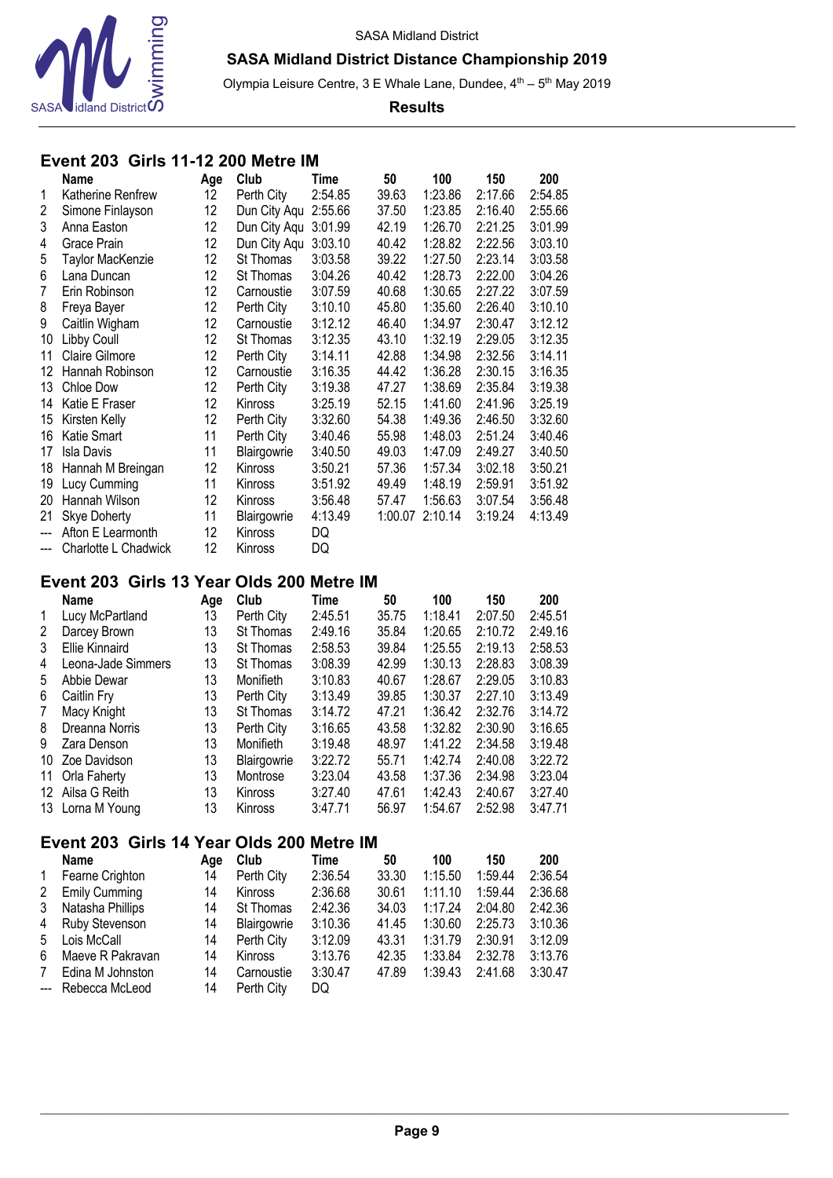SASA Midland District

**SASA Midland District Distance Championship 2019**

Olympia Leisure Centre, 3 E Whale Lane, Dundee, 4th – 5th May 2019

**Results**

## Event 203 Girls 11-12 200 Metre IM

| | Name | Age | Club | Time | 50 | 100 | 150 | 200 |
|---|---|---|---|---|---|---|---|---|
| 1 | Katherine Renfrew | 12 | Perth City | 2:54.85 | 39.63 | 1:23.86 | 2:17.66 | 2:54.85 |
| 2 | Simone Finlayson | 12 | Dun City Aqu | 2:55.66 | 37.50 | 1:23.85 | 2:16.40 | 2:55.66 |
| 3 | Anna Easton | 12 | Dun City Aqu | 3:01.99 | 42.19 | 1:26.70 | 2:21.25 | 3:01.99 |
| 4 | Grace Prain | 12 | Dun City Aqu | 3:03.10 | 40.42 | 1:28.82 | 2:22.56 | 3:03.10 |
| 5 | Taylor MacKenzie | 12 | St Thomas | 3:03.58 | 39.22 | 1:27.50 | 2:23.14 | 3:03.58 |
| 6 | Lana Duncan | 12 | St Thomas | 3:04.26 | 40.42 | 1:28.73 | 2:22.00 | 3:04.26 |
| 7 | Erin Robinson | 12 | Carnoustie | 3:07.59 | 40.68 | 1:30.65 | 2:27.22 | 3:07.59 |
| 8 | Freya Bayer | 12 | Perth City | 3:10.10 | 45.80 | 1:35.60 | 2:26.40 | 3:10.10 |
| 9 | Caitlin Wigham | 12 | Carnoustie | 3:12.12 | 46.40 | 1:34.97 | 2:30.47 | 3:12.12 |
| 10 | Libby Coull | 12 | St Thomas | 3:12.35 | 43.10 | 1:32.19 | 2:29.05 | 3:12.35 |
| 11 | Claire Gilmore | 12 | Perth City | 3:14.11 | 42.88 | 1:34.98 | 2:32.56 | 3:14.11 |
| 12 | Hannah Robinson | 12 | Carnoustie | 3:16.35 | 44.42 | 1:36.28 | 2:30.15 | 3:16.35 |
| 13 | Chloe Dow | 12 | Perth City | 3:19.38 | 47.27 | 1:38.69 | 2:35.84 | 3:19.38 |
| 14 | Katie E Fraser | 12 | Kinross | 3:25.19 | 52.15 | 1:41.60 | 2:41.96 | 3:25.19 |
| 15 | Kirsten Kelly | 12 | Perth City | 3:32.60 | 54.38 | 1:49.36 | 2:46.50 | 3:32.60 |
| 16 | Katie Smart | 11 | Perth City | 3:40.46 | 55.98 | 1:48.03 | 2:51.24 | 3:40.46 |
| 17 | Isla Davis | 11 | Blairgowrie | 3:40.50 | 49.03 | 1:47.09 | 2:49.27 | 3:40.50 |
| 18 | Hannah M Breingan | 12 | Kinross | 3:50.21 | 57.36 | 1:57.34 | 3:02.18 | 3:50.21 |
| 19 | Lucy Cumming | 11 | Kinross | 3:51.92 | 49.49 | 1:48.19 | 2:59.91 | 3:51.92 |
| 20 | Hannah Wilson | 12 | Kinross | 3:56.48 | 57.47 | 1:56.63 | 3:07.54 | 3:56.48 |
| 21 | Skye Doherty | 11 | Blairgowrie | 4:13.49 | 1:00.07 | 2:10.14 | 3:19.24 | 4:13.49 |
| --- | Afton E Learmonth | 12 | Kinross | DQ | | | | |
| --- | Charlotte L Chadwick | 12 | Kinross | DQ | | | | |

## Event 203 Girls 13 Year Olds 200 Metre IM

| | Name | Age | Club | Time | 50 | 100 | 150 | 200 |
|---|---|---|---|---|---|---|---|---|
| 1 | Lucy McPartland | 13 | Perth City | 2:45.51 | 35.75 | 1:18.41 | 2:07.50 | 2:45.51 |
| 2 | Darcey Brown | 13 | St Thomas | 2:49.16 | 35.84 | 1:20.65 | 2:10.72 | 2:49.16 |
| 3 | Ellie Kinnaird | 13 | St Thomas | 2:58.53 | 39.84 | 1:25.55 | 2:19.13 | 2:58.53 |
| 4 | Leona-Jade Simmers | 13 | St Thomas | 3:08.39 | 42.99 | 1:30.13 | 2:28.83 | 3:08.39 |
| 5 | Abbie Dewar | 13 | Monifieth | 3:10.83 | 40.67 | 1:28.67 | 2:29.05 | 3:10.83 |
| 6 | Caitlin Fry | 13 | Perth City | 3:13.49 | 39.85 | 1:30.37 | 2:27.10 | 3:13.49 |
| 7 | Macy Knight | 13 | St Thomas | 3:14.72 | 47.21 | 1:36.42 | 2:32.76 | 3:14.72 |
| 8 | Dreanna Norris | 13 | Perth City | 3:16.65 | 43.58 | 1:32.82 | 2:30.90 | 3:16.65 |
| 9 | Zara Denson | 13 | Monifieth | 3:19.48 | 48.97 | 1:41.22 | 2:34.58 | 3:19.48 |
| 10 | Zoe Davidson | 13 | Blairgowrie | 3:22.72 | 55.71 | 1:42.74 | 2:40.08 | 3:22.72 |
| 11 | Orla Faherty | 13 | Montrose | 3:23.04 | 43.58 | 1:37.36 | 2:34.98 | 3:23.04 |
| 12 | Ailsa G Reith | 13 | Kinross | 3:27.40 | 47.61 | 1:42.43 | 2:40.67 | 3:27.40 |
| 13 | Lorna M Young | 13 | Kinross | 3:47.71 | 56.97 | 1:54.67 | 2:52.98 | 3:47.71 |

## Event 203 Girls 14 Year Olds 200 Metre IM

| | Name | Age | Club | Time | 50 | 100 | 150 | 200 |
|---|---|---|---|---|---|---|---|---|
| 1 | Fearne Crighton | 14 | Perth City | 2:36.54 | 33.30 | 1:15.50 | 1:59.44 | 2:36.54 |
| 2 | Emily Cumming | 14 | Kinross | 2:36.68 | 30.61 | 1:11.10 | 1:59.44 | 2:36.68 |
| 3 | Natasha Phillips | 14 | St Thomas | 2:42.36 | 34.03 | 1:17.24 | 2:04.80 | 2:42.36 |
| 4 | Ruby Stevenson | 14 | Blairgowrie | 3:10.36 | 41.45 | 1:30.60 | 2:25.73 | 3:10.36 |
| 5 | Lois McCall | 14 | Perth City | 3:12.09 | 43.31 | 1:31.79 | 2:30.91 | 3:12.09 |
| 6 | Maeve R Pakravan | 14 | Kinross | 3:13.76 | 42.35 | 1:33.84 | 2:32.78 | 3:13.76 |
| 7 | Edina M Johnston | 14 | Carnoustie | 3:30.47 | 47.89 | 1:39.43 | 2:41.68 | 3:30.47 |
| --- | Rebecca McLeod | 14 | Perth City | DQ | | | | |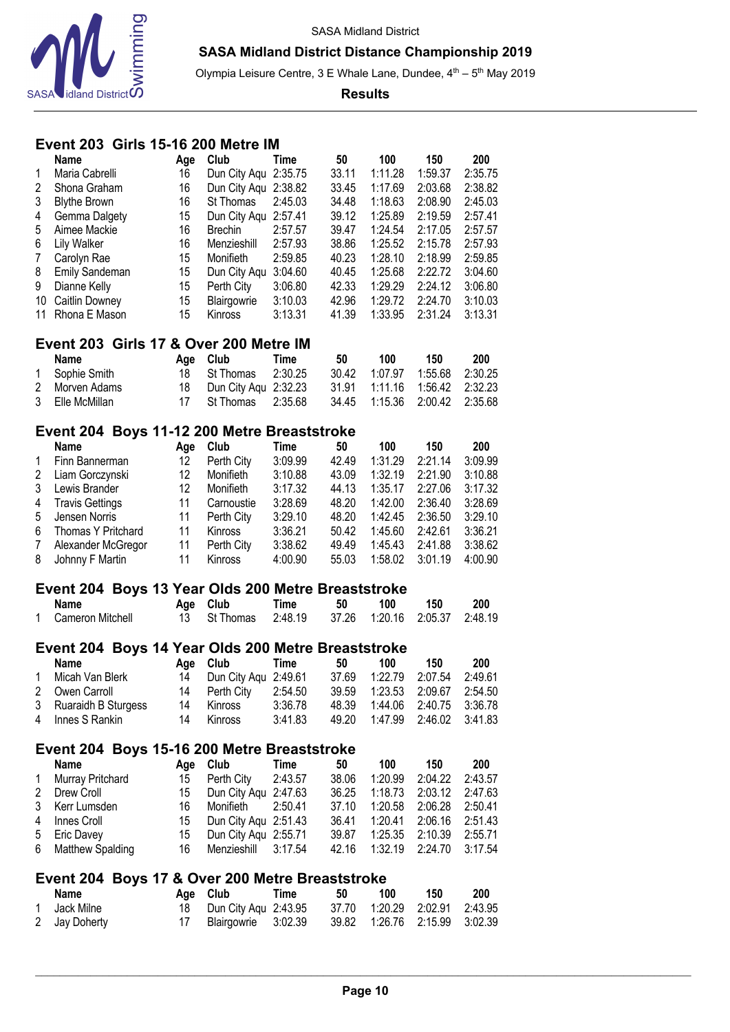SASA Midland District

**SASA Midland District Distance Championship 2019**

Olympia Leisure Centre, 3 E Whale Lane, Dundee, 4th – 5th May 2019

**Results**

## Event 203 Girls 15-16 200 Metre IM

| | Name | Age | Club | Time | 50 | 100 | 150 | 200 |
|---|---|---|---|---|---|---|---|---|
| 1 | Maria Cabrelli | 16 | Dun City Aqu | 2:35.75 | 33.11 | 1:11.28 | 1:59.37 | 2:35.75 |
| 2 | Shona Graham | 16 | Dun City Aqu | 2:38.82 | 33.45 | 1:17.69 | 2:03.68 | 2:38.82 |
| 3 | Blythe Brown | 16 | St Thomas | 2:45.03 | 34.48 | 1:18.63 | 2:08.90 | 2:45.03 |
| 4 | Gemma Dalgety | 15 | Dun City Aqu | 2:57.41 | 39.12 | 1:25.89 | 2:19.59 | 2:57.41 |
| 5 | Aimee Mackie | 16 | Brechin | 2:57.57 | 39.47 | 1:24.54 | 2:17.05 | 2:57.57 |
| 6 | Lily Walker | 16 | Menzieshill | 2:57.93 | 38.86 | 1:25.52 | 2:15.78 | 2:57.93 |
| 7 | Carolyn Rae | 15 | Monifieth | 2:59.85 | 40.23 | 1:28.10 | 2:18.99 | 2:59.85 |
| 8 | Emily Sandeman | 15 | Dun City Aqu | 3:04.60 | 40.45 | 1:25.68 | 2:22.72 | 3:04.60 |
| 9 | Dianne Kelly | 15 | Perth City | 3:06.80 | 42.33 | 1:29.29 | 2:24.12 | 3:06.80 |
| 10 | Caitlin Downey | 15 | Blairgowrie | 3:10.03 | 42.96 | 1:29.72 | 2:24.70 | 3:10.03 |
| 11 | Rhona E Mason | 15 | Kinross | 3:13.31 | 41.39 | 1:33.95 | 2:31.24 | 3:13.31 |

## Event 203 Girls 17 & Over 200 Metre IM

| | Name | Age | Club | Time | 50 | 100 | 150 | 200 |
|---|---|---|---|---|---|---|---|---|
| 1 | Sophie Smith | 18 | St Thomas | 2:30.25 | 30.42 | 1:07.97 | 1:55.68 | 2:30.25 |
| 2 | Morven Adams | 18 | Dun City Aqu | 2:32.23 | 31.91 | 1:11.16 | 1:56.42 | 2:32.23 |
| 3 | Elle McMillan | 17 | St Thomas | 2:35.68 | 34.45 | 1:15.36 | 2:00.42 | 2:35.68 |

## Event 204 Boys 11-12 200 Metre Breaststroke

| | Name | Age | Club | Time | 50 | 100 | 150 | 200 |
|---|---|---|---|---|---|---|---|---|
| 1 | Finn Bannerman | 12 | Perth City | 3:09.99 | 42.49 | 1:31.29 | 2:21.14 | 3:09.99 |
| 2 | Liam Gorczynski | 12 | Monifieth | 3:10.88 | 43.09 | 1:32.19 | 2:21.90 | 3:10.88 |
| 3 | Lewis Brander | 12 | Monifieth | 3:17.32 | 44.13 | 1:35.17 | 2:27.06 | 3:17.32 |
| 4 | Travis Gettings | 11 | Carnoustie | 3:28.69 | 48.20 | 1:42.00 | 2:36.40 | 3:28.69 |
| 5 | Jensen Norris | 11 | Perth City | 3:29.10 | 48.20 | 1:42.45 | 2:36.50 | 3:29.10 |
| 6 | Thomas Y Pritchard | 11 | Kinross | 3:36.21 | 50.42 | 1:45.60 | 2:42.61 | 3:36.21 |
| 7 | Alexander McGregor | 11 | Perth City | 3:38.62 | 49.49 | 1:45.43 | 2:41.88 | 3:38.62 |
| 8 | Johnny F Martin | 11 | Kinross | 4:00.90 | 55.03 | 1:58.02 | 3:01.19 | 4:00.90 |

## Event 204 Boys 13 Year Olds 200 Metre Breaststroke

| | Name | Age | Club | Time | 50 | 100 | 150 | 200 |
|---|---|---|---|---|---|---|---|---|
| 1 | Cameron Mitchell | 13 | St Thomas | 2:48.19 | 37.26 | 1:20.16 | 2:05.37 | 2:48.19 |

## Event 204 Boys 14 Year Olds 200 Metre Breaststroke

| | Name | Age | Club | Time | 50 | 100 | 150 | 200 |
|---|---|---|---|---|---|---|---|---|
| 1 | Micah Van Blerk | 14 | Dun City Aqu | 2:49.61 | 37.69 | 1:22.79 | 2:07.54 | 2:49.61 |
| 2 | Owen Carroll | 14 | Perth City | 2:54.50 | 39.59 | 1:23.53 | 2:09.67 | 2:54.50 |
| 3 | Ruaraidh B Sturgess | 14 | Kinross | 3:36.78 | 48.39 | 1:44.06 | 2:40.75 | 3:36.78 |
| 4 | Innes S Rankin | 14 | Kinross | 3:41.83 | 49.20 | 1:47.99 | 2:46.02 | 3:41.83 |

## Event 204 Boys 15-16 200 Metre Breaststroke

| | Name | Age | Club | Time | 50 | 100 | 150 | 200 |
|---|---|---|---|---|---|---|---|---|
| 1 | Murray Pritchard | 15 | Perth City | 2:43.57 | 38.06 | 1:20.99 | 2:04.22 | 2:43.57 |
| 2 | Drew Croll | 15 | Dun City Aqu | 2:47.63 | 36.25 | 1:18.73 | 2:03.12 | 2:47.63 |
| 3 | Kerr Lumsden | 16 | Monifieth | 2:50.41 | 37.10 | 1:20.58 | 2:06.28 | 2:50.41 |
| 4 | Innes Croll | 15 | Dun City Aqu | 2:51.43 | 36.41 | 1:20.41 | 2:06.16 | 2:51.43 |
| 5 | Eric Davey | 15 | Dun City Aqu | 2:55.71 | 39.87 | 1:25.35 | 2:10.39 | 2:55.71 |
| 6 | Matthew Spalding | 16 | Menzieshill | 3:17.54 | 42.16 | 1:32.19 | 2:24.70 | 3:17.54 |

## Event 204 Boys 17 & Over 200 Metre Breaststroke

| | Name | Age | Club | Time | 50 | 100 | 150 | 200 |
|---|---|---|---|---|---|---|---|---|
| 1 | Jack Milne | 18 | Dun City Aqu | 2:43.95 | 37.70 | 1:20.29 | 2:02.91 | 2:43.95 |
| 2 | Jay Doherty | 17 | Blairgowrie | 3:02.39 | 39.82 | 1:26.76 | 2:15.99 | 3:02.39 |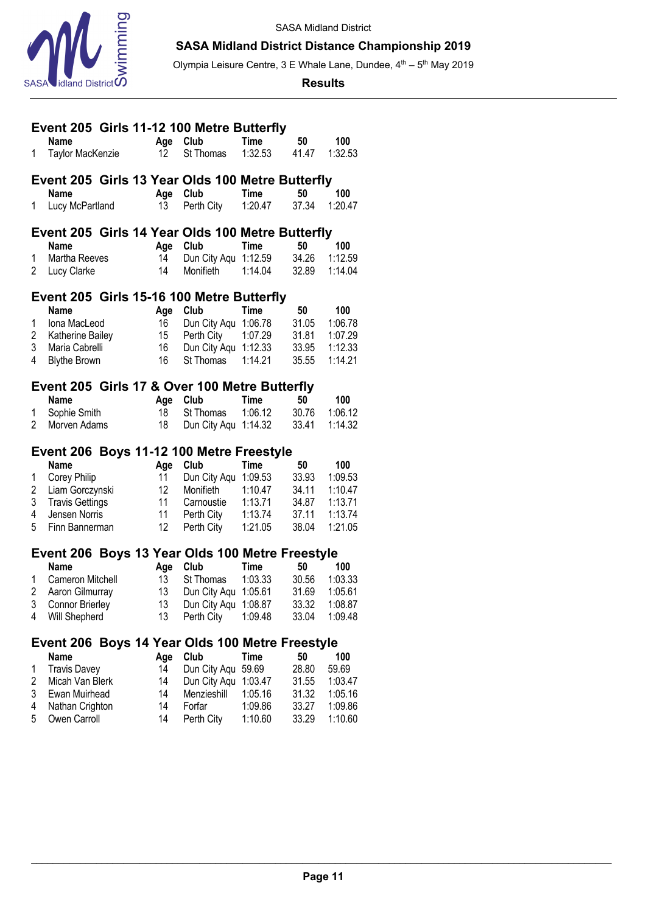## Event 205 Girls 11-12 100 Metre Butterfly

| | Name | Age | Club | Time | 50 | 100 |
|---|---|---|---|---|---|---|
| 1 | Taylor MacKenzie | 12 | St Thomas | 1:32.53 | 41.47 | 1:32.53 |

## Event 205 Girls 13 Year Olds 100 Metre Butterfly

| | Name | Age | Club | Time | 50 | 100 |
|---|---|---|---|---|---|---|
| 1 | Lucy McPartland | 13 | Perth City | 1:20.47 | 37.34 | 1:20.47 |

## Event 205 Girls 14 Year Olds 100 Metre Butterfly

| | Name | Age | Club | Time | 50 | 100 |
|---|---|---|---|---|---|---|
| 1 | Martha Reeves | 14 | Dun City Aqu | 1:12.59 | 34.26 | 1:12.59 |
| 2 | Lucy Clarke | 14 | Monifieth | 1:14.04 | 32.89 | 1:14.04 |

## Event 205 Girls 15-16 100 Metre Butterfly

| | Name | Age | Club | Time | 50 | 100 |
|---|---|---|---|---|---|---|
| 1 | Iona MacLeod | 16 | Dun City Aqu | 1:06.78 | 31.05 | 1:06.78 |
| 2 | Katherine Bailey | 15 | Perth City | 1:07.29 | 31.81 | 1:07.29 |
| 3 | Maria Cabrelli | 16 | Dun City Aqu | 1:12.33 | 33.95 | 1:12.33 |
| 4 | Blythe Brown | 16 | St Thomas | 1:14.21 | 35.55 | 1:14.21 |

## Event 205 Girls 17 & Over 100 Metre Butterfly

| | Name | Age | Club | Time | 50 | 100 |
|---|---|---|---|---|---|---|
| 1 | Sophie Smith | 18 | St Thomas | 1:06.12 | 30.76 | 1:06.12 |
| 2 | Morven Adams | 18 | Dun City Aqu | 1:14.32 | 33.41 | 1:14.32 |

## Event 206 Boys 11-12 100 Metre Freestyle

| | Name | Age | Club | Time | 50 | 100 |
|---|---|---|---|---|---|---|
| 1 | Corey Philip | 11 | Dun City Aqu | 1:09.53 | 33.93 | 1:09.53 |
| 2 | Liam Gorczynski | 12 | Monifieth | 1:10.47 | 34.11 | 1:10.47 |
| 3 | Travis Gettings | 11 | Carnoustie | 1:13.71 | 34.87 | 1:13.71 |
| 4 | Jensen Norris | 11 | Perth City | 1:13.74 | 37.11 | 1:13.74 |
| 5 | Finn Bannerman | 12 | Perth City | 1:21.05 | 38.04 | 1:21.05 |

## Event 206 Boys 13 Year Olds 100 Metre Freestyle

| | Name | Age | Club | Time | 50 | 100 |
|---|---|---|---|---|---|---|
| 1 | Cameron Mitchell | 13 | St Thomas | 1:03.33 | 30.56 | 1:03.33 |
| 2 | Aaron Gilmurray | 13 | Dun City Aqu | 1:05.61 | 31.69 | 1:05.61 |
| 3 | Connor Brierley | 13 | Dun City Aqu | 1:08.87 | 33.32 | 1:08.87 |
| 4 | Will Shepherd | 13 | Perth City | 1:09.48 | 33.04 | 1:09.48 |

## Event 206 Boys 14 Year Olds 100 Metre Freestyle

| | Name | Age | Club | Time | 50 | 100 |
|---|---|---|---|---|---|---|
| 1 | Travis Davey | 14 | Dun City Aqu | 59.69 | 28.80 | 59.69 |
| 2 | Micah Van Blerk | 14 | Dun City Aqu | 1:03.47 | 31.55 | 1:03.47 |
| 3 | Ewan Muirhead | 14 | Menzieshill | 1:05.16 | 31.32 | 1:05.16 |
| 4 | Nathan Crighton | 14 | Forfar | 1:09.86 | 33.27 | 1:09.86 |
| 5 | Owen Carroll | 14 | Perth City | 1:10.60 | 33.29 | 1:10.60 |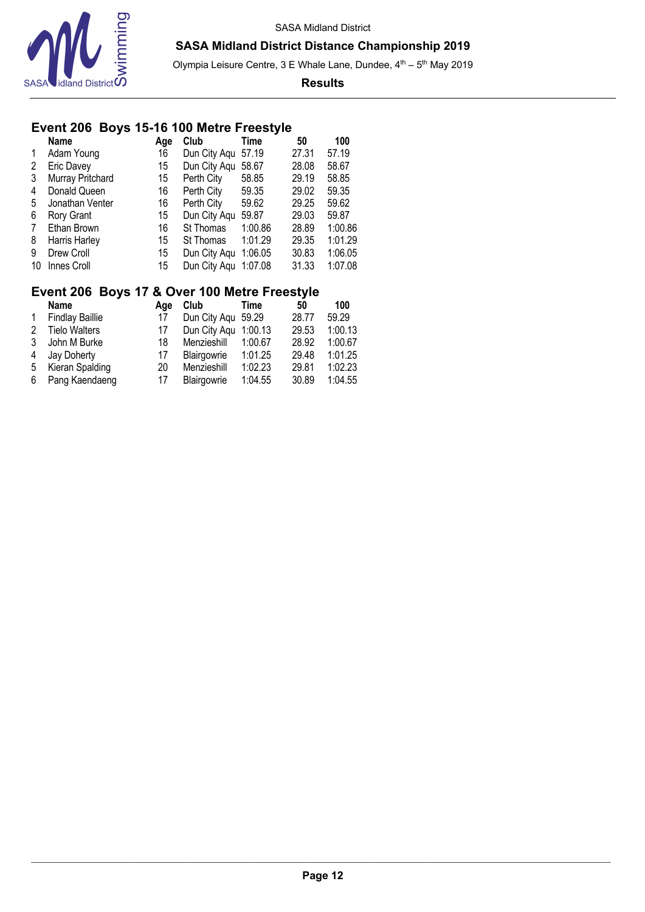SASA Midland District

**SASA Midland District Distance Championship 2019**

Olympia Leisure Centre, 3 E Whale Lane, Dundee, 4th – 5th May 2019

**Results**

## Event 206 Boys 15-16 100 Metre Freestyle

| | Name | Age | Club | Time | 50 | 100 |
|---|---|---|---|---|---|---|
| 1 | Adam Young | 16 | Dun City Aqu | 57.19 | 27.31 | 57.19 |
| 2 | Eric Davey | 15 | Dun City Aqu | 58.67 | 28.08 | 58.67 |
| 3 | Murray Pritchard | 15 | Perth City | 58.85 | 29.19 | 58.85 |
| 4 | Donald Queen | 16 | Perth City | 59.35 | 29.02 | 59.35 |
| 5 | Jonathan Venter | 16 | Perth City | 59.62 | 29.25 | 59.62 |
| 6 | Rory Grant | 15 | Dun City Aqu | 59.87 | 29.03 | 59.87 |
| 7 | Ethan Brown | 16 | St Thomas | 1:00.86 | 28.89 | 1:00.86 |
| 8 | Harris Harley | 15 | St Thomas | 1:01.29 | 29.35 | 1:01.29 |
| 9 | Drew Croll | 15 | Dun City Aqu | 1:06.05 | 30.83 | 1:06.05 |
| 10 | Innes Croll | 15 | Dun City Aqu | 1:07.08 | 31.33 | 1:07.08 |

## Event 206 Boys 17 & Over 100 Metre Freestyle

| | Name | Age | Club | Time | 50 | 100 |
|---|---|---|---|---|---|---|
| 1 | Findlay Baillie | 17 | Dun City Aqu | 59.29 | 28.77 | 59.29 |
| 2 | Tielo Walters | 17 | Dun City Aqu | 1:00.13 | 29.53 | 1:00.13 |
| 3 | John M Burke | 18 | Menzieshill | 1:00.67 | 28.92 | 1:00.67 |
| 4 | Jay Doherty | 17 | Blairgowrie | 1:01.25 | 29.48 | 1:01.25 |
| 5 | Kieran Spalding | 20 | Menzieshill | 1:02.23 | 29.81 | 1:02.23 |
| 6 | Pang Kaendaeng | 17 | Blairgowrie | 1:04.55 | 30.89 | 1:04.55 |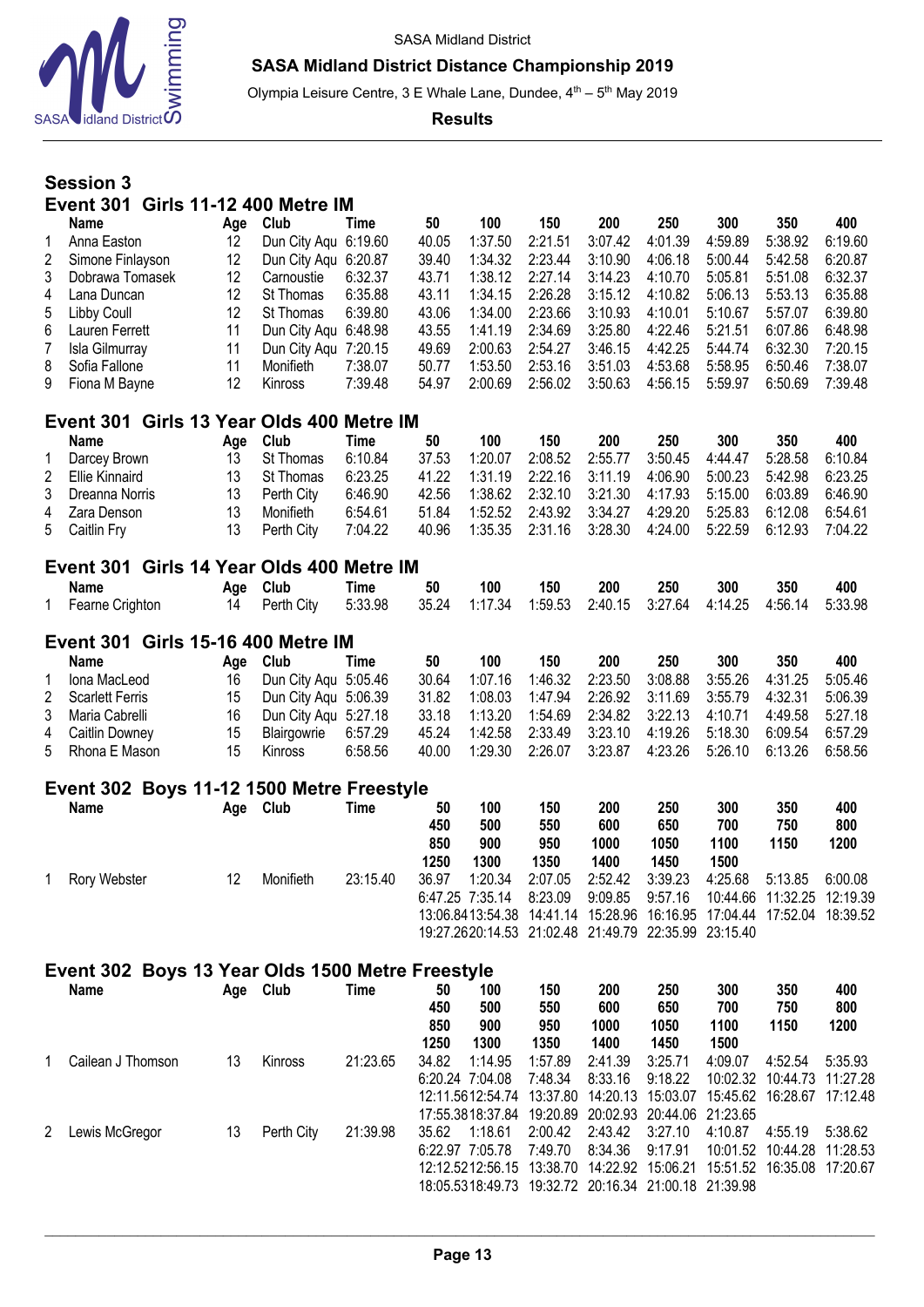SASA Midland District

**SASA Midland District Distance Championship 2019**

Olympia Leisure Centre, 3 E Whale Lane, Dundee, 4th – 5th May 2019

**Results**

## Session 3

### Event 301 Girls 11-12 400 Metre IM

| | Name | Age | Club | Time | 50 | 100 | 150 | 200 | 250 | 300 | 350 | 400 |
|---|---|---|---|---|---|---|---|---|---|---|---|---|
| 1 | Anna Easton | 12 | Dun City Aqu | 6:19.60 | 40.05 | 1:37.50 | 2:21.51 | 3:07.42 | 4:01.39 | 4:59.89 | 5:38.92 | 6:19.60 |
| 2 | Simone Finlayson | 12 | Dun City Aqu | 6:20.87 | 39.40 | 1:34.32 | 2:23.44 | 3:10.90 | 4:06.18 | 5:00.44 | 5:42.58 | 6:20.87 |
| 3 | Dobrawa Tomasek | 12 | Carnoustie | 6:32.37 | 43.71 | 1:38.12 | 2:27.14 | 3:14.23 | 4:10.70 | 5:05.81 | 5:51.08 | 6:32.37 |
| 4 | Lana Duncan | 12 | St Thomas | 6:35.88 | 43.11 | 1:34.15 | 2:26.28 | 3:15.12 | 4:10.82 | 5:06.13 | 5:53.13 | 6:35.88 |
| 5 | Libby Coull | 12 | St Thomas | 6:39.80 | 43.06 | 1:34.00 | 2:23.66 | 3:10.93 | 4:10.01 | 5:10.67 | 5:57.07 | 6:39.80 |
| 6 | Lauren Ferrett | 11 | Dun City Aqu | 6:48.98 | 43.55 | 1:41.19 | 2:34.69 | 3:25.80 | 4:22.46 | 5:21.51 | 6:07.86 | 6:48.98 |
| 7 | Isla Gilmurray | 11 | Dun City Aqu | 7:20.15 | 49.69 | 2:00.63 | 2:54.27 | 3:46.15 | 4:42.25 | 5:44.74 | 6:32.30 | 7:20.15 |
| 8 | Sofia Fallone | 11 | Monifieth | 7:38.07 | 50.77 | 1:53.50 | 2:53.16 | 3:51.03 | 4:53.68 | 5:58.95 | 6:50.46 | 7:38.07 |
| 9 | Fiona M Bayne | 12 | Kinross | 7:39.48 | 54.97 | 2:00.69 | 2:56.02 | 3:50.63 | 4:56.15 | 5:59.97 | 6:50.69 | 7:39.48 |

### Event 301 Girls 13 Year Olds 400 Metre IM

| | Name | Age | Club | Time | 50 | 100 | 150 | 200 | 250 | 300 | 350 | 400 |
|---|---|---|---|---|---|---|---|---|---|---|---|---|
| 1 | Darcey Brown | 13 | St Thomas | 6:10.84 | 37.53 | 1:20.07 | 2:08.52 | 2:55.77 | 3:50.45 | 4:44.47 | 5:28.58 | 6:10.84 |
| 2 | Ellie Kinnaird | 13 | St Thomas | 6:23.25 | 41.22 | 1:31.19 | 2:22.16 | 3:11.19 | 4:06.90 | 5:00.23 | 5:42.98 | 6:23.25 |
| 3 | Dreanna Norris | 13 | Perth City | 6:46.90 | 42.56 | 1:38.62 | 2:32.10 | 3:21.30 | 4:17.93 | 5:15.00 | 6:03.89 | 6:46.90 |
| 4 | Zara Denson | 13 | Monifieth | 6:54.61 | 51.84 | 1:52.52 | 2:43.92 | 3:34.27 | 4:29.20 | 5:25.83 | 6:12.08 | 6:54.61 |
| 5 | Caitlin Fry | 13 | Perth City | 7:04.22 | 40.96 | 1:35.35 | 2:31.16 | 3:28.30 | 4:24.00 | 5:22.59 | 6:12.93 | 7:04.22 |

### Event 301 Girls 14 Year Olds 400 Metre IM

| | Name | Age | Club | Time | 50 | 100 | 150 | 200 | 250 | 300 | 350 | 400 |
|---|---|---|---|---|---|---|---|---|---|---|---|---|
| 1 | Fearne Crighton | 14 | Perth City | 5:33.98 | 35.24 | 1:17.34 | 1:59.53 | 2:40.15 | 3:27.64 | 4:14.25 | 4:56.14 | 5:33.98 |

### Event 301 Girls 15-16 400 Metre IM

| | Name | Age | Club | Time | 50 | 100 | 150 | 200 | 250 | 300 | 350 | 400 |
|---|---|---|---|---|---|---|---|---|---|---|---|---|
| 1 | Iona MacLeod | 16 | Dun City Aqu | 5:05.46 | 30.64 | 1:07.16 | 1:46.32 | 2:23.50 | 3:08.88 | 3:55.26 | 4:31.25 | 5:05.46 |
| 2 | Scarlett Ferris | 15 | Dun City Aqu | 5:06.39 | 31.82 | 1:08.03 | 1:47.94 | 2:26.92 | 3:11.69 | 3:55.79 | 4:32.31 | 5:06.39 |
| 3 | Maria Cabrelli | 16 | Dun City Aqu | 5:27.18 | 33.18 | 1:13.20 | 1:54.69 | 2:34.82 | 3:22.13 | 4:10.71 | 4:49.58 | 5:27.18 |
| 4 | Caitlin Downey | 15 | Blairgowrie | 6:57.29 | 45.24 | 1:42.58 | 2:33.49 | 3:23.10 | 4:19.26 | 5:18.30 | 6:09.54 | 6:57.29 |
| 5 | Rhona E Mason | 15 | Kinross | 6:58.56 | 40.00 | 1:29.30 | 2:26.07 | 3:23.87 | 4:23.26 | 5:26.10 | 6:13.26 | 6:58.56 |

### Event 302 Boys 11-12 1500 Metre Freestyle

| | Name | Age | Club | Time | 50 / 450 / 850 / 1250 | 100 / 500 / 900 / 1300 | 150 / 550 / 950 / 1350 | 200 / 600 / 1000 / 1400 | 250 / 650 / 1050 / 1450 | 300 / 700 / 1100 / 1500 | 350 / 750 / 1150 | 400 / 800 / 1200 |
|---|---|---|---|---|---|---|---|---|---|---|---|---|
| 1 | Rory Webster | 12 | Monifieth | 23:15.40 | 36.97 | 1:20.34 | 2:07.05 | 2:52.42 | 3:39.23 | 4:25.68 | 5:13.85 | 6:00.08 |
| | | | | | 6:47.25 | 7:35.14 | 8:23.09 | 9:09.85 | 9:57.16 | 10:44.66 | 11:32.25 | 12:19.39 |
| | | | | | 13:06.84 | 13:54.38 | 14:41.14 | 15:28.96 | 16:16.95 | 17:04.44 | 17:52.04 | 18:39.52 |
| | | | | | 19:27.26 | 20:14.53 | 21:02.48 | 21:49.79 | 22:35.99 | 23:15.40 | | |

### Event 302 Boys 13 Year Olds 1500 Metre Freestyle

| | Name | Age | Club | Time | 50 / 450 / 850 / 1250 | 100 / 500 / 900 / 1300 | 150 / 550 / 950 / 1350 | 200 / 600 / 1000 / 1400 | 250 / 650 / 1050 / 1450 | 300 / 700 / 1100 / 1500 | 350 / 750 / 1150 | 400 / 800 / 1200 |
|---|---|---|---|---|---|---|---|---|---|---|---|---|
| 1 | Cailean J Thomson | 13 | Kinross | 21:23.65 | 34.82 | 1:14.95 | 1:57.89 | 2:41.39 | 3:25.71 | 4:09.07 | 4:52.54 | 5:35.93 |
| | | | | | 6:20.24 | 7:04.08 | 7:48.34 | 8:33.16 | 9:18.22 | 10:02.32 | 10:44.73 | 11:27.28 |
| | | | | | 12:11.56 | 12:54.74 | 13:37.80 | 14:20.13 | 15:03.07 | 15:45.62 | 16:28.67 | 17:12.48 |
| | | | | | 17:55.38 | 18:37.84 | 19:20.89 | 20:02.93 | 20:44.06 | 21:23.65 | | |
| 2 | Lewis McGregor | 13 | Perth City | 21:39.98 | 35.62 | 1:18.61 | 2:00.42 | 2:43.42 | 3:27.10 | 4:10.87 | 4:55.19 | 5:38.62 |
| | | | | | 6:22.97 | 7:05.78 | 7:49.70 | 8:34.36 | 9:17.91 | 10:01.52 | 10:44.28 | 11:28.53 |
| | | | | | 12:12.52 | 12:56.15 | 13:38.70 | 14:22.92 | 15:06.21 | 15:51.52 | 16:35.08 | 17:20.67 |
| | | | | | 18:05.53 | 18:49.73 | 19:32.72 | 20:16.34 | 21:00.18 | 21:39.98 | | |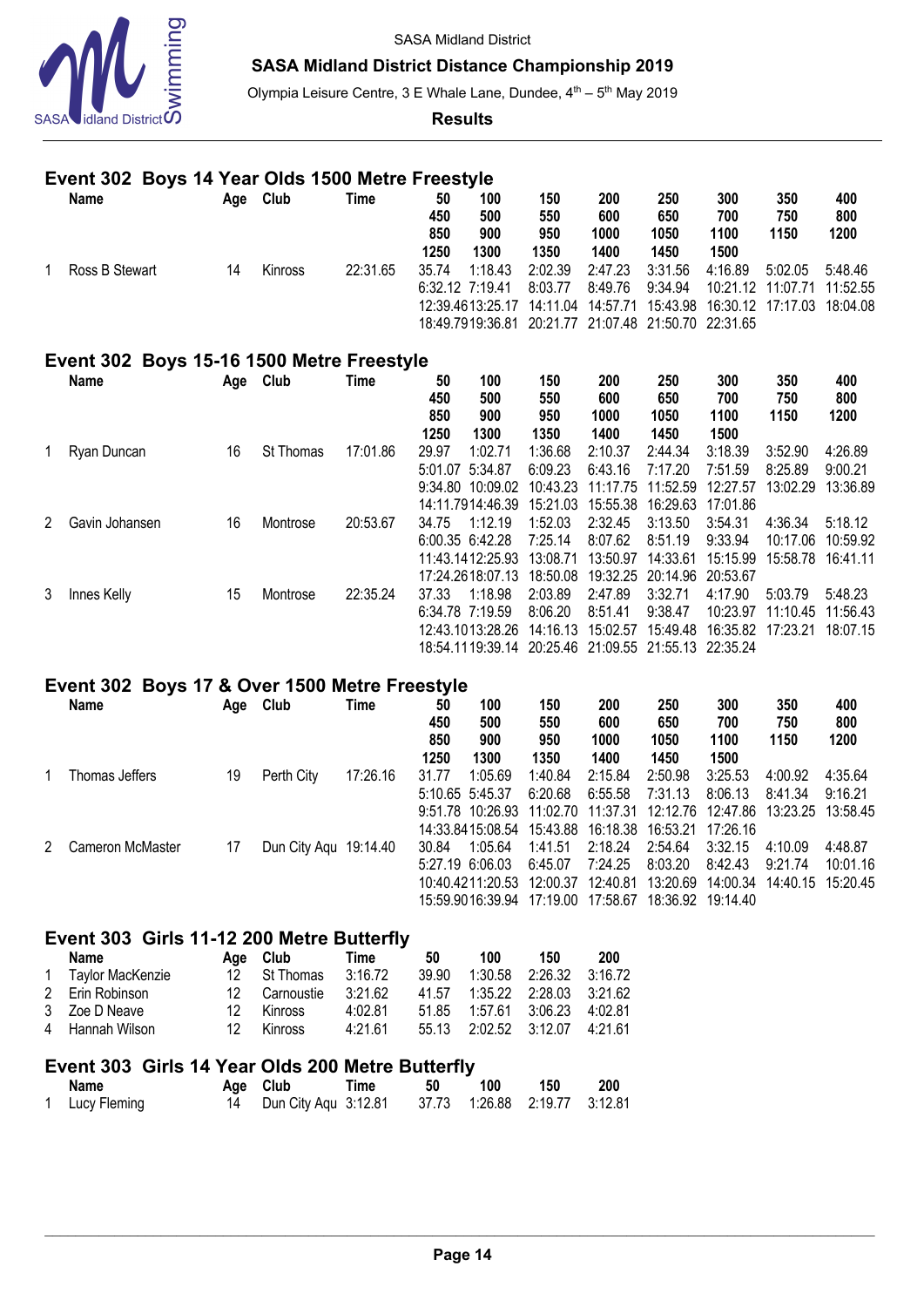SASA Midland District

**SASA Midland District Distance Championship 2019**

Olympia Leisure Centre, 3 E Whale Lane, Dundee, 4th – 5th May 2019

**Results**

### Event 302 Boys 14 Year Olds 1500 Metre Freestyle

| | Name | Age | Club | Time | 50 | 100 | 150 | 200 | 250 | 300 | 350 | 400 |
|---|---|---|---|---|---|---|---|---|---|---|---|---|
| | | | | | 450 | 500 | 550 | 600 | 650 | 700 | 750 | 800 |
| | | | | | 850 | 900 | 950 | 1000 | 1050 | 1100 | 1150 | 1200 |
| | | | | | 1250 | 1300 | 1350 | 1400 | 1450 | 1500 | | |
| 1 | Ross B Stewart | 14 | Kinross | 22:31.65 | 35.74 | 1:18.43 | 2:02.39 | 2:47.23 | 3:31.56 | 4:16.89 | 5:02.05 | 5:48.46 |
| | | | | | 6:32.12 | 7:19.41 | 8:03.77 | 8:49.76 | 9:34.94 | 10:21.12 | 11:07.71 | 11:52.55 |
| | | | | | 12:39.46 | 13:25.17 | 14:11.04 | 14:57.71 | 15:43.98 | 16:30.12 | 17:17.03 | 18:04.08 |
| | | | | | 18:49.79 | 19:36.81 | 20:21.77 | 21:07.48 | 21:50.70 | 22:31.65 | | |

### Event 302 Boys 15-16 1500 Metre Freestyle

| | Name | Age | Club | Time | 50 | 100 | 150 | 200 | 250 | 300 | 350 | 400 |
|---|---|---|---|---|---|---|---|---|---|---|---|---|
| | | | | | 450 | 500 | 550 | 600 | 650 | 700 | 750 | 800 |
| | | | | | 850 | 900 | 950 | 1000 | 1050 | 1100 | 1150 | 1200 |
| | | | | | 1250 | 1300 | 1350 | 1400 | 1450 | 1500 | | |
| 1 | Ryan Duncan | 16 | St Thomas | 17:01.86 | 29.97 | 1:02.71 | 1:36.68 | 2:10.37 | 2:44.34 | 3:18.39 | 3:52.90 | 4:26.89 |
| | | | | | 5:01.07 | 5:34.87 | 6:09.23 | 6:43.16 | 7:17.20 | 7:51.59 | 8:25.89 | 9:00.21 |
| | | | | | 9:34.80 | 10:09.02 | 10:43.23 | 11:17.75 | 11:52.59 | 12:27.57 | 13:02.29 | 13:36.89 |
| | | | | | 14:11.79 | 14:46.39 | 15:21.03 | 15:55.38 | 16:29.63 | 17:01.86 | | |
| 2 | Gavin Johansen | 16 | Montrose | 20:53.67 | 34.75 | 1:12.19 | 1:52.03 | 2:32.45 | 3:13.50 | 3:54.31 | 4:36.34 | 5:18.12 |
| | | | | | 6:00.35 | 6:42.28 | 7:25.14 | 8:07.62 | 8:51.19 | 9:33.94 | 10:17.06 | 10:59.92 |
| | | | | | 11:43.14 | 12:25.93 | 13:08.71 | 13:50.97 | 14:33.61 | 15:15.99 | 15:58.78 | 16:41.11 |
| | | | | | 17:24.26 | 18:07.13 | 18:50.08 | 19:32.25 | 20:14.96 | 20:53.67 | | |
| 3 | Innes Kelly | 15 | Montrose | 22:35.24 | 37.33 | 1:18.98 | 2:03.89 | 2:47.89 | 3:32.71 | 4:17.90 | 5:03.79 | 5:48.23 |
| | | | | | 6:34.78 | 7:19.59 | 8:06.20 | 8:51.41 | 9:38.47 | 10:23.97 | 11:10.45 | 11:56.43 |
| | | | | | 12:43.10 | 13:28.26 | 14:16.13 | 15:02.57 | 15:49.48 | 16:35.82 | 17:23.21 | 18:07.15 |
| | | | | | 18:54.11 | 19:39.14 | 20:25.46 | 21:09.55 | 21:55.13 | 22:35.24 | | |

### Event 302 Boys 17 & Over 1500 Metre Freestyle

| | Name | Age | Club | Time | 50 | 100 | 150 | 200 | 250 | 300 | 350 | 400 |
|---|---|---|---|---|---|---|---|---|---|---|---|---|
| | | | | | 450 | 500 | 550 | 600 | 650 | 700 | 750 | 800 |
| | | | | | 850 | 900 | 950 | 1000 | 1050 | 1100 | 1150 | 1200 |
| | | | | | 1250 | 1300 | 1350 | 1400 | 1450 | 1500 | | |
| 1 | Thomas Jeffers | 19 | Perth City | 17:26.16 | 31.77 | 1:05.69 | 1:40.84 | 2:15.84 | 2:50.98 | 3:25.53 | 4:00.92 | 4:35.64 |
| | | | | | 5:10.65 | 5:45.37 | 6:20.68 | 6:55.58 | 7:31.13 | 8:06.13 | 8:41.34 | 9:16.21 |
| | | | | | 9:51.78 | 10:26.93 | 11:02.70 | 11:37.31 | 12:12.76 | 12:47.86 | 13:23.25 | 13:58.45 |
| | | | | | 14:33.84 | 15:08.54 | 15:43.88 | 16:18.38 | 16:53.21 | 17:26.16 | | |
| 2 | Cameron McMaster | 17 | Dun City Aqu | 19:14.40 | 30.84 | 1:05.64 | 1:41.51 | 2:18.24 | 2:54.64 | 3:32.15 | 4:10.09 | 4:48.87 |
| | | | | | 5:27.19 | 6:06.03 | 6:45.07 | 7:24.25 | 8:03.20 | 8:42.43 | 9:21.74 | 10:01.16 |
| | | | | | 10:40.42 | 11:20.53 | 12:00.37 | 12:40.81 | 13:20.69 | 14:00.34 | 14:40.15 | 15:20.45 |
| | | | | | 15:59.90 | 16:39.94 | 17:19.00 | 17:58.67 | 18:36.92 | 19:14.40 | | |

### Event 303 Girls 11-12 200 Metre Butterfly

| | Name | Age | Club | Time | 50 | 100 | 150 | 200 |
|---|---|---|---|---|---|---|---|---|
| 1 | Taylor MacKenzie | 12 | St Thomas | 3:16.72 | 39.90 | 1:30.58 | 2:26.32 | 3:16.72 |
| 2 | Erin Robinson | 12 | Carnoustie | 3:21.62 | 41.57 | 1:35.22 | 2:28.03 | 3:21.62 |
| 3 | Zoe D Neave | 12 | Kinross | 4:02.81 | 51.85 | 1:57.61 | 3:06.23 | 4:02.81 |
| 4 | Hannah Wilson | 12 | Kinross | 4:21.61 | 55.13 | 2:02.52 | 3:12.07 | 4:21.61 |

### Event 303 Girls 14 Year Olds 200 Metre Butterfly

| | Name | Age | Club | Time | 50 | 100 | 150 | 200 |
|---|---|---|---|---|---|---|---|---|
| 1 | Lucy Fleming | 14 | Dun City Aqu | 3:12.81 | 37.73 | 1:26.88 | 2:19.77 | 3:12.81 |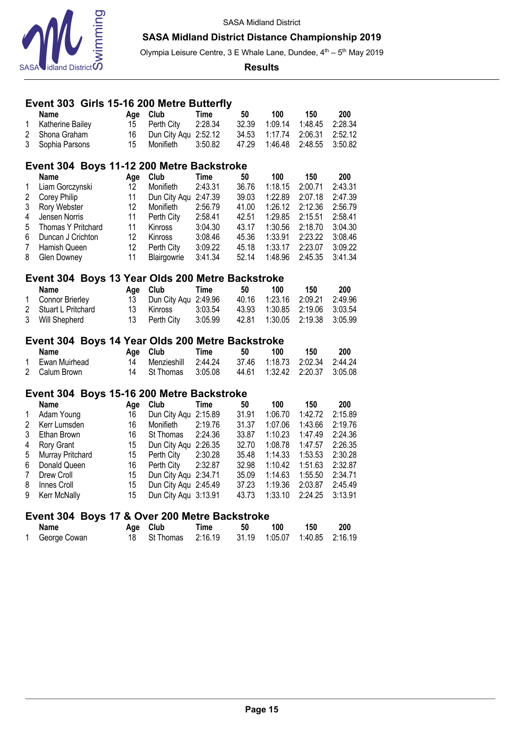SASA Midland District

**SASA Midland District Distance Championship 2019**

Olympia Leisure Centre, 3 E Whale Lane, Dundee, 4th – 5th May 2019

**Results**

### Event 303 Girls 15-16 200 Metre Butterfly

| | Name | Age | Club | Time | 50 | 100 | 150 | 200 |
|---|---|---|---|---|---|---|---|---|
| 1 | Katherine Bailey | 15 | Perth City | 2:28.34 | 32.39 | 1:09.14 | 1:48.45 | 2:28.34 |
| 2 | Shona Graham | 16 | Dun City Aqu | 2:52.12 | 34.53 | 1:17.74 | 2:06.31 | 2:52.12 |
| 3 | Sophia Parsons | 15 | Monifieth | 3:50.82 | 47.29 | 1:46.48 | 2:48.55 | 3:50.82 |

### Event 304 Boys 11-12 200 Metre Backstroke

| | Name | Age | Club | Time | 50 | 100 | 150 | 200 |
|---|---|---|---|---|---|---|---|---|
| 1 | Liam Gorczynski | 12 | Monifieth | 2:43.31 | 36.76 | 1:18.15 | 2:00.71 | 2:43.31 |
| 2 | Corey Philip | 11 | Dun City Aqu | 2:47.39 | 39.03 | 1:22.89 | 2:07.18 | 2:47.39 |
| 3 | Rory Webster | 12 | Monifieth | 2:56.79 | 41.00 | 1:26.12 | 2:12.36 | 2:56.79 |
| 4 | Jensen Norris | 11 | Perth City | 2:58.41 | 42.51 | 1:29.85 | 2:15.51 | 2:58.41 |
| 5 | Thomas Y Pritchard | 11 | Kinross | 3:04.30 | 43.17 | 1:30.56 | 2:18.70 | 3:04.30 |
| 6 | Duncan J Crichton | 12 | Kinross | 3:08.46 | 45.36 | 1:33.91 | 2:23.22 | 3:08.46 |
| 7 | Hamish Queen | 12 | Perth City | 3:09.22 | 45.18 | 1:33.17 | 2:23.07 | 3:09.22 |
| 8 | Glen Downey | 11 | Blairgowrie | 3:41.34 | 52.14 | 1:48.96 | 2:45.35 | 3:41.34 |

### Event 304 Boys 13 Year Olds 200 Metre Backstroke

| | Name | Age | Club | Time | 50 | 100 | 150 | 200 |
|---|---|---|---|---|---|---|---|---|
| 1 | Connor Brierley | 13 | Dun City Aqu | 2:49.96 | 40.16 | 1:23.16 | 2:09.21 | 2:49.96 |
| 2 | Stuart L Pritchard | 13 | Kinross | 3:03.54 | 43.93 | 1:30.85 | 2:19.06 | 3:03.54 |
| 3 | Will Shepherd | 13 | Perth City | 3:05.99 | 42.81 | 1:30.05 | 2:19.38 | 3:05.99 |

### Event 304 Boys 14 Year Olds 200 Metre Backstroke

| | Name | Age | Club | Time | 50 | 100 | 150 | 200 |
|---|---|---|---|---|---|---|---|---|
| 1 | Ewan Muirhead | 14 | Menzieshill | 2:44.24 | 37.46 | 1:18.73 | 2:02.34 | 2:44.24 |
| 2 | Calum Brown | 14 | St Thomas | 3:05.08 | 44.61 | 1:32.42 | 2:20.37 | 3:05.08 |

### Event 304 Boys 15-16 200 Metre Backstroke

| | Name | Age | Club | Time | 50 | 100 | 150 | 200 |
|---|---|---|---|---|---|---|---|---|
| 1 | Adam Young | 16 | Dun City Aqu | 2:15.89 | 31.91 | 1:06.70 | 1:42.72 | 2:15.89 |
| 2 | Kerr Lumsden | 16 | Monifieth | 2:19.76 | 31.37 | 1:07.06 | 1:43.66 | 2:19.76 |
| 3 | Ethan Brown | 16 | St Thomas | 2:24.36 | 33.87 | 1:10.23 | 1:47.49 | 2:24.36 |
| 4 | Rory Grant | 15 | Dun City Aqu | 2:26.35 | 32.70 | 1:08.78 | 1:47.57 | 2:26.35 |
| 5 | Murray Pritchard | 15 | Perth City | 2:30.28 | 35.48 | 1:14.33 | 1:53.53 | 2:30.28 |
| 6 | Donald Queen | 16 | Perth City | 2:32.87 | 32.98 | 1:10.42 | 1:51.63 | 2:32.87 |
| 7 | Drew Croll | 15 | Dun City Aqu | 2:34.71 | 35.09 | 1:14.63 | 1:55.50 | 2:34.71 |
| 8 | Innes Croll | 15 | Dun City Aqu | 2:45.49 | 37.23 | 1:19.36 | 2:03.87 | 2:45.49 |
| 9 | Kerr McNally | 15 | Dun City Aqu | 3:13.91 | 43.73 | 1:33.10 | 2:24.25 | 3:13.91 |

### Event 304 Boys 17 & Over 200 Metre Backstroke

| | Name | Age | Club | Time | 50 | 100 | 150 | 200 |
|---|---|---|---|---|---|---|---|---|
| 1 | George Cowan | 18 | St Thomas | 2:16.19 | 31.19 | 1:05.07 | 1:40.85 | 2:16.19 |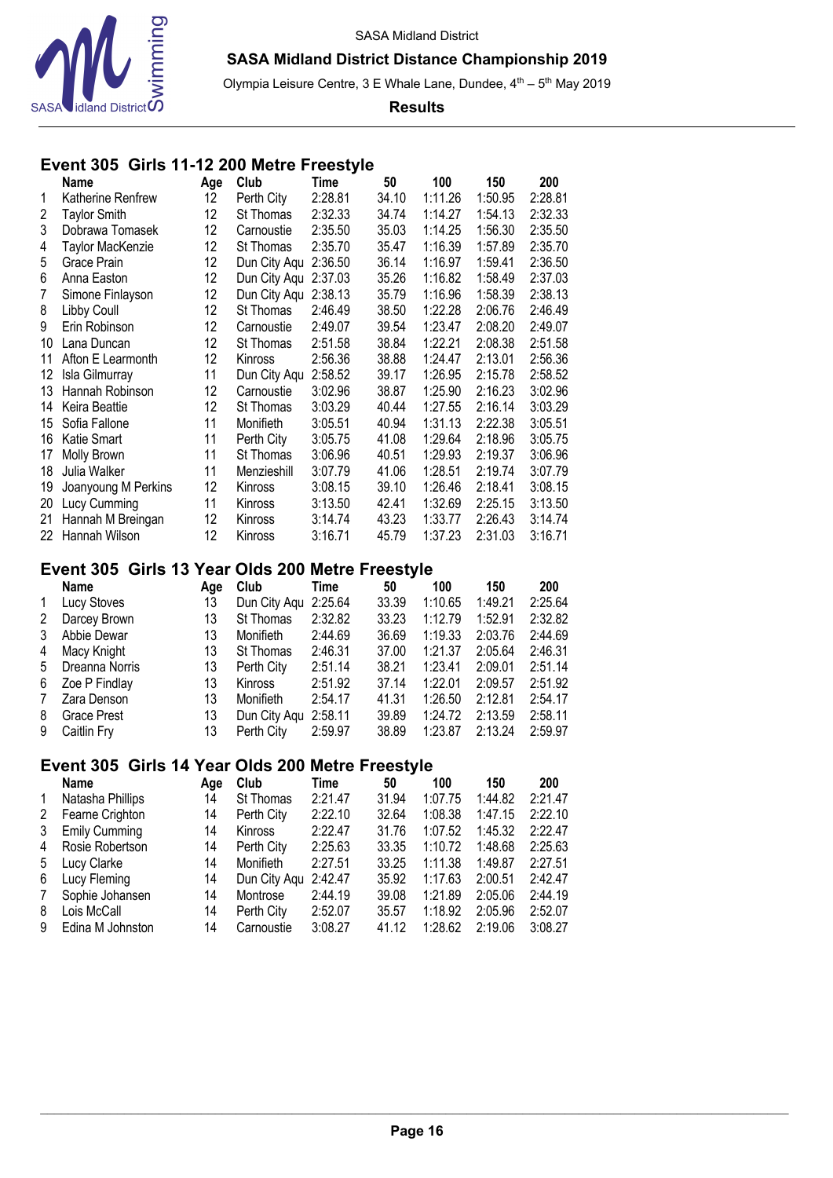SASA Midland District

## SASA Midland District Distance Championship 2019

Olympia Leisure Centre, 3 E Whale Lane, Dundee, 4th – 5th May 2019

**Results**

### Event 305 Girls 11-12 200 Metre Freestyle

| | Name | Age | Club | Time | 50 | 100 | 150 | 200 |
|---|---|---|---|---|---|---|---|---|
| 1 | Katherine Renfrew | 12 | Perth City | 2:28.81 | 34.10 | 1:11.26 | 1:50.95 | 2:28.81 |
| 2 | Taylor Smith | 12 | St Thomas | 2:32.33 | 34.74 | 1:14.27 | 1:54.13 | 2:32.33 |
| 3 | Dobrawa Tomasek | 12 | Carnoustie | 2:35.50 | 35.03 | 1:14.25 | 1:56.30 | 2:35.50 |
| 4 | Taylor MacKenzie | 12 | St Thomas | 2:35.70 | 35.47 | 1:16.39 | 1:57.89 | 2:35.70 |
| 5 | Grace Prain | 12 | Dun City Aqu | 2:36.50 | 36.14 | 1:16.97 | 1:59.41 | 2:36.50 |
| 6 | Anna Easton | 12 | Dun City Aqu | 2:37.03 | 35.26 | 1:16.82 | 1:58.49 | 2:37.03 |
| 7 | Simone Finlayson | 12 | Dun City Aqu | 2:38.13 | 35.79 | 1:16.96 | 1:58.39 | 2:38.13 |
| 8 | Libby Coull | 12 | St Thomas | 2:46.49 | 38.50 | 1:22.28 | 2:06.76 | 2:46.49 |
| 9 | Erin Robinson | 12 | Carnoustie | 2:49.07 | 39.54 | 1:23.47 | 2:08.20 | 2:49.07 |
| 10 | Lana Duncan | 12 | St Thomas | 2:51.58 | 38.84 | 1:22.21 | 2:08.38 | 2:51.58 |
| 11 | Afton E Learmonth | 12 | Kinross | 2:56.36 | 38.88 | 1:24.47 | 2:13.01 | 2:56.36 |
| 12 | Isla Gilmurray | 11 | Dun City Aqu | 2:58.52 | 39.17 | 1:26.95 | 2:15.78 | 2:58.52 |
| 13 | Hannah Robinson | 12 | Carnoustie | 3:02.96 | 38.87 | 1:25.90 | 2:16.23 | 3:02.96 |
| 14 | Keira Beattie | 12 | St Thomas | 3:03.29 | 40.44 | 1:27.55 | 2:16.14 | 3:03.29 |
| 15 | Sofia Fallone | 11 | Monifieth | 3:05.51 | 40.94 | 1:31.13 | 2:22.38 | 3:05.51 |
| 16 | Katie Smart | 11 | Perth City | 3:05.75 | 41.08 | 1:29.64 | 2:18.96 | 3:05.75 |
| 17 | Molly Brown | 11 | St Thomas | 3:06.96 | 40.51 | 1:29.93 | 2:19.37 | 3:06.96 |
| 18 | Julia Walker | 11 | Menzieshill | 3:07.79 | 41.06 | 1:28.51 | 2:19.74 | 3:07.79 |
| 19 | Joanyoung M Perkins | 12 | Kinross | 3:08.15 | 39.10 | 1:26.46 | 2:18.41 | 3:08.15 |
| 20 | Lucy Cumming | 11 | Kinross | 3:13.50 | 42.41 | 1:32.69 | 2:25.15 | 3:13.50 |
| 21 | Hannah M Breingan | 12 | Kinross | 3:14.74 | 43.23 | 1:33.77 | 2:26.43 | 3:14.74 |
| 22 | Hannah Wilson | 12 | Kinross | 3:16.71 | 45.79 | 1:37.23 | 2:31.03 | 3:16.71 |

### Event 305 Girls 13 Year Olds 200 Metre Freestyle

| | Name | Age | Club | Time | 50 | 100 | 150 | 200 |
|---|---|---|---|---|---|---|---|---|
| 1 | Lucy Stoves | 13 | Dun City Aqu | 2:25.64 | 33.39 | 1:10.65 | 1:49.21 | 2:25.64 |
| 2 | Darcey Brown | 13 | St Thomas | 2:32.82 | 33.23 | 1:12.79 | 1:52.91 | 2:32.82 |
| 3 | Abbie Dewar | 13 | Monifieth | 2:44.69 | 36.69 | 1:19.33 | 2:03.76 | 2:44.69 |
| 4 | Macy Knight | 13 | St Thomas | 2:46.31 | 37.00 | 1:21.37 | 2:05.64 | 2:46.31 |
| 5 | Dreanna Norris | 13 | Perth City | 2:51.14 | 38.21 | 1:23.41 | 2:09.01 | 2:51.14 |
| 6 | Zoe P Findlay | 13 | Kinross | 2:51.92 | 37.14 | 1:22.01 | 2:09.57 | 2:51.92 |
| 7 | Zara Denson | 13 | Monifieth | 2:54.17 | 41.31 | 1:26.50 | 2:12.81 | 2:54.17 |
| 8 | Grace Prest | 13 | Dun City Aqu | 2:58.11 | 39.89 | 1:24.72 | 2:13.59 | 2:58.11 |
| 9 | Caitlin Fry | 13 | Perth City | 2:59.97 | 38.89 | 1:23.87 | 2:13.24 | 2:59.97 |

### Event 305 Girls 14 Year Olds 200 Metre Freestyle

| | Name | Age | Club | Time | 50 | 100 | 150 | 200 |
|---|---|---|---|---|---|---|---|---|
| 1 | Natasha Phillips | 14 | St Thomas | 2:21.47 | 31.94 | 1:07.75 | 1:44.82 | 2:21.47 |
| 2 | Fearne Crighton | 14 | Perth City | 2:22.10 | 32.64 | 1:08.38 | 1:47.15 | 2:22.10 |
| 3 | Emily Cumming | 14 | Kinross | 2:22.47 | 31.76 | 1:07.52 | 1:45.32 | 2:22.47 |
| 4 | Rosie Robertson | 14 | Perth City | 2:25.63 | 33.35 | 1:10.72 | 1:48.68 | 2:25.63 |
| 5 | Lucy Clarke | 14 | Monifieth | 2:27.51 | 33.25 | 1:11.38 | 1:49.87 | 2:27.51 |
| 6 | Lucy Fleming | 14 | Dun City Aqu | 2:42.47 | 35.92 | 1:17.63 | 2:00.51 | 2:42.47 |
| 7 | Sophie Johansen | 14 | Montrose | 2:44.19 | 39.08 | 1:21.89 | 2:05.06 | 2:44.19 |
| 8 | Lois McCall | 14 | Perth City | 2:52.07 | 35.57 | 1:18.92 | 2:05.96 | 2:52.07 |
| 9 | Edina M Johnston | 14 | Carnoustie | 3:08.27 | 41.12 | 1:28.62 | 2:19.06 | 3:08.27 |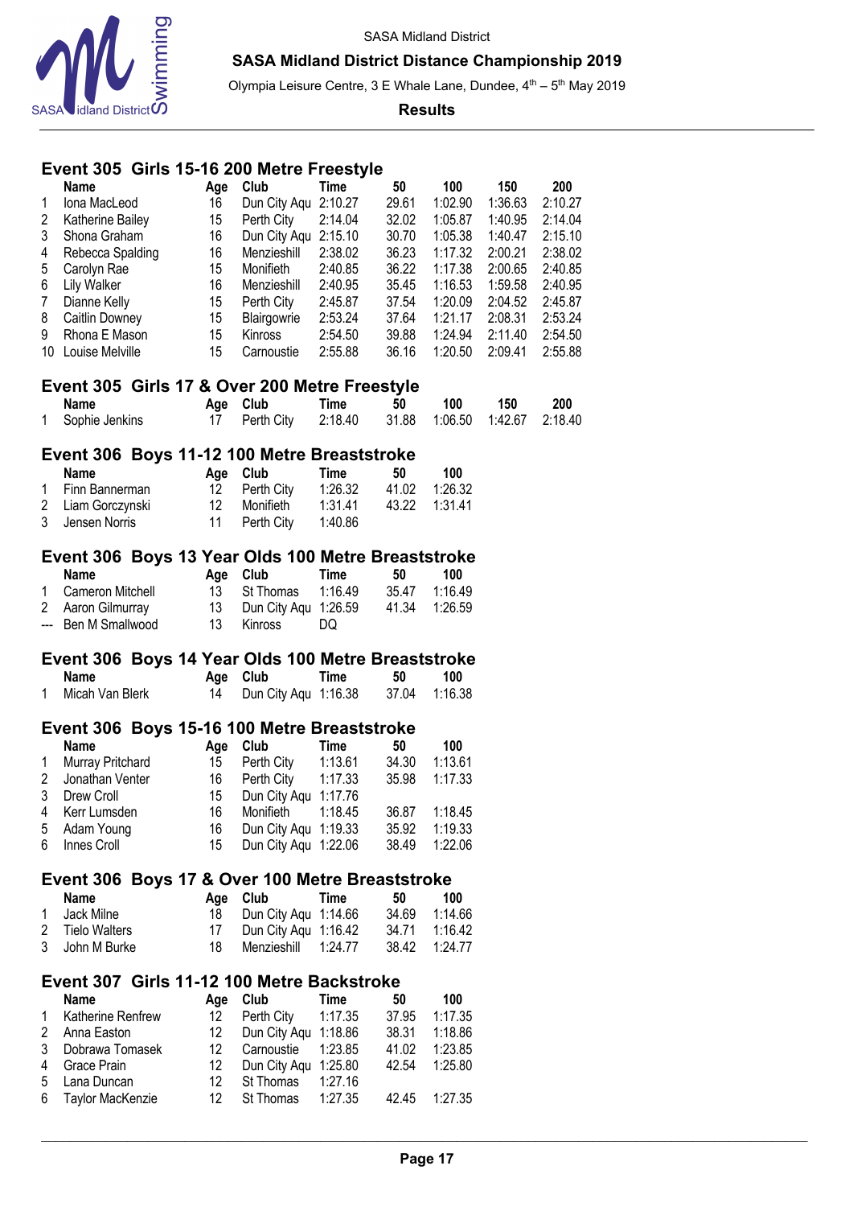## Event 305 Girls 15-16 200 Metre Freestyle

| | Name | Age | Club | Time | 50 | 100 | 150 | 200 |
|---|---|---|---|---|---|---|---|---|
| 1 | Iona MacLeod | 16 | Dun City Aqu | 2:10.27 | 29.61 | 1:02.90 | 1:36.63 | 2:10.27 |
| 2 | Katherine Bailey | 15 | Perth City | 2:14.04 | 32.02 | 1:05.87 | 1:40.95 | 2:14.04 |
| 3 | Shona Graham | 16 | Dun City Aqu | 2:15.10 | 30.70 | 1:05.38 | 1:40.47 | 2:15.10 |
| 4 | Rebecca Spalding | 16 | Menzieshill | 2:38.02 | 36.23 | 1:17.32 | 2:00.21 | 2:38.02 |
| 5 | Carolyn Rae | 15 | Monifieth | 2:40.85 | 36.22 | 1:17.38 | 2:00.65 | 2:40.85 |
| 6 | Lily Walker | 16 | Menzieshill | 2:40.95 | 35.45 | 1:16.53 | 1:59.58 | 2:40.95 |
| 7 | Dianne Kelly | 15 | Perth City | 2:45.87 | 37.54 | 1:20.09 | 2:04.52 | 2:45.87 |
| 8 | Caitlin Downey | 15 | Blairgowrie | 2:53.24 | 37.64 | 1:21.17 | 2:08.31 | 2:53.24 |
| 9 | Rhona E Mason | 15 | Kinross | 2:54.50 | 39.88 | 1:24.94 | 2:11.40 | 2:54.50 |
| 10 | Louise Melville | 15 | Carnoustie | 2:55.88 | 36.16 | 1:20.50 | 2:09.41 | 2:55.88 |

## Event 305 Girls 17 & Over 200 Metre Freestyle

| | Name | Age | Club | Time | 50 | 100 | 150 | 200 |
|---|---|---|---|---|---|---|---|---|
| 1 | Sophie Jenkins | 17 | Perth City | 2:18.40 | 31.88 | 1:06.50 | 1:42.67 | 2:18.40 |

## Event 306 Boys 11-12 100 Metre Breaststroke

| | Name | Age | Club | Time | 50 | 100 |
|---|---|---|---|---|---|---|
| 1 | Finn Bannerman | 12 | Perth City | 1:26.32 | 41.02 | 1:26.32 |
| 2 | Liam Gorczynski | 12 | Monifieth | 1:31.41 | 43.22 | 1:31.41 |
| 3 | Jensen Norris | 11 | Perth City | 1:40.86 | | |

## Event 306 Boys 13 Year Olds 100 Metre Breaststroke

| | Name | Age | Club | Time | 50 | 100 |
|---|---|---|---|---|---|---|
| 1 | Cameron Mitchell | 13 | St Thomas | 1:16.49 | 35.47 | 1:16.49 |
| 2 | Aaron Gilmurray | 13 | Dun City Aqu | 1:26.59 | 41.34 | 1:26.59 |
| --- | Ben M Smallwood | 13 | Kinross | DQ | | |

## Event 306 Boys 14 Year Olds 100 Metre Breaststroke

| | Name | Age | Club | Time | 50 | 100 |
|---|---|---|---|---|---|---|
| 1 | Micah Van Blerk | 14 | Dun City Aqu | 1:16.38 | 37.04 | 1:16.38 |

## Event 306 Boys 15-16 100 Metre Breaststroke

| | Name | Age | Club | Time | 50 | 100 |
|---|---|---|---|---|---|---|
| 1 | Murray Pritchard | 15 | Perth City | 1:13.61 | 34.30 | 1:13.61 |
| 2 | Jonathan Venter | 16 | Perth City | 1:17.33 | 35.98 | 1:17.33 |
| 3 | Drew Croll | 15 | Dun City Aqu | 1:17.76 | | |
| 4 | Kerr Lumsden | 16 | Monifieth | 1:18.45 | 36.87 | 1:18.45 |
| 5 | Adam Young | 16 | Dun City Aqu | 1:19.33 | 35.92 | 1:19.33 |
| 6 | Innes Croll | 15 | Dun City Aqu | 1:22.06 | 38.49 | 1:22.06 |

## Event 306 Boys 17 & Over 100 Metre Breaststroke

| | Name | Age | Club | Time | 50 | 100 |
|---|---|---|---|---|---|---|
| 1 | Jack Milne | 18 | Dun City Aqu | 1:14.66 | 34.69 | 1:14.66 |
| 2 | Tielo Walters | 17 | Dun City Aqu | 1:16.42 | 34.71 | 1:16.42 |
| 3 | John M Burke | 18 | Menzieshill | 1:24.77 | 38.42 | 1:24.77 |

## Event 307 Girls 11-12 100 Metre Backstroke

| | Name | Age | Club | Time | 50 | 100 |
|---|---|---|---|---|---|---|
| 1 | Katherine Renfrew | 12 | Perth City | 1:17.35 | 37.95 | 1:17.35 |
| 2 | Anna Easton | 12 | Dun City Aqu | 1:18.86 | 38.31 | 1:18.86 |
| 3 | Dobrawa Tomasek | 12 | Carnoustie | 1:23.85 | 41.02 | 1:23.85 |
| 4 | Grace Prain | 12 | Dun City Aqu | 1:25.80 | 42.54 | 1:25.80 |
| 5 | Lana Duncan | 12 | St Thomas | 1:27.16 | | |
| 6 | Taylor MacKenzie | 12 | St Thomas | 1:27.35 | 42.45 | 1:27.35 |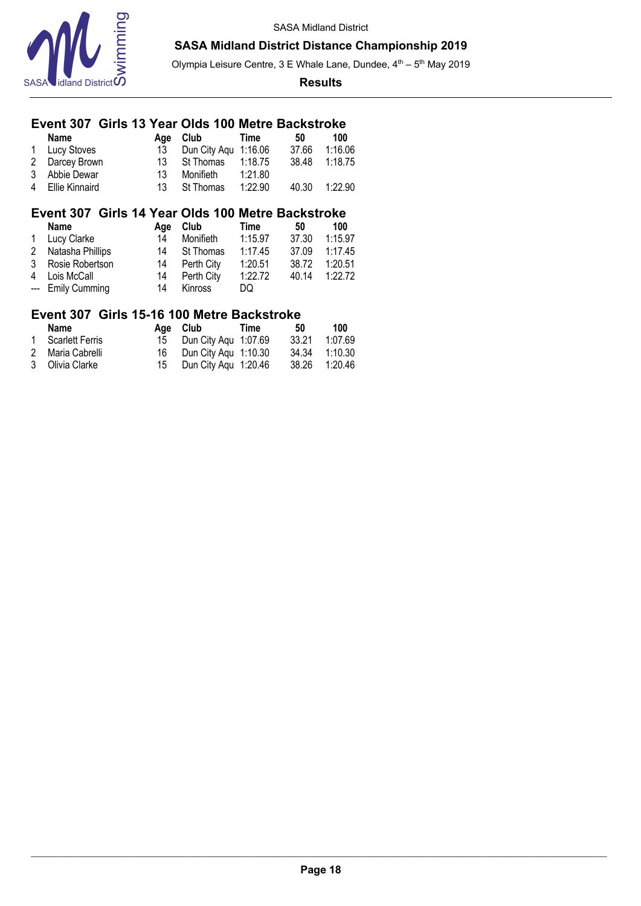SASA Midland District

**SASA Midland District Distance Championship 2019**

Olympia Leisure Centre, 3 E Whale Lane, Dundee, 4th – 5th May 2019

**Results**

## Event 307 Girls 13 Year Olds 100 Metre Backstroke

| | Name | Age | Club | Time | 50 | 100 |
|---|---|---|---|---|---|---|
| 1 | Lucy Stoves | 13 | Dun City Aqu | 1:16.06 | 37.66 | 1:16.06 |
| 2 | Darcey Brown | 13 | St Thomas | 1:18.75 | 38.48 | 1:18.75 |
| 3 | Abbie Dewar | 13 | Monifieth | 1:21.80 | | |
| 4 | Ellie Kinnaird | 13 | St Thomas | 1:22.90 | 40.30 | 1:22.90 |

## Event 307 Girls 14 Year Olds 100 Metre Backstroke

| | Name | Age | Club | Time | 50 | 100 |
|---|---|---|---|---|---|---|
| 1 | Lucy Clarke | 14 | Monifieth | 1:15.97 | 37.30 | 1:15.97 |
| 2 | Natasha Phillips | 14 | St Thomas | 1:17.45 | 37.09 | 1:17.45 |
| 3 | Rosie Robertson | 14 | Perth City | 1:20.51 | 38.72 | 1:20.51 |
| 4 | Lois McCall | 14 | Perth City | 1:22.72 | 40.14 | 1:22.72 |
| --- | Emily Cumming | 14 | Kinross | DQ | | |

## Event 307 Girls 15-16 100 Metre Backstroke

| | Name | Age | Club | Time | 50 | 100 |
|---|---|---|---|---|---|---|
| 1 | Scarlett Ferris | 15 | Dun City Aqu | 1:07.69 | 33.21 | 1:07.69 |
| 2 | Maria Cabrelli | 16 | Dun City Aqu | 1:10.30 | 34.34 | 1:10.30 |
| 3 | Olivia Clarke | 15 | Dun City Aqu | 1:20.46 | 38.26 | 1:20.46 |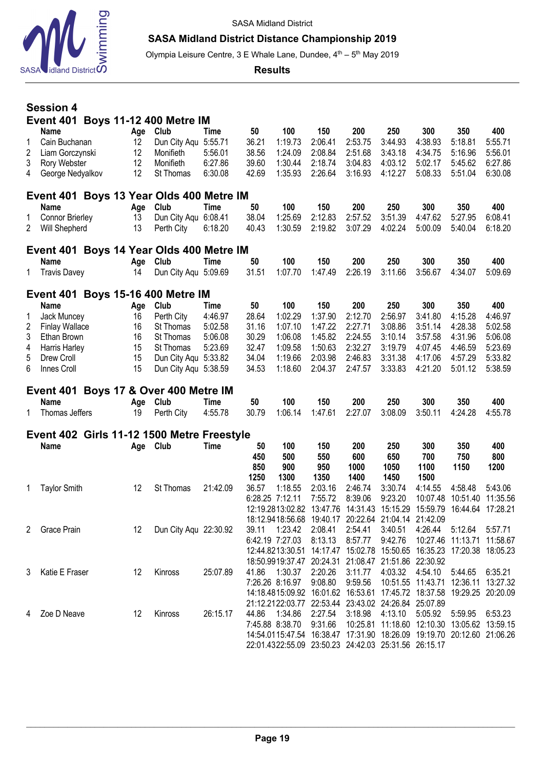SASA Midland District

**SASA Midland District Distance Championship 2019**

Olympia Leisure Centre, 3 E Whale Lane, Dundee, 4th – 5th May 2019

**Results**

## Session 4

### Event 401 Boys 11-12 400 Metre IM

| | Name | Age | Club | Time | 50 | 100 | 150 | 200 | 250 | 300 | 350 | 400 |
|---|---|---|---|---|---|---|---|---|---|---|---|---|
| 1 | Cain Buchanan | 12 | Dun City Aqu | 5:55.71 | 36.21 | 1:19.73 | 2:06.41 | 2:53.75 | 3:44.93 | 4:38.93 | 5:18.81 | 5:55.71 |
| 2 | Liam Gorczynski | 12 | Monifieth | 5:56.01 | 38.56 | 1:24.09 | 2:08.84 | 2:51.68 | 3:43.18 | 4:34.75 | 5:16.96 | 5:56.01 |
| 3 | Rory Webster | 12 | Monifieth | 6:27.86 | 39.60 | 1:30.44 | 2:18.74 | 3:04.83 | 4:03.12 | 5:02.17 | 5:45.62 | 6:27.86 |
| 4 | George Nedyalkov | 12 | St Thomas | 6:30.08 | 42.69 | 1:35.93 | 2:26.64 | 3:16.93 | 4:12.27 | 5:08.33 | 5:51.04 | 6:30.08 |

### Event 401 Boys 13 Year Olds 400 Metre IM

| | Name | Age | Club | Time | 50 | 100 | 150 | 200 | 250 | 300 | 350 | 400 |
|---|---|---|---|---|---|---|---|---|---|---|---|---|
| 1 | Connor Brierley | 13 | Dun City Aqu | 6:08.41 | 38.04 | 1:25.69 | 2:12.83 | 2:57.52 | 3:51.39 | 4:47.62 | 5:27.95 | 6:08.41 |
| 2 | Will Shepherd | 13 | Perth City | 6:18.20 | 40.43 | 1:30.59 | 2:19.82 | 3:07.29 | 4:02.24 | 5:00.09 | 5:40.04 | 6:18.20 |

### Event 401 Boys 14 Year Olds 400 Metre IM

| | Name | Age | Club | Time | 50 | 100 | 150 | 200 | 250 | 300 | 350 | 400 |
|---|---|---|---|---|---|---|---|---|---|---|---|---|
| 1 | Travis Davey | 14 | Dun City Aqu | 5:09.69 | 31.51 | 1:07.70 | 1:47.49 | 2:26.19 | 3:11.66 | 3:56.67 | 4:34.07 | 5:09.69 |

### Event 401 Boys 15-16 400 Metre IM

| | Name | Age | Club | Time | 50 | 100 | 150 | 200 | 250 | 300 | 350 | 400 |
|---|---|---|---|---|---|---|---|---|---|---|---|---|
| 1 | Jack Muncey | 16 | Perth City | 4:46.97 | 28.64 | 1:02.29 | 1:37.90 | 2:12.70 | 2:56.97 | 3:41.80 | 4:15.28 | 4:46.97 |
| 2 | Finlay Wallace | 16 | St Thomas | 5:02.58 | 31.16 | 1:07.10 | 1:47.22 | 2:27.71 | 3:08.86 | 3:51.14 | 4:28.38 | 5:02.58 |
| 3 | Ethan Brown | 16 | St Thomas | 5:06.08 | 30.29 | 1:06.08 | 1:45.82 | 2:24.55 | 3:10.14 | 3:57.58 | 4:31.96 | 5:06.08 |
| 4 | Harris Harley | 15 | St Thomas | 5:23.69 | 32.47 | 1:09.58 | 1:50.63 | 2:32.27 | 3:19.79 | 4:07.45 | 4:46.59 | 5:23.69 |
| 5 | Drew Croll | 15 | Dun City Aqu | 5:33.82 | 34.04 | 1:19.66 | 2:03.98 | 2:46.83 | 3:31.38 | 4:17.06 | 4:57.29 | 5:33.82 |
| 6 | Innes Croll | 15 | Dun City Aqu | 5:38.59 | 34.53 | 1:18.60 | 2:04.37 | 2:47.57 | 3:33.83 | 4:21.20 | 5:01.12 | 5:38.59 |

### Event 401 Boys 17 & Over 400 Metre IM

| | Name | Age | Club | Time | 50 | 100 | 150 | 200 | 250 | 300 | 350 | 400 |
|---|---|---|---|---|---|---|---|---|---|---|---|---|
| 1 | Thomas Jeffers | 19 | Perth City | 4:55.78 | 30.79 | 1:06.14 | 1:47.61 | 2:27.07 | 3:08.09 | 3:50.11 | 4:24.28 | 4:55.78 |

### Event 402 Girls 11-12 1500 Metre Freestyle

| | Name | Age | Club | Time | 50 / 450 / 850 / 1250 | 100 / 500 / 900 / 1300 | 150 / 550 / 950 / 1350 | 200 / 600 / 1000 / 1400 | 250 / 650 / 1050 / 1450 | 300 / 700 / 1100 / 1500 | 350 / 750 / 1150 | 400 / 800 / 1200 |
|---|---|---|---|---|---|---|---|---|---|---|---|---|
| 1 | Taylor Smith | 12 | St Thomas | 21:42.09 | 36.57 | 1:18.55 | 2:03.16 | 2:46.74 | 3:30.74 | 4:14.55 | 4:58.48 | 5:43.06 |
| | | | | | 6:28.25 | 7:12.11 | 7:55.72 | 8:39.06 | 9:23.20 | 10:07.48 | 10:51.40 | 11:35.56 |
| | | | | | 12:19.28 | 13:02.82 | 13:47.76 | 14:31.43 | 15:15.29 | 15:59.79 | 16:44.64 | 17:28.21 |
| | | | | | 18:12.94 | 18:56.68 | 19:40.17 | 20:22.64 | 21:04.14 | 21:42.09 | | |
| 2 | Grace Prain | 12 | Dun City Aqu | 22:30.92 | 39.11 | 1:23.42 | 2:08.41 | 2:54.41 | 3:40.51 | 4:26.44 | 5:12.64 | 5:57.71 |
| | | | | | 6:42.19 | 7:27.03 | 8:13.13 | 8:57.77 | 9:42.76 | 10:27.46 | 11:13.71 | 11:58.67 |
| | | | | | 12:44.82 | 13:30.51 | 14:17.47 | 15:02.78 | 15:50.65 | 16:35.23 | 17:20.38 | 18:05.23 |
| | | | | | 18:50.99 | 19:37.47 | 20:24.31 | 21:08.47 | 21:51.86 | 22:30.92 | | |
| 3 | Katie E Fraser | 12 | Kinross | 25:07.89 | 41.86 | 1:30.37 | 2:20.26 | 3:11.77 | 4:03.32 | 4:54.10 | 5:44.65 | 6:35.21 |
| | | | | | 7:26.26 | 8:16.97 | 9:08.80 | 9:59.56 | 10:51.55 | 11:43.71 | 12:36.11 | 13:27.32 |
| | | | | | 14:18.48 | 15:09.92 | 16:01.62 | 16:53.61 | 17:45.72 | 18:37.58 | 19:29.25 | 20:20.09 |
| | | | | | 21:12.21 | 22:03.77 | 22:53.44 | 23:43.02 | 24:26.84 | 25:07.89 | | |
| 4 | Zoe D Neave | 12 | Kinross | 26:15.17 | 44.86 | 1:34.86 | 2:27.54 | 3:18.98 | 4:13.10 | 5:05.92 | 5:59.95 | 6:53.23 |
| | | | | | 7:45.88 | 8:38.70 | 9:31.66 | 10:25.81 | 11:18.60 | 12:10.30 | 13:05.62 | 13:59.15 |
| | | | | | 14:54.01 | 15:47.54 | 16:38.47 | 17:31.90 | 18:26.09 | 19:19.70 | 20:12.60 | 21:06.26 |
| | | | | | 22:01.43 | 22:55.09 | 23:50.23 | 24:42.03 | 25:31.56 | 26:15.17 | | |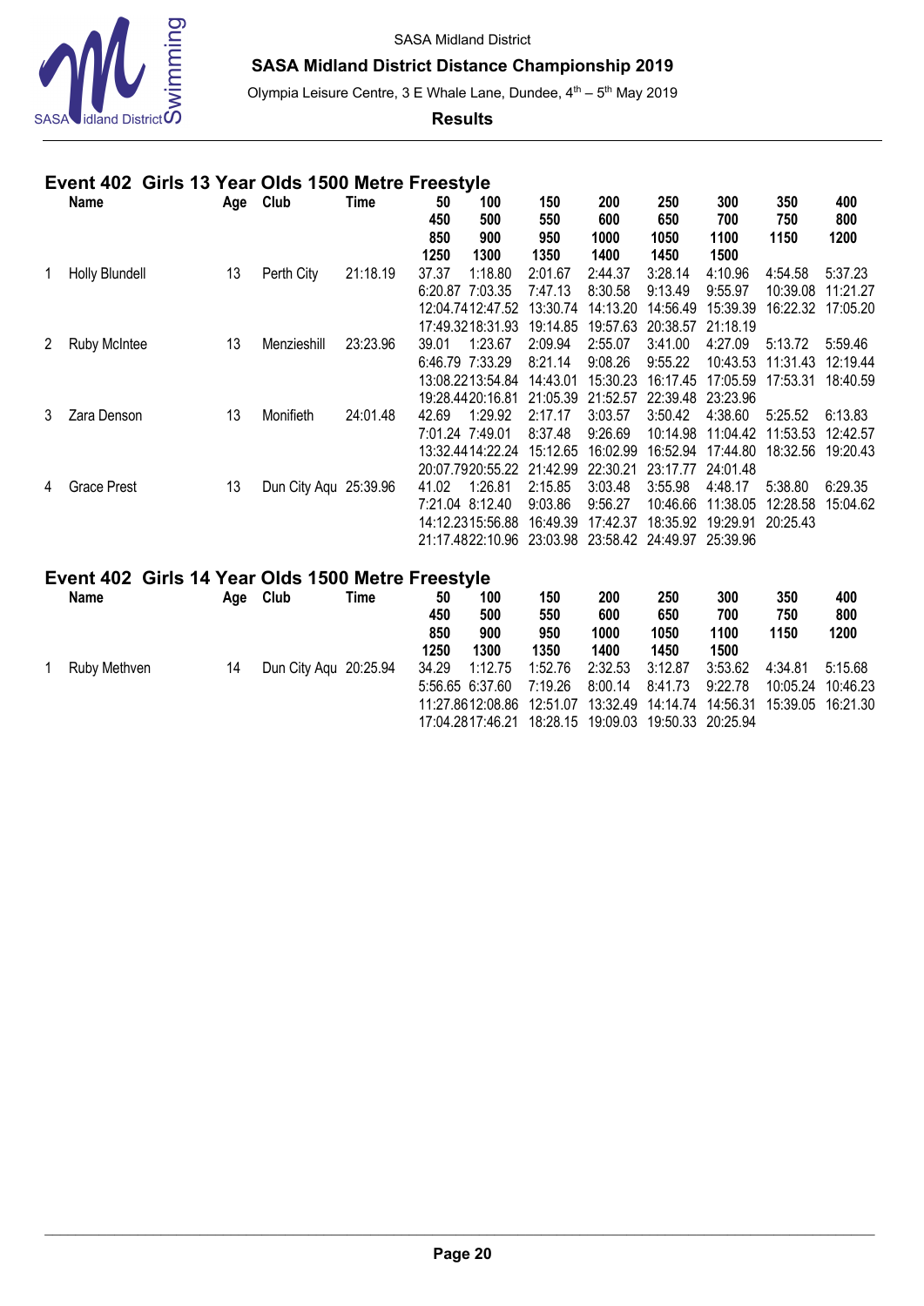SASA Midland District

**SASA Midland District Distance Championship 2019**

Olympia Leisure Centre, 3 E Whale Lane, Dundee, 4th – 5th May 2019

**Results**

## Event 402 Girls 13 Year Olds 1500 Metre Freestyle

| | Name | Age | Club | Time | 50 / 450 / 850 / 1250 | 100 / 500 / 900 / 1300 | 150 / 550 / 950 / 1350 | 200 / 600 / 1000 / 1400 | 250 / 650 / 1050 / 1450 | 300 / 700 / 1100 / 1500 | 350 / 750 / 1150 | 400 / 800 / 1200 |
|---|---|---|---|---|---|---|---|---|---|---|---|---|
| 1 | Holly Blundell | 13 | Perth City | 21:18.19 | 37.37 | 1:18.80 | 2:01.67 | 2:44.37 | 3:28.14 | 4:10.96 | 4:54.58 | 5:37.23 |
| | | | | | 6:20.87 | 7:03.35 | 7:47.13 | 8:30.58 | 9:13.49 | 9:55.97 | 10:39.08 | 11:21.27 |
| | | | | | 12:04.74 | 12:47.52 | 13:30.74 | 14:13.20 | 14:56.49 | 15:39.39 | 16:22.32 | 17:05.20 |
| | | | | | 17:49.32 | 18:31.93 | 19:14.85 | 19:57.63 | 20:38.57 | 21:18.19 | | |
| 2 | Ruby McIntee | 13 | Menzieshill | 23:23.96 | 39.01 | 1:23.67 | 2:09.94 | 2:55.07 | 3:41.00 | 4:27.09 | 5:13.72 | 5:59.46 |
| | | | | | 6:46.79 | 7:33.29 | 8:21.14 | 9:08.26 | 9:55.22 | 10:43.53 | 11:31.43 | 12:19.44 |
| | | | | | 13:08.22 | 13:54.84 | 14:43.01 | 15:30.23 | 16:17.45 | 17:05.59 | 17:53.31 | 18:40.59 |
| | | | | | 19:28.44 | 20:16.81 | 21:05.39 | 21:52.57 | 22:39.48 | 23:23.96 | | |
| 3 | Zara Denson | 13 | Monifieth | 24:01.48 | 42.69 | 1:29.92 | 2:17.17 | 3:03.57 | 3:50.42 | 4:38.60 | 5:25.52 | 6:13.83 |
| | | | | | 7:01.24 | 7:49.01 | 8:37.48 | 9:26.69 | 10:14.98 | 11:04.42 | 11:53.53 | 12:42.57 |
| | | | | | 13:32.44 | 14:22.24 | 15:12.65 | 16:02.99 | 16:52.94 | 17:44.80 | 18:32.56 | 19:20.43 |
| | | | | | 20:07.79 | 20:55.22 | 21:42.99 | 22:30.21 | 23:17.77 | 24:01.48 | | |
| 4 | Grace Prest | 13 | Dun City Aqu | 25:39.96 | 41.02 | 1:26.81 | 2:15.85 | 3:03.48 | 3:55.98 | 4:48.17 | 5:38.80 | 6:29.35 |
| | | | | | 7:21.04 | 8:12.40 | 9:03.86 | 9:56.27 | 10:46.66 | 11:38.05 | 12:28.58 | 15:04.62 |
| | | | | | 14:12.23 | 15:56.88 | 16:49.39 | 17:42.37 | 18:35.92 | 19:29.91 | 20:25.43 | |
| | | | | | 21:17.48 | 22:10.96 | 23:03.98 | 23:58.42 | 24:49.97 | 25:39.96 | | |

## Event 402 Girls 14 Year Olds 1500 Metre Freestyle

| | Name | Age | Club | Time | 50 / 450 / 850 / 1250 | 100 / 500 / 900 / 1300 | 150 / 550 / 950 / 1350 | 200 / 600 / 1000 / 1400 | 250 / 650 / 1050 / 1450 | 300 / 700 / 1100 / 1500 | 350 / 750 / 1150 | 400 / 800 / 1200 |
|---|---|---|---|---|---|---|---|---|---|---|---|---|
| 1 | Ruby Methven | 14 | Dun City Aqu | 20:25.94 | 34.29 | 1:12.75 | 1:52.76 | 2:32.53 | 3:12.87 | 3:53.62 | 4:34.81 | 5:15.68 |
| | | | | | 5:56.65 | 6:37.60 | 7:19.26 | 8:00.14 | 8:41.73 | 9:22.78 | 10:05.24 | 10:46.23 |
| | | | | | 11:27.86 | 12:08.86 | 12:51.07 | 13:32.49 | 14:14.74 | 14:56.31 | 15:39.05 | 16:21.30 |
| | | | | | 17:04.28 | 17:46.21 | 18:28.15 | 19:09.03 | 19:50.33 | 20:25.94 | | |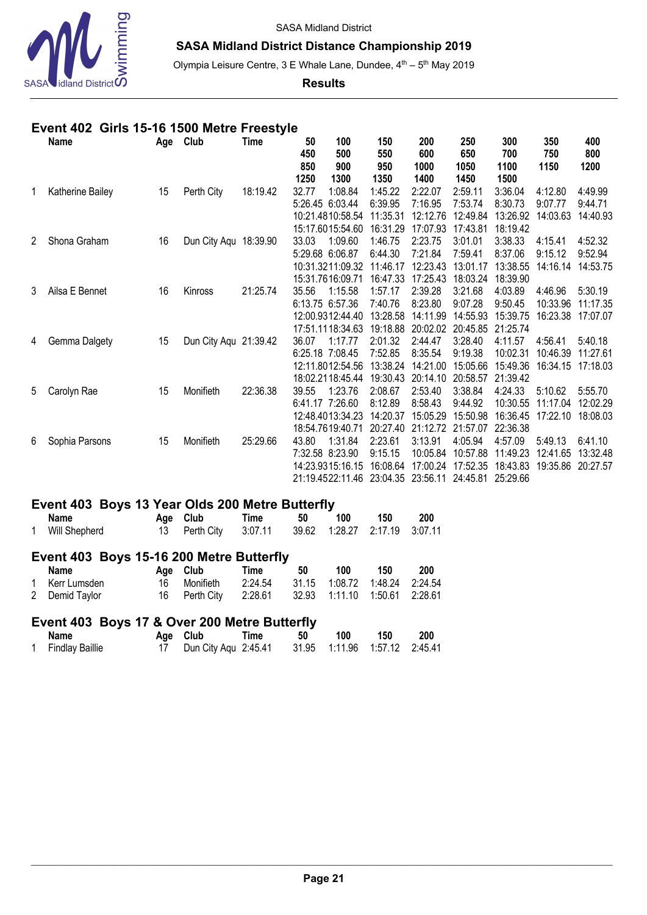SASA Midland District

**SASA Midland District Distance Championship 2019**

Olympia Leisure Centre, 3 E Whale Lane, Dundee, 4th – 5th May 2019

**Results**

## Event 402 Girls 15-16 1500 Metre Freestyle

| | Name | Age | Club | Time | 50 / 450 / 850 / 1250 | 100 / 500 / 900 / 1300 | 150 / 550 / 950 / 1350 | 200 / 600 / 1000 / 1400 | 250 / 650 / 1050 / 1450 | 300 / 700 / 1100 / 1500 | 350 / 750 / 1150 | 400 / 800 / 1200 |
|---|---|---|---|---|---|---|---|---|---|---|---|---|
| 1 | Katherine Bailey | 15 | Perth City | 18:19.42 | 32.77 | 1:08.84 | 1:45.22 | 2:22.07 | 2:59.11 | 3:36.04 | 4:12.80 | 4:49.99 |
| | | | | | 5:26.45 | 6:03.44 | 6:39.95 | 7:16.95 | 7:53.74 | 8:30.73 | 9:07.77 | 9:44.71 |
| | | | | | 10:21.48 | 10:58.54 | 11:35.31 | 12:12.76 | 12:49.84 | 13:26.92 | 14:03.63 | 14:40.93 |
| | | | | | 15:17.60 | 15:54.60 | 16:31.29 | 17:07.93 | 17:43.81 | 18:19.42 | | |
| 2 | Shona Graham | 16 | Dun City Aqu | 18:39.90 | 33.03 | 1:09.60 | 1:46.75 | 2:23.75 | 3:01.01 | 3:38.33 | 4:15.41 | 4:52.32 |
| | | | | | 5:29.68 | 6:06.87 | 6:44.30 | 7:21.84 | 7:59.41 | 8:37.06 | 9:15.12 | 9:52.94 |
| | | | | | 10:31.32 | 11:09.32 | 11:46.17 | 12:23.43 | 13:01.17 | 13:38.55 | 14:16.14 | 14:53.75 |
| | | | | | 15:31.76 | 16:09.71 | 16:47.33 | 17:25.43 | 18:03.24 | 18:39.90 | | |
| 3 | Ailsa E Bennet | 16 | Kinross | 21:25.74 | 35.56 | 1:15.58 | 1:57.17 | 2:39.28 | 3:21.68 | 4:03.89 | 4:46.96 | 5:30.19 |
| | | | | | 6:13.75 | 6:57.36 | 7:40.76 | 8:23.80 | 9:07.28 | 9:50.45 | 10:33.96 | 11:17.35 |
| | | | | | 12:00.93 | 12:44.40 | 13:28.58 | 14:11.99 | 14:55.93 | 15:39.75 | 16:23.38 | 17:07.07 |
| | | | | | 17:51.11 | 18:34.63 | 19:18.88 | 20:02.02 | 20:45.85 | 21:25.74 | | |
| 4 | Gemma Dalgety | 15 | Dun City Aqu | 21:39.42 | 36.07 | 1:17.77 | 2:01.32 | 2:44.47 | 3:28.40 | 4:11.57 | 4:56.41 | 5:40.18 |
| | | | | | 6:25.18 | 7:08.45 | 7:52.85 | 8:35.54 | 9:19.38 | 10:02.31 | 10:46.39 | 11:27.61 |
| | | | | | 12:11.80 | 12:54.56 | 13:38.24 | 14:21.00 | 15:05.66 | 15:49.36 | 16:34.15 | 17:18.03 |
| | | | | | 18:02.21 | 18:45.44 | 19:30.43 | 20:14.10 | 20:58.57 | 21:39.42 | | |
| 5 | Carolyn Rae | 15 | Monifieth | 22:36.38 | 39.55 | 1:23.76 | 2:08.67 | 2:53.40 | 3:38.84 | 4:24.33 | 5:10.62 | 5:55.70 |
| | | | | | 6:41.17 | 7:26.60 | 8:12.89 | 8:58.43 | 9:44.92 | 10:30.55 | 11:17.04 | 12:02.29 |
| | | | | | 12:48.40 | 13:34.23 | 14:20.37 | 15:05.29 | 15:50.98 | 16:36.45 | 17:22.10 | 18:08.03 |
| | | | | | 18:54.76 | 19:40.71 | 20:27.40 | 21:12.72 | 21:57.07 | 22:36.38 | | |
| 6 | Sophia Parsons | 15 | Monifieth | 25:29.66 | 43.80 | 1:31.84 | 2:23.61 | 3:13.91 | 4:05.94 | 4:57.09 | 5:49.13 | 6:41.10 |
| | | | | | 7:32.58 | 8:23.90 | 9:15.15 | 10:05.84 | 10:57.88 | 11:49.23 | 12:41.65 | 13:32.48 |
| | | | | | 14:23.93 | 15:16.15 | 16:08.64 | 17:00.24 | 17:52.35 | 18:43.83 | 19:35.86 | 20:27.57 |
| | | | | | 21:19.45 | 22:11.46 | 23:04.35 | 23:56.11 | 24:45.81 | 25:29.66 | | |

## Event 403 Boys 13 Year Olds 200 Metre Butterfly

| | Name | Age | Club | Time | 50 | 100 | 150 | 200 |
|---|---|---|---|---|---|---|---|---|
| 1 | Will Shepherd | 13 | Perth City | 3:07.11 | 39.62 | 1:28.27 | 2:17.19 | 3:07.11 |

## Event 403 Boys 15-16 200 Metre Butterfly

| | Name | Age | Club | Time | 50 | 100 | 150 | 200 |
|---|---|---|---|---|---|---|---|---|
| 1 | Kerr Lumsden | 16 | Monifieth | 2:24.54 | 31.15 | 1:08.72 | 1:48.24 | 2:24.54 |
| 2 | Demid Taylor | 16 | Perth City | 2:28.61 | 32.93 | 1:11.10 | 1:50.61 | 2:28.61 |

## Event 403 Boys 17 & Over 200 Metre Butterfly

| | Name | Age | Club | Time | 50 | 100 | 150 | 200 |
|---|---|---|---|---|---|---|---|---|
| 1 | Findlay Baillie | 17 | Dun City Aqu | 2:45.41 | 31.95 | 1:11.96 | 1:57.12 | 2:45.41 |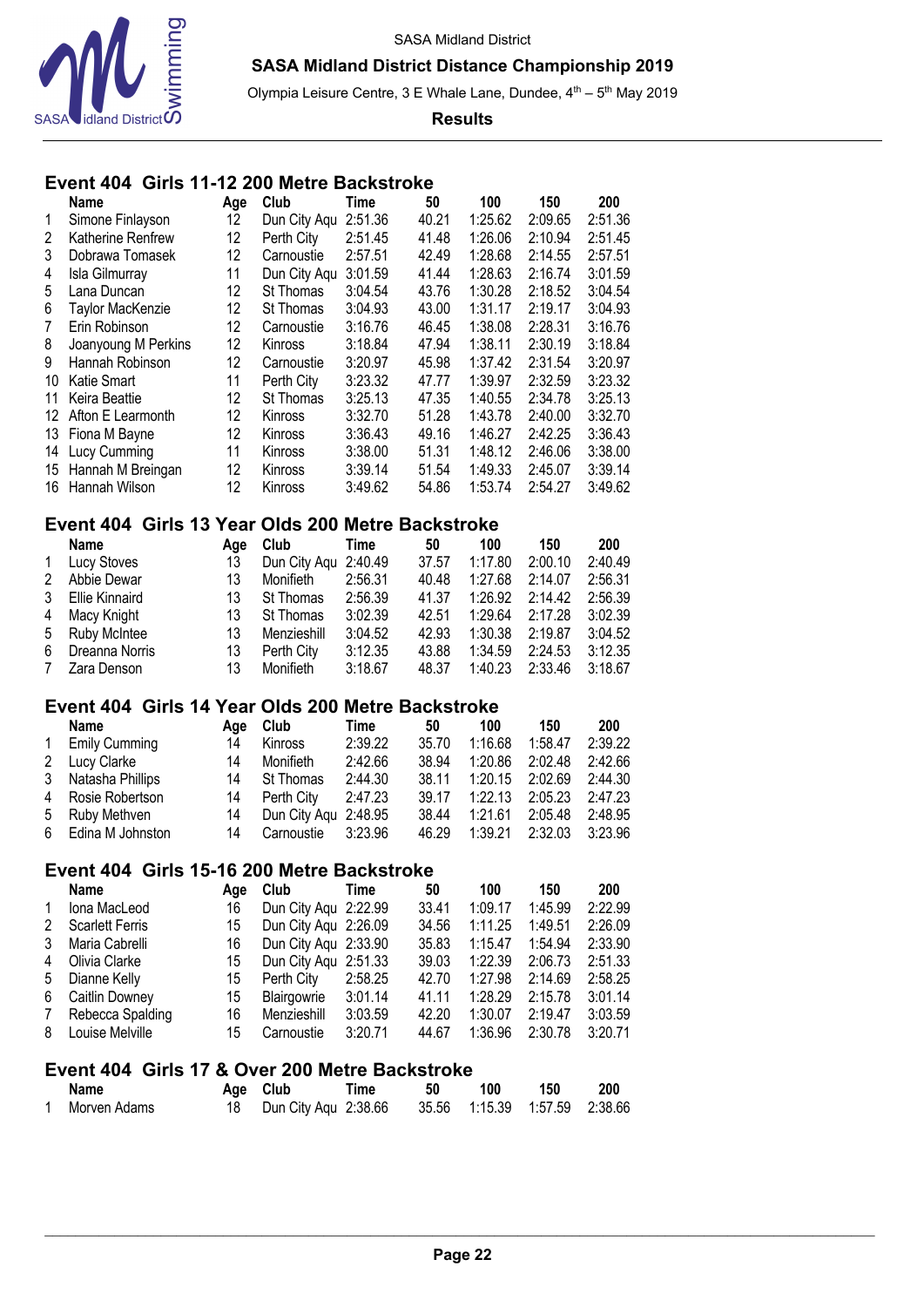SASA Midland District

**SASA Midland District Distance Championship 2019**

Olympia Leisure Centre, 3 E Whale Lane, Dundee, 4th – 5th May 2019

**Results**

## Event 404 Girls 11-12 200 Metre Backstroke

| | Name | Age | Club | Time | 50 | 100 | 150 | 200 |
|---|---|---|---|---|---|---|---|---|
| 1 | Simone Finlayson | 12 | Dun City Aqu | 2:51.36 | 40.21 | 1:25.62 | 2:09.65 | 2:51.36 |
| 2 | Katherine Renfrew | 12 | Perth City | 2:51.45 | 41.48 | 1:26.06 | 2:10.94 | 2:51.45 |
| 3 | Dobrawa Tomasek | 12 | Carnoustie | 2:57.51 | 42.49 | 1:28.68 | 2:14.55 | 2:57.51 |
| 4 | Isla Gilmurray | 11 | Dun City Aqu | 3:01.59 | 41.44 | 1:28.63 | 2:16.74 | 3:01.59 |
| 5 | Lana Duncan | 12 | St Thomas | 3:04.54 | 43.76 | 1:30.28 | 2:18.52 | 3:04.54 |
| 6 | Taylor MacKenzie | 12 | St Thomas | 3:04.93 | 43.00 | 1:31.17 | 2:19.17 | 3:04.93 |
| 7 | Erin Robinson | 12 | Carnoustie | 3:16.76 | 46.45 | 1:38.08 | 2:28.31 | 3:16.76 |
| 8 | Joanyoung M Perkins | 12 | Kinross | 3:18.84 | 47.94 | 1:38.11 | 2:30.19 | 3:18.84 |
| 9 | Hannah Robinson | 12 | Carnoustie | 3:20.97 | 45.98 | 1:37.42 | 2:31.54 | 3:20.97 |
| 10 | Katie Smart | 11 | Perth City | 3:23.32 | 47.77 | 1:39.97 | 2:32.59 | 3:23.32 |
| 11 | Keira Beattie | 12 | St Thomas | 3:25.13 | 47.35 | 1:40.55 | 2:34.78 | 3:25.13 |
| 12 | Afton E Learmonth | 12 | Kinross | 3:32.70 | 51.28 | 1:43.78 | 2:40.00 | 3:32.70 |
| 13 | Fiona M Bayne | 12 | Kinross | 3:36.43 | 49.16 | 1:46.27 | 2:42.25 | 3:36.43 |
| 14 | Lucy Cumming | 11 | Kinross | 3:38.00 | 51.31 | 1:48.12 | 2:46.06 | 3:38.00 |
| 15 | Hannah M Breingan | 12 | Kinross | 3:39.14 | 51.54 | 1:49.33 | 2:45.07 | 3:39.14 |
| 16 | Hannah Wilson | 12 | Kinross | 3:49.62 | 54.86 | 1:53.74 | 2:54.27 | 3:49.62 |

## Event 404 Girls 13 Year Olds 200 Metre Backstroke

| | Name | Age | Club | Time | 50 | 100 | 150 | 200 |
|---|---|---|---|---|---|---|---|---|
| 1 | Lucy Stoves | 13 | Dun City Aqu | 2:40.49 | 37.57 | 1:17.80 | 2:00.10 | 2:40.49 |
| 2 | Abbie Dewar | 13 | Monifieth | 2:56.31 | 40.48 | 1:27.68 | 2:14.07 | 2:56.31 |
| 3 | Ellie Kinnaird | 13 | St Thomas | 2:56.39 | 41.37 | 1:26.92 | 2:14.42 | 2:56.39 |
| 4 | Macy Knight | 13 | St Thomas | 3:02.39 | 42.51 | 1:29.64 | 2:17.28 | 3:02.39 |
| 5 | Ruby McIntee | 13 | Menzieshill | 3:04.52 | 42.93 | 1:30.38 | 2:19.87 | 3:04.52 |
| 6 | Dreanna Norris | 13 | Perth City | 3:12.35 | 43.88 | 1:34.59 | 2:24.53 | 3:12.35 |
| 7 | Zara Denson | 13 | Monifieth | 3:18.67 | 48.37 | 1:40.23 | 2:33.46 | 3:18.67 |

## Event 404 Girls 14 Year Olds 200 Metre Backstroke

| | Name | Age | Club | Time | 50 | 100 | 150 | 200 |
|---|---|---|---|---|---|---|---|---|
| 1 | Emily Cumming | 14 | Kinross | 2:39.22 | 35.70 | 1:16.68 | 1:58.47 | 2:39.22 |
| 2 | Lucy Clarke | 14 | Monifieth | 2:42.66 | 38.94 | 1:20.86 | 2:02.48 | 2:42.66 |
| 3 | Natasha Phillips | 14 | St Thomas | 2:44.30 | 38.11 | 1:20.15 | 2:02.69 | 2:44.30 |
| 4 | Rosie Robertson | 14 | Perth City | 2:47.23 | 39.17 | 1:22.13 | 2:05.23 | 2:47.23 |
| 5 | Ruby Methven | 14 | Dun City Aqu | 2:48.95 | 38.44 | 1:21.61 | 2:05.48 | 2:48.95 |
| 6 | Edina M Johnston | 14 | Carnoustie | 3:23.96 | 46.29 | 1:39.21 | 2:32.03 | 3:23.96 |

## Event 404 Girls 15-16 200 Metre Backstroke

| | Name | Age | Club | Time | 50 | 100 | 150 | 200 |
|---|---|---|---|---|---|---|---|---|
| 1 | Iona MacLeod | 16 | Dun City Aqu | 2:22.99 | 33.41 | 1:09.17 | 1:45.99 | 2:22.99 |
| 2 | Scarlett Ferris | 15 | Dun City Aqu | 2:26.09 | 34.56 | 1:11.25 | 1:49.51 | 2:26.09 |
| 3 | Maria Cabrelli | 16 | Dun City Aqu | 2:33.90 | 35.83 | 1:15.47 | 1:54.94 | 2:33.90 |
| 4 | Olivia Clarke | 15 | Dun City Aqu | 2:51.33 | 39.03 | 1:22.39 | 2:06.73 | 2:51.33 |
| 5 | Dianne Kelly | 15 | Perth City | 2:58.25 | 42.70 | 1:27.98 | 2:14.69 | 2:58.25 |
| 6 | Caitlin Downey | 15 | Blairgowrie | 3:01.14 | 41.11 | 1:28.29 | 2:15.78 | 3:01.14 |
| 7 | Rebecca Spalding | 16 | Menzieshill | 3:03.59 | 42.20 | 1:30.07 | 2:19.47 | 3:03.59 |
| 8 | Louise Melville | 15 | Carnoustie | 3:20.71 | 44.67 | 1:36.96 | 2:30.78 | 3:20.71 |

## Event 404 Girls 17 & Over 200 Metre Backstroke

| | Name | Age | Club | Time | 50 | 100 | 150 | 200 |
|---|---|---|---|---|---|---|---|---|
| 1 | Morven Adams | 18 | Dun City Aqu | 2:38.66 | 35.56 | 1:15.39 | 1:57.59 | 2:38.66 |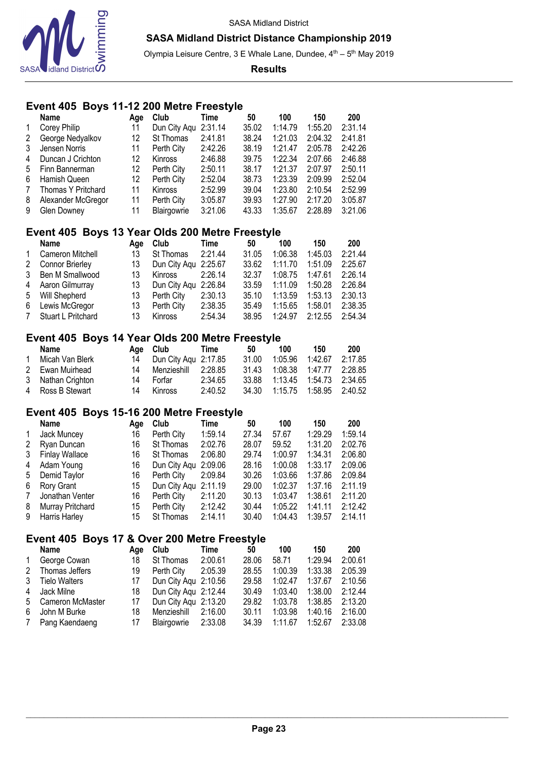SASA Midland District

**SASA Midland District Distance Championship 2019**

Olympia Leisure Centre, 3 E Whale Lane, Dundee, 4th – 5th May 2019

**Results**

## Event 405 Boys 11-12 200 Metre Freestyle

| | Name | Age | Club | Time | 50 | 100 | 150 | 200 |
|---|---|---|---|---|---|---|---|---|
| 1 | Corey Philip | 11 | Dun City Aqu | 2:31.14 | 35.02 | 1:14.79 | 1:55.20 | 2:31.14 |
| 2 | George Nedyalkov | 12 | St Thomas | 2:41.81 | 38.24 | 1:21.03 | 2:04.32 | 2:41.81 |
| 3 | Jensen Norris | 11 | Perth City | 2:42.26 | 38.19 | 1:21.47 | 2:05.78 | 2:42.26 |
| 4 | Duncan J Crichton | 12 | Kinross | 2:46.88 | 39.75 | 1:22.34 | 2:07.66 | 2:46.88 |
| 5 | Finn Bannerman | 12 | Perth City | 2:50.11 | 38.17 | 1:21.37 | 2:07.97 | 2:50.11 |
| 6 | Hamish Queen | 12 | Perth City | 2:52.04 | 38.73 | 1:23.39 | 2:09.99 | 2:52.04 |
| 7 | Thomas Y Pritchard | 11 | Kinross | 2:52.99 | 39.04 | 1:23.80 | 2:10.54 | 2:52.99 |
| 8 | Alexander McGregor | 11 | Perth City | 3:05.87 | 39.93 | 1:27.90 | 2:17.20 | 3:05.87 |
| 9 | Glen Downey | 11 | Blairgowrie | 3:21.06 | 43.33 | 1:35.67 | 2:28.89 | 3:21.06 |

## Event 405 Boys 13 Year Olds 200 Metre Freestyle

| | Name | Age | Club | Time | 50 | 100 | 150 | 200 |
|---|---|---|---|---|---|---|---|---|
| 1 | Cameron Mitchell | 13 | St Thomas | 2:21.44 | 31.05 | 1:06.38 | 1:45.03 | 2:21.44 |
| 2 | Connor Brierley | 13 | Dun City Aqu | 2:25.67 | 33.62 | 1:11.70 | 1:51.09 | 2:25.67 |
| 3 | Ben M Smallwood | 13 | Kinross | 2:26.14 | 32.37 | 1:08.75 | 1:47.61 | 2:26.14 |
| 4 | Aaron Gilmurray | 13 | Dun City Aqu | 2:26.84 | 33.59 | 1:11.09 | 1:50.28 | 2:26.84 |
| 5 | Will Shepherd | 13 | Perth City | 2:30.13 | 35.10 | 1:13.59 | 1:53.13 | 2:30.13 |
| 6 | Lewis McGregor | 13 | Perth City | 2:38.35 | 35.49 | 1:15.65 | 1:58.01 | 2:38.35 |
| 7 | Stuart L Pritchard | 13 | Kinross | 2:54.34 | 38.95 | 1:24.97 | 2:12.55 | 2:54.34 |

## Event 405 Boys 14 Year Olds 200 Metre Freestyle

| | Name | Age | Club | Time | 50 | 100 | 150 | 200 |
|---|---|---|---|---|---|---|---|---|
| 1 | Micah Van Blerk | 14 | Dun City Aqu | 2:17.85 | 31.00 | 1:05.96 | 1:42.67 | 2:17.85 |
| 2 | Ewan Muirhead | 14 | Menzieshill | 2:28.85 | 31.43 | 1:08.38 | 1:47.77 | 2:28.85 |
| 3 | Nathan Crighton | 14 | Forfar | 2:34.65 | 33.88 | 1:13.45 | 1:54.73 | 2:34.65 |
| 4 | Ross B Stewart | 14 | Kinross | 2:40.52 | 34.30 | 1:15.75 | 1:58.95 | 2:40.52 |

## Event 405 Boys 15-16 200 Metre Freestyle

| | Name | Age | Club | Time | 50 | 100 | 150 | 200 |
|---|---|---|---|---|---|---|---|---|
| 1 | Jack Muncey | 16 | Perth City | 1:59.14 | 27.34 | 57.67 | 1:29.29 | 1:59.14 |
| 2 | Ryan Duncan | 16 | St Thomas | 2:02.76 | 28.07 | 59.52 | 1:31.20 | 2:02.76 |
| 3 | Finlay Wallace | 16 | St Thomas | 2:06.80 | 29.74 | 1:00.97 | 1:34.31 | 2:06.80 |
| 4 | Adam Young | 16 | Dun City Aqu | 2:09.06 | 28.16 | 1:00.08 | 1:33.17 | 2:09.06 |
| 5 | Demid Taylor | 16 | Perth City | 2:09.84 | 30.26 | 1:03.66 | 1:37.86 | 2:09.84 |
| 6 | Rory Grant | 15 | Dun City Aqu | 2:11.19 | 29.00 | 1:02.37 | 1:37.16 | 2:11.19 |
| 7 | Jonathan Venter | 16 | Perth City | 2:11.20 | 30.13 | 1:03.47 | 1:38.61 | 2:11.20 |
| 8 | Murray Pritchard | 15 | Perth City | 2:12.42 | 30.44 | 1:05.22 | 1:41.11 | 2:12.42 |
| 9 | Harris Harley | 15 | St Thomas | 2:14.11 | 30.40 | 1:04.43 | 1:39.57 | 2:14.11 |

## Event 405 Boys 17 & Over 200 Metre Freestyle

| | Name | Age | Club | Time | 50 | 100 | 150 | 200 |
|---|---|---|---|---|---|---|---|---|
| 1 | George Cowan | 18 | St Thomas | 2:00.61 | 28.06 | 58.71 | 1:29.94 | 2:00.61 |
| 2 | Thomas Jeffers | 19 | Perth City | 2:05.39 | 28.55 | 1:00.39 | 1:33.38 | 2:05.39 |
| 3 | Tielo Walters | 17 | Dun City Aqu | 2:10.56 | 29.58 | 1:02.47 | 1:37.67 | 2:10.56 |
| 4 | Jack Milne | 18 | Dun City Aqu | 2:12.44 | 30.49 | 1:03.40 | 1:38.00 | 2:12.44 |
| 5 | Cameron McMaster | 17 | Dun City Aqu | 2:13.20 | 29.82 | 1:03.78 | 1:38.85 | 2:13.20 |
| 6 | John M Burke | 18 | Menzieshill | 2:16.00 | 30.11 | 1:03.98 | 1:40.16 | 2:16.00 |
| 7 | Pang Kaendaeng | 17 | Blairgowrie | 2:33.08 | 34.39 | 1:11.67 | 1:52.67 | 2:33.08 |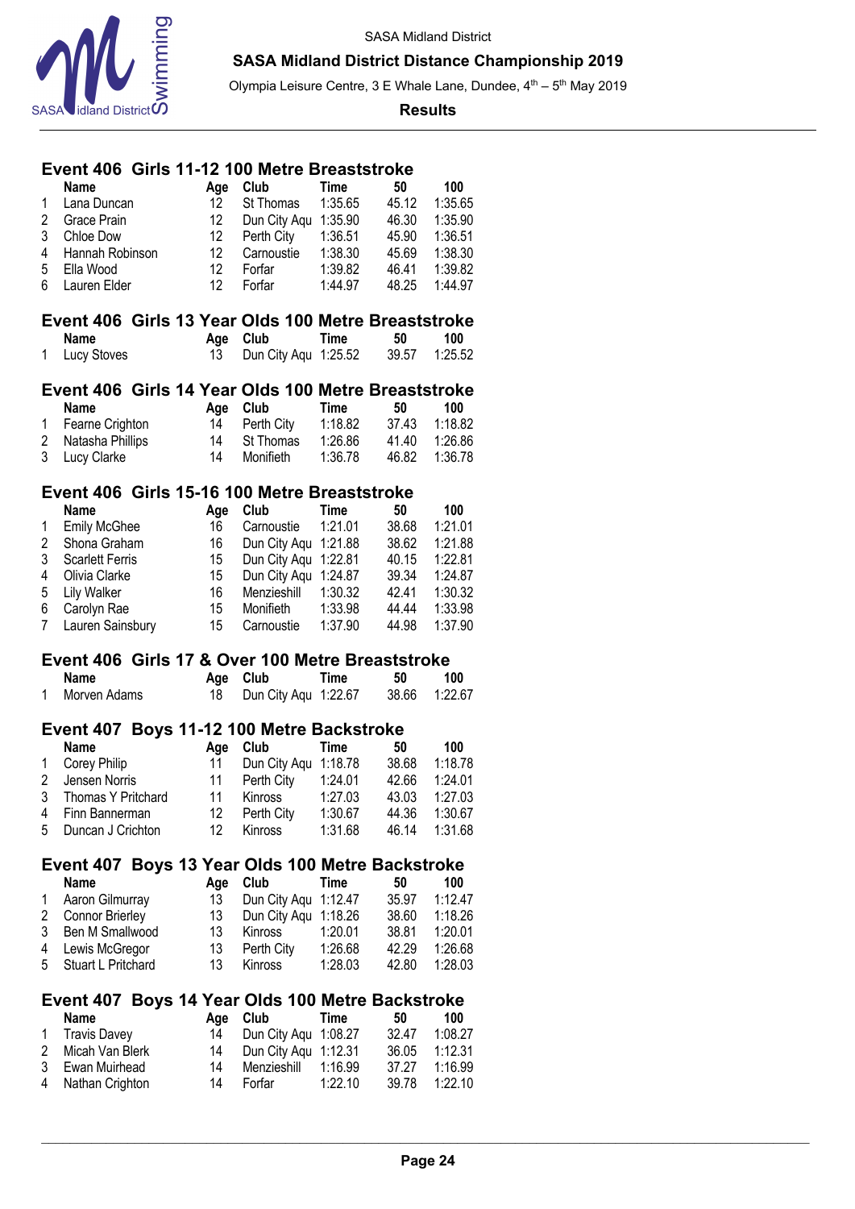SASA Midland District

## SASA Midland District Distance Championship 2019

Olympia Leisure Centre, 3 E Whale Lane, Dundee, 4th – 5th May 2019

### Results

### Event 406 Girls 11-12 100 Metre Breaststroke

| | Name | Age | Club | Time | 50 | 100 |
|---|---|---|---|---|---|---|
| 1 | Lana Duncan | 12 | St Thomas | 1:35.65 | 45.12 | 1:35.65 |
| 2 | Grace Prain | 12 | Dun City Aqu | 1:35.90 | 46.30 | 1:35.90 |
| 3 | Chloe Dow | 12 | Perth City | 1:36.51 | 45.90 | 1:36.51 |
| 4 | Hannah Robinson | 12 | Carnoustie | 1:38.30 | 45.69 | 1:38.30 |
| 5 | Ella Wood | 12 | Forfar | 1:39.82 | 46.41 | 1:39.82 |
| 6 | Lauren Elder | 12 | Forfar | 1:44.97 | 48.25 | 1:44.97 |

### Event 406 Girls 13 Year Olds 100 Metre Breaststroke

| | Name | Age | Club | Time | 50 | 100 |
|---|---|---|---|---|---|---|
| 1 | Lucy Stoves | 13 | Dun City Aqu | 1:25.52 | 39.57 | 1:25.52 |

### Event 406 Girls 14 Year Olds 100 Metre Breaststroke

| | Name | Age | Club | Time | 50 | 100 |
|---|---|---|---|---|---|---|
| 1 | Fearne Crighton | 14 | Perth City | 1:18.82 | 37.43 | 1:18.82 |
| 2 | Natasha Phillips | 14 | St Thomas | 1:26.86 | 41.40 | 1:26.86 |
| 3 | Lucy Clarke | 14 | Monifieth | 1:36.78 | 46.82 | 1:36.78 |

### Event 406 Girls 15-16 100 Metre Breaststroke

| | Name | Age | Club | Time | 50 | 100 |
|---|---|---|---|---|---|---|
| 1 | Emily McGhee | 16 | Carnoustie | 1:21.01 | 38.68 | 1:21.01 |
| 2 | Shona Graham | 16 | Dun City Aqu | 1:21.88 | 38.62 | 1:21.88 |
| 3 | Scarlett Ferris | 15 | Dun City Aqu | 1:22.81 | 40.15 | 1:22.81 |
| 4 | Olivia Clarke | 15 | Dun City Aqu | 1:24.87 | 39.34 | 1:24.87 |
| 5 | Lily Walker | 16 | Menzieshill | 1:30.32 | 42.41 | 1:30.32 |
| 6 | Carolyn Rae | 15 | Monifieth | 1:33.98 | 44.44 | 1:33.98 |
| 7 | Lauren Sainsbury | 15 | Carnoustie | 1:37.90 | 44.98 | 1:37.90 |

### Event 406 Girls 17 & Over 100 Metre Breaststroke

| | Name | Age | Club | Time | 50 | 100 |
|---|---|---|---|---|---|---|
| 1 | Morven Adams | 18 | Dun City Aqu | 1:22.67 | 38.66 | 1:22.67 |

### Event 407 Boys 11-12 100 Metre Backstroke

| | Name | Age | Club | Time | 50 | 100 |
|---|---|---|---|---|---|---|
| 1 | Corey Philip | 11 | Dun City Aqu | 1:18.78 | 38.68 | 1:18.78 |
| 2 | Jensen Norris | 11 | Perth City | 1:24.01 | 42.66 | 1:24.01 |
| 3 | Thomas Y Pritchard | 11 | Kinross | 1:27.03 | 43.03 | 1:27.03 |
| 4 | Finn Bannerman | 12 | Perth City | 1:30.67 | 44.36 | 1:30.67 |
| 5 | Duncan J Crichton | 12 | Kinross | 1:31.68 | 46.14 | 1:31.68 |

### Event 407 Boys 13 Year Olds 100 Metre Backstroke

| | Name | Age | Club | Time | 50 | 100 |
|---|---|---|---|---|---|---|
| 1 | Aaron Gilmurray | 13 | Dun City Aqu | 1:12.47 | 35.97 | 1:12.47 |
| 2 | Connor Brierley | 13 | Dun City Aqu | 1:18.26 | 38.60 | 1:18.26 |
| 3 | Ben M Smallwood | 13 | Kinross | 1:20.01 | 38.81 | 1:20.01 |
| 4 | Lewis McGregor | 13 | Perth City | 1:26.68 | 42.29 | 1:26.68 |
| 5 | Stuart L Pritchard | 13 | Kinross | 1:28.03 | 42.80 | 1:28.03 |

### Event 407 Boys 14 Year Olds 100 Metre Backstroke

| | Name | Age | Club | Time | 50 | 100 |
|---|---|---|---|---|---|---|
| 1 | Travis Davey | 14 | Dun City Aqu | 1:08.27 | 32.47 | 1:08.27 |
| 2 | Micah Van Blerk | 14 | Dun City Aqu | 1:12.31 | 36.05 | 1:12.31 |
| 3 | Ewan Muirhead | 14 | Menzieshill | 1:16.99 | 37.27 | 1:16.99 |
| 4 | Nathan Crighton | 14 | Forfar | 1:22.10 | 39.78 | 1:22.10 |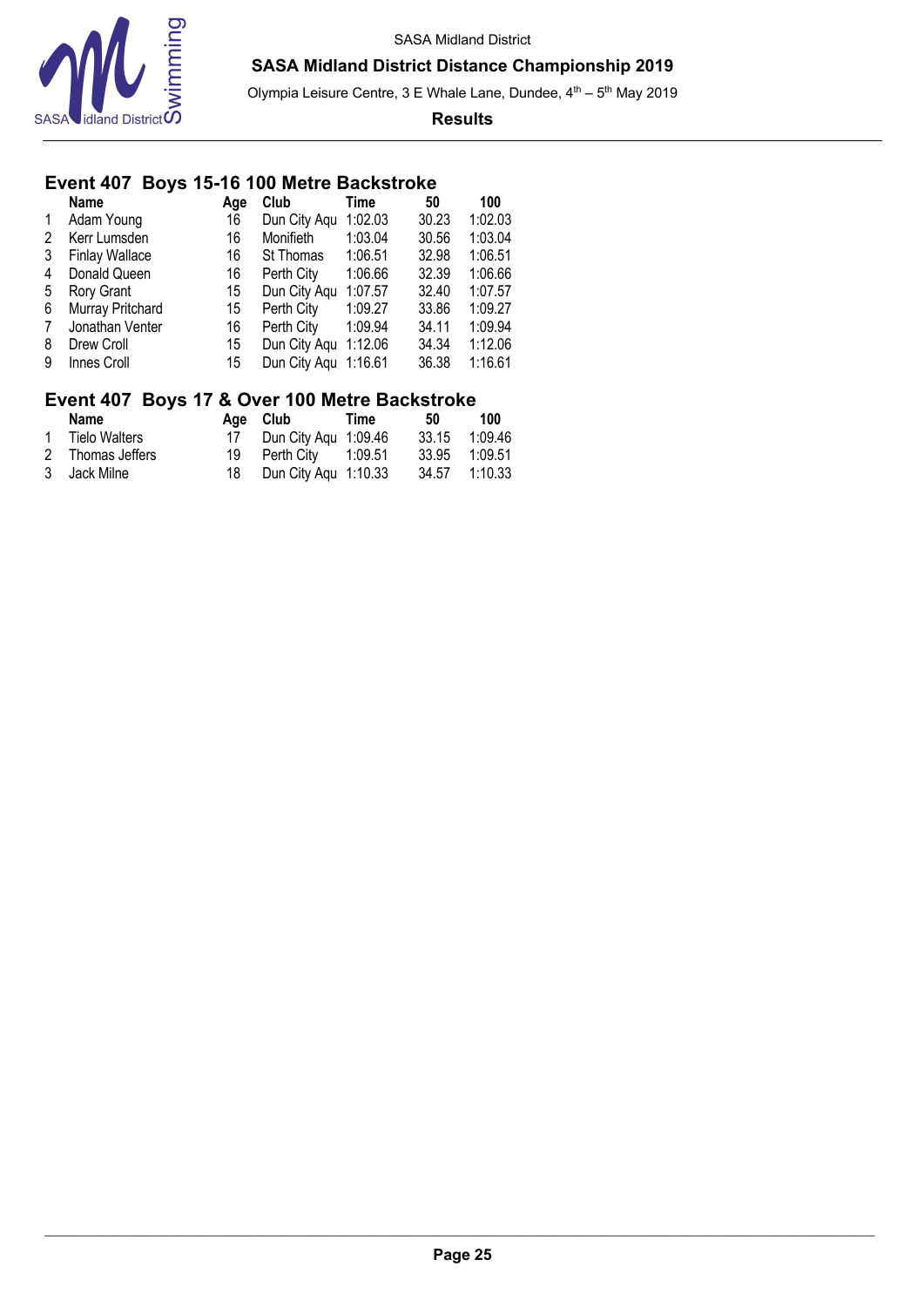SASA Midland District

**SASA Midland District Distance Championship 2019**

Olympia Leisure Centre, 3 E Whale Lane, Dundee, 4th – 5th May 2019

**Results**

## Event 407 Boys 15-16 100 Metre Backstroke

| | Name | Age | Club | Time | 50 | 100 |
|---|---|---|---|---|---|---|
| 1 | Adam Young | 16 | Dun City Aqu | 1:02.03 | 30.23 | 1:02.03 |
| 2 | Kerr Lumsden | 16 | Monifieth | 1:03.04 | 30.56 | 1:03.04 |
| 3 | Finlay Wallace | 16 | St Thomas | 1:06.51 | 32.98 | 1:06.51 |
| 4 | Donald Queen | 16 | Perth City | 1:06.66 | 32.39 | 1:06.66 |
| 5 | Rory Grant | 15 | Dun City Aqu | 1:07.57 | 32.40 | 1:07.57 |
| 6 | Murray Pritchard | 15 | Perth City | 1:09.27 | 33.86 | 1:09.27 |
| 7 | Jonathan Venter | 16 | Perth City | 1:09.94 | 34.11 | 1:09.94 |
| 8 | Drew Croll | 15 | Dun City Aqu | 1:12.06 | 34.34 | 1:12.06 |
| 9 | Innes Croll | 15 | Dun City Aqu | 1:16.61 | 36.38 | 1:16.61 |

## Event 407 Boys 17 & Over 100 Metre Backstroke

| | Name | Age | Club | Time | 50 | 100 |
|---|---|---|---|---|---|---|
| 1 | Tielo Walters | 17 | Dun City Aqu | 1:09.46 | 33.15 | 1:09.46 |
| 2 | Thomas Jeffers | 19 | Perth City | 1:09.51 | 33.95 | 1:09.51 |
| 3 | Jack Milne | 18 | Dun City Aqu | 1:10.33 | 34.57 | 1:10.33 |